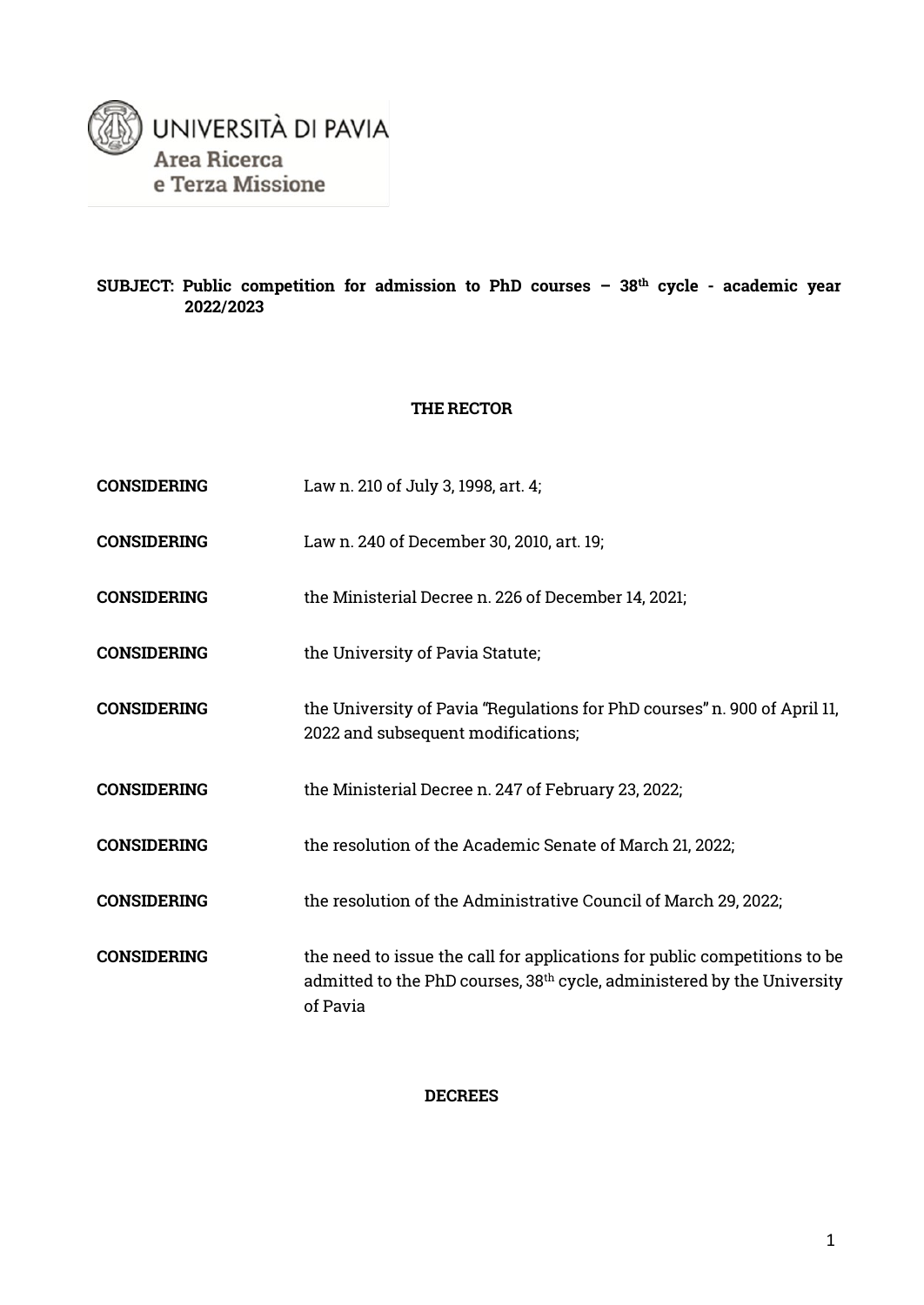UNIVERSITÀ DI PAVIA
Area Ricerca
e Terza Missione

**SUBJECT: Public competition for admission to PhD courses – 38th cycle - academic year 2022/2023**

**THE RECTOR**

**CONSIDERING** Law n. 210 of July 3, 1998, art. 4;

**CONSIDERING** Law n. 240 of December 30, 2010, art. 19;

**CONSIDERING** the Ministerial Decree n. 226 of December 14, 2021;

**CONSIDERING** the University of Pavia Statute;

**CONSIDERING** the University of Pavia "Regulations for PhD courses" n. 900 of April 11, 2022 and subsequent modifications;

**CONSIDERING** the Ministerial Decree n. 247 of February 23, 2022;

**CONSIDERING** the resolution of the Academic Senate of March 21, 2022;

**CONSIDERING** the resolution of the Administrative Council of March 29, 2022;

**CONSIDERING** the need to issue the call for applications for public competitions to be admitted to the PhD courses, 38th cycle, administered by the University of Pavia

**DECREES**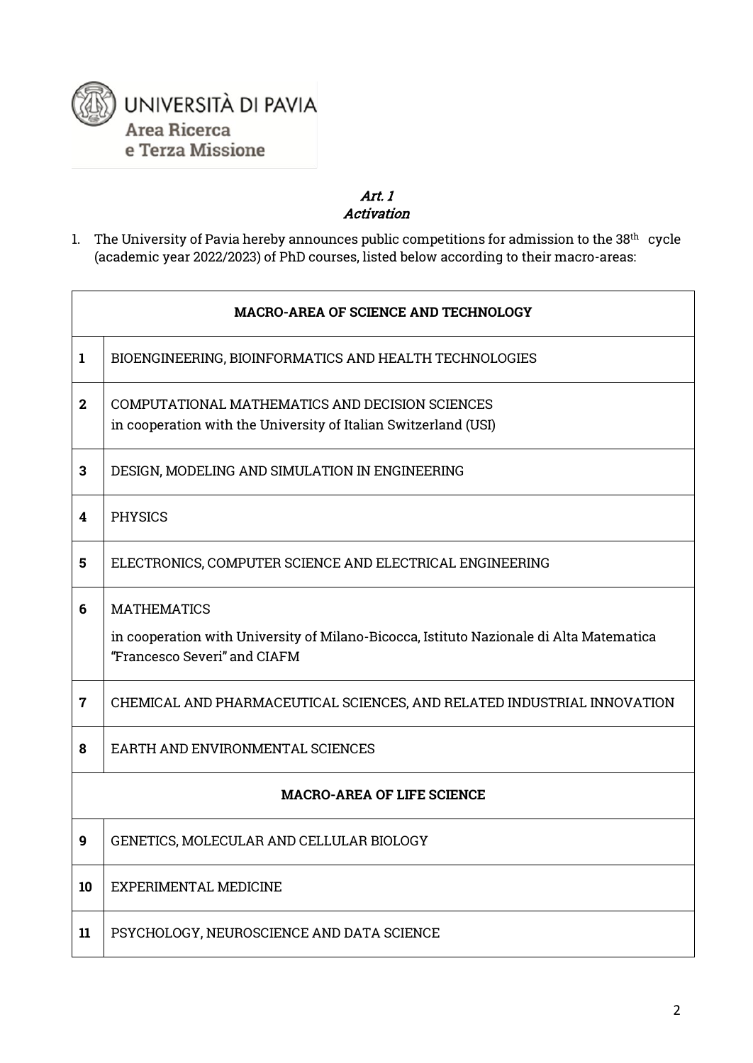## *Art. 1*
## *Activation*

1. The University of Pavia hereby announces public competitions for admission to the 38th cycle (academic year 2022/2023) of PhD courses, listed below according to their macro-areas:

| | |
|---|---|
| | **MACRO-AREA OF SCIENCE AND TECHNOLOGY** |
| **1** | BIOENGINEERING, BIOINFORMATICS AND HEALTH TECHNOLOGIES |
| **2** | COMPUTATIONAL MATHEMATICS AND DECISION SCIENCES<br>in cooperation with the University of Italian Switzerland (USI) |
| **3** | DESIGN, MODELING AND SIMULATION IN ENGINEERING |
| **4** | PHYSICS |
| **5** | ELECTRONICS, COMPUTER SCIENCE AND ELECTRICAL ENGINEERING |
| **6** | MATHEMATICS<br>in cooperation with University of Milano-Bicocca, Istituto Nazionale di Alta Matematica "Francesco Severi" and CIAFM |
| **7** | CHEMICAL AND PHARMACEUTICAL SCIENCES, AND RELATED INDUSTRIAL INNOVATION |
| **8** | EARTH AND ENVIRONMENTAL SCIENCES |
| | **MACRO-AREA OF LIFE SCIENCE** |
| **9** | GENETICS, MOLECULAR AND CELLULAR BIOLOGY |
| **10** | EXPERIMENTAL MEDICINE |
| **11** | PSYCHOLOGY, NEUROSCIENCE AND DATA SCIENCE |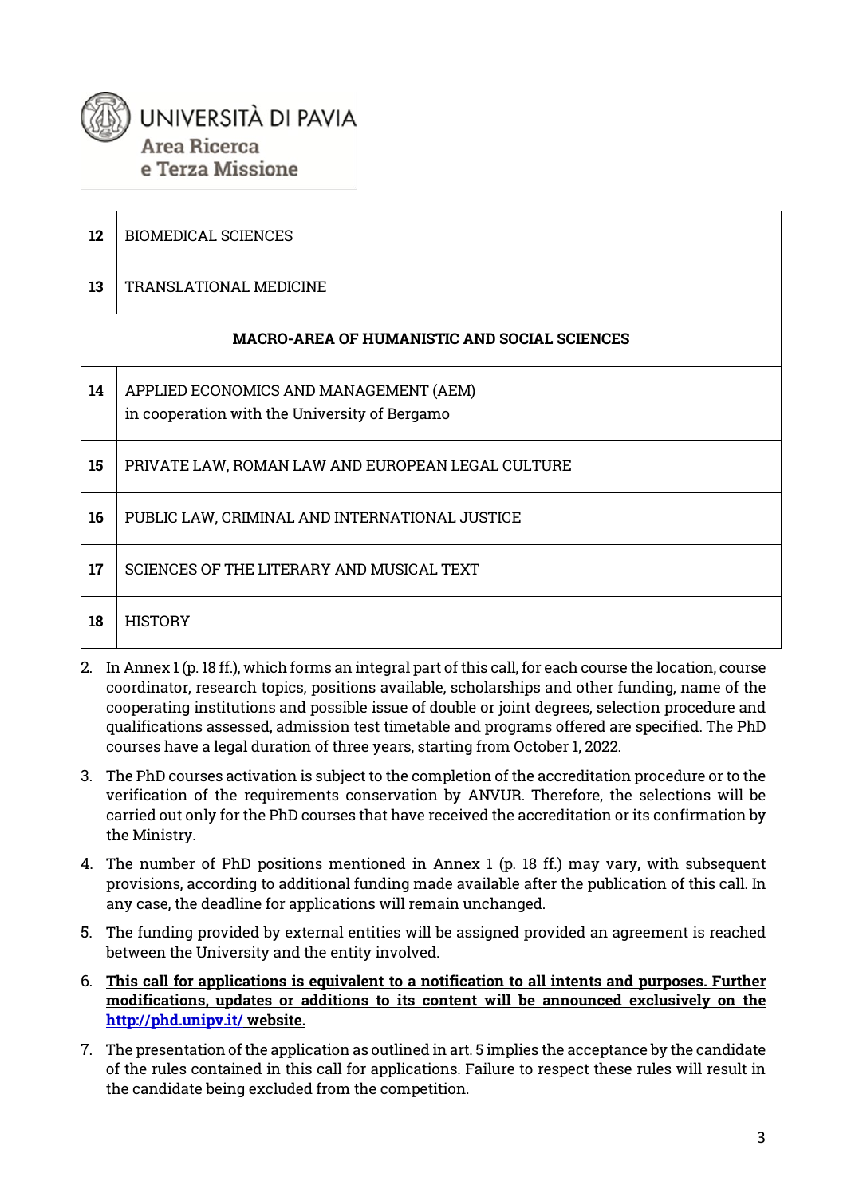| 12 | BIOMEDICAL SCIENCES |
|---|---|
| 13 | TRANSLATIONAL MEDICINE |
| **MACRO-AREA OF HUMANISTIC AND SOCIAL SCIENCES** | |
| 14 | APPLIED ECONOMICS AND MANAGEMENT (AEM) in cooperation with the University of Bergamo |
| 15 | PRIVATE LAW, ROMAN LAW AND EUROPEAN LEGAL CULTURE |
| 16 | PUBLIC LAW, CRIMINAL AND INTERNATIONAL JUSTICE |
| 17 | SCIENCES OF THE LITERARY AND MUSICAL TEXT |
| 18 | HISTORY |

2. In Annex 1 (p. 18 ff.), which forms an integral part of this call, for each course the location, course coordinator, research topics, positions available, scholarships and other funding, name of the cooperating institutions and possible issue of double or joint degrees, selection procedure and qualifications assessed, admission test timetable and programs offered are specified. The PhD courses have a legal duration of three years, starting from October 1, 2022.
3. The PhD courses activation is subject to the completion of the accreditation procedure or to the verification of the requirements conservation by ANVUR. Therefore, the selections will be carried out only for the PhD courses that have received the accreditation or its confirmation by the Ministry.
4. The number of PhD positions mentioned in Annex 1 (p. 18 ff.) may vary, with subsequent provisions, according to additional funding made available after the publication of this call. In any case, the deadline for applications will remain unchanged.
5. The funding provided by external entities will be assigned provided an agreement is reached between the University and the entity involved.
6. **This call for applications is equivalent to a notification to all intents and purposes. Further modifications, updates or additions to its content will be announced exclusively on the http://phd.unipv.it/ website.**
7. The presentation of the application as outlined in art. 5 implies the acceptance by the candidate of the rules contained in this call for applications. Failure to respect these rules will result in the candidate being excluded from the competition.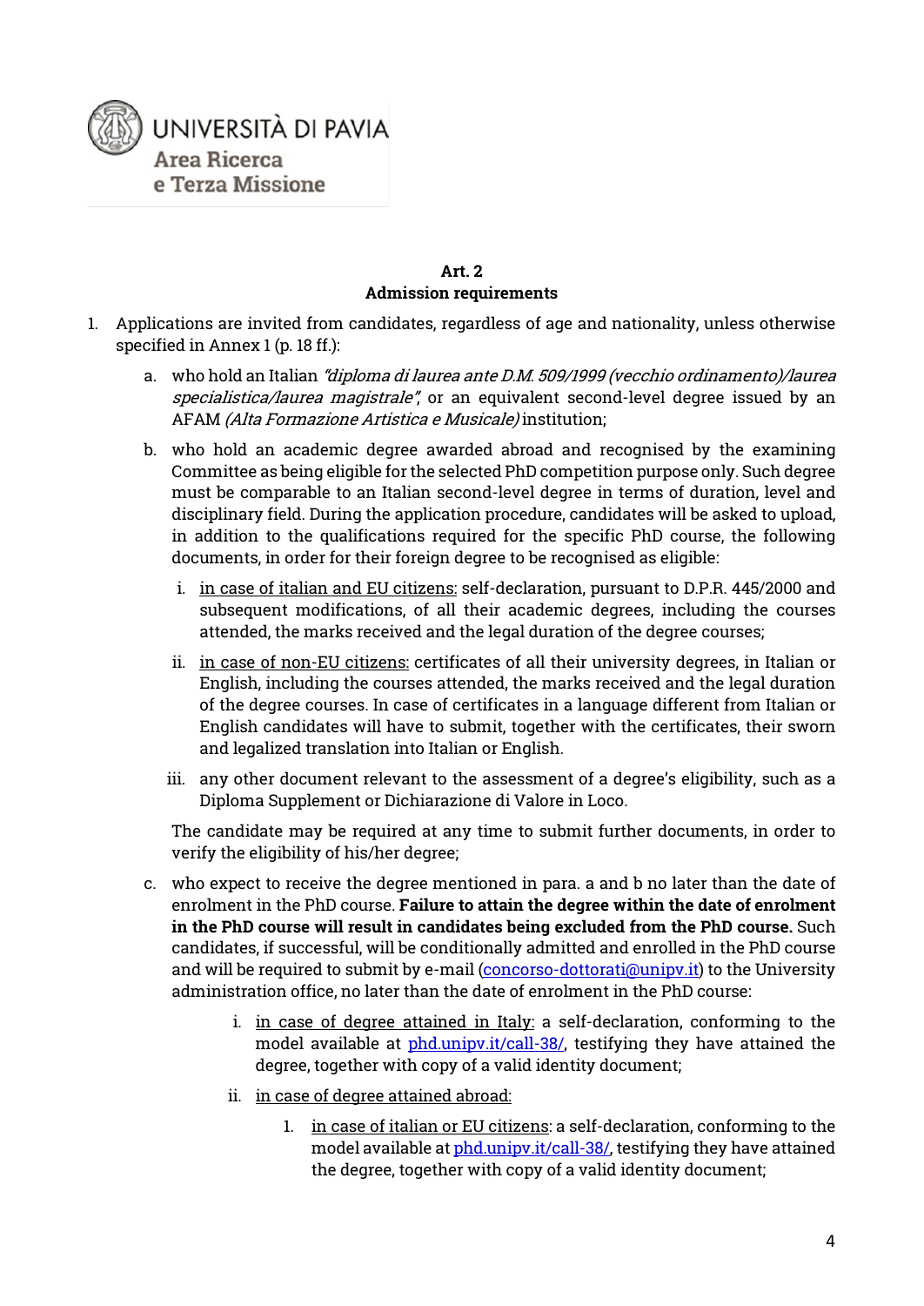UNIVERSITÀ DI PAVIA
Area Ricerca
e Terza Missione

## Art. 2
## Admission requirements

1. Applications are invited from candidates, regardless of age and nationality, unless otherwise specified in Annex 1 (p. 18 ff.):

   a. who hold an Italian *"diploma di laurea ante D.M. 509/1999 (vecchio ordinamento)/laurea specialistica/laurea magistrale"*, or an equivalent second-level degree issued by an AFAM *(Alta Formazione Artistica e Musicale)* institution;

   b. who hold an academic degree awarded abroad and recognised by the examining Committee as being eligible for the selected PhD competition purpose only. Such degree must be comparable to an Italian second-level degree in terms of duration, level and disciplinary field. During the application procedure, candidates will be asked to upload, in addition to the qualifications required for the specific PhD course, the following documents, in order for their foreign degree to be recognised as eligible:

      i. <u>in case of italian and EU citizens:</u> self-declaration, pursuant to D.P.R. 445/2000 and subsequent modifications, of all their academic degrees, including the courses attended, the marks received and the legal duration of the degree courses;

      ii. <u>in case of non-EU citizens:</u> certificates of all their university degrees, in Italian or English, including the courses attended, the marks received and the legal duration of the degree courses. In case of certificates in a language different from Italian or English candidates will have to submit, together with the certificates, their sworn and legalized translation into Italian or English.

      iii. any other document relevant to the assessment of a degree's eligibility, such as a Diploma Supplement or Dichiarazione di Valore in Loco.

   The candidate may be required at any time to submit further documents, in order to verify the eligibility of his/her degree;

   c. who expect to receive the degree mentioned in para. a and b no later than the date of enrolment in the PhD course. **Failure to attain the degree within the date of enrolment in the PhD course will result in candidates being excluded from the PhD course.** Such candidates, if successful, will be conditionally admitted and enrolled in the PhD course and will be required to submit by e-mail (concorso-dottorati@unipv.it) to the University administration office, no later than the date of enrolment in the PhD course:

      i. <u>in case of degree attained in Italy:</u> a self-declaration, conforming to the model available at phd.unipv.it/call-38/, testifying they have attained the degree, together with copy of a valid identity document;

      ii. <u>in case of degree attained abroad:</u>

         1. <u>in case of italian or EU citizens</u>: a self-declaration, conforming to the model available at phd.unipv.it/call-38/, testifying they have attained the degree, together with copy of a valid identity document;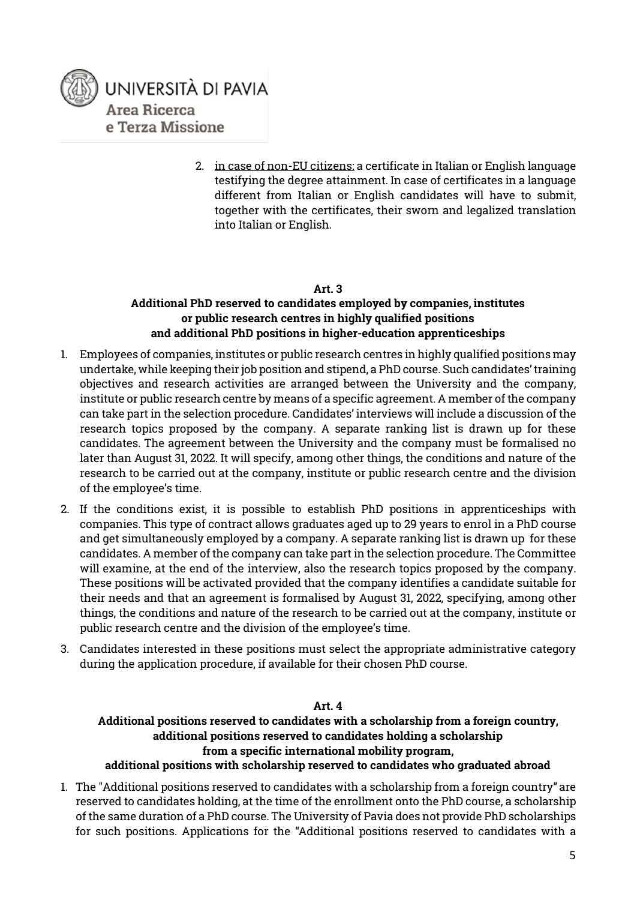2. <u>in case of non-EU citizens:</u> a certificate in Italian or English language testifying the degree attainment. In case of certificates in a language different from Italian or English candidates will have to submit, together with the certificates, their sworn and legalized translation into Italian or English.

## Art. 3
## Additional PhD reserved to candidates employed by companies, institutes or public research centres in highly qualified positions and additional PhD positions in higher-education apprenticeships

1. Employees of companies, institutes or public research centres in highly qualified positions may undertake, while keeping their job position and stipend, a PhD course. Such candidates' training objectives and research activities are arranged between the University and the company, institute or public research centre by means of a specific agreement. A member of the company can take part in the selection procedure. Candidates' interviews will include a discussion of the research topics proposed by the company. A separate ranking list is drawn up for these candidates. The agreement between the University and the company must be formalised no later than August 31, 2022. It will specify, among other things, the conditions and nature of the research to be carried out at the company, institute or public research centre and the division of the employee's time.
2. If the conditions exist, it is possible to establish PhD positions in apprenticeships with companies. This type of contract allows graduates aged up to 29 years to enrol in a PhD course and get simultaneously employed by a company. A separate ranking list is drawn up for these candidates. A member of the company can take part in the selection procedure. The Committee will examine, at the end of the interview, also the research topics proposed by the company. These positions will be activated provided that the company identifies a candidate suitable for their needs and that an agreement is formalised by August 31, 2022, specifying, among other things, the conditions and nature of the research to be carried out at the company, institute or public research centre and the division of the employee's time.
3. Candidates interested in these positions must select the appropriate administrative category during the application procedure, if available for their chosen PhD course.

## Art. 4
## Additional positions reserved to candidates with a scholarship from a foreign country, additional positions reserved to candidates holding a scholarship from a specific international mobility program, additional positions with scholarship reserved to candidates who graduated abroad

1. The "Additional positions reserved to candidates with a scholarship from a foreign country" are reserved to candidates holding, at the time of the enrollment onto the PhD course, a scholarship of the same duration of a PhD course. The University of Pavia does not provide PhD scholarships for such positions. Applications for the "Additional positions reserved to candidates with a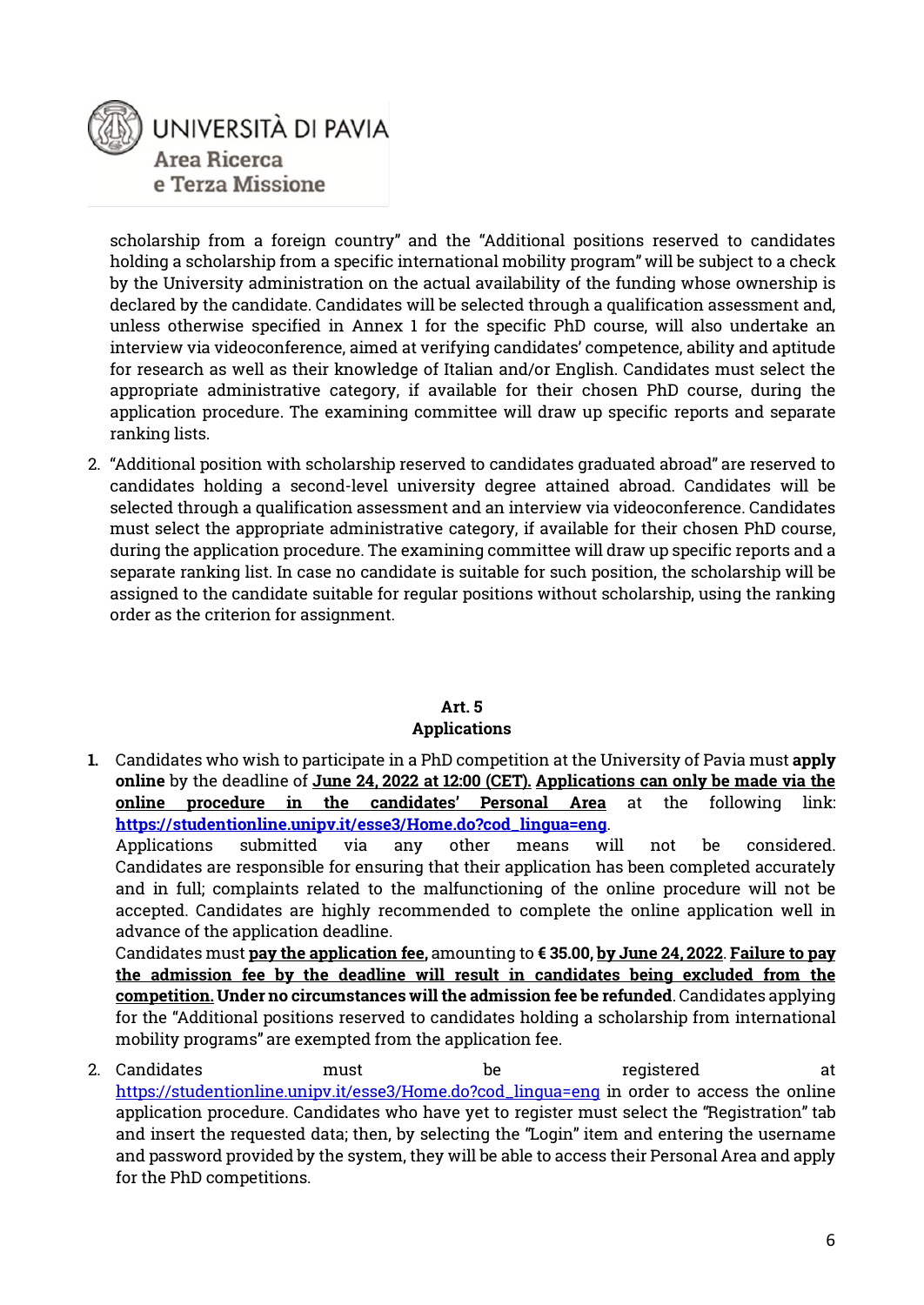scholarship from a foreign country" and the "Additional positions reserved to candidates holding a scholarship from a specific international mobility program" will be subject to a check by the University administration on the actual availability of the funding whose ownership is declared by the candidate. Candidates will be selected through a qualification assessment and, unless otherwise specified in Annex 1 for the specific PhD course, will also undertake an interview via videoconference, aimed at verifying candidates' competence, ability and aptitude for research as well as their knowledge of Italian and/or English. Candidates must select the appropriate administrative category, if available for their chosen PhD course, during the application procedure. The examining committee will draw up specific reports and separate ranking lists.

2. "Additional position with scholarship reserved to candidates graduated abroad" are reserved to candidates holding a second-level university degree attained abroad. Candidates will be selected through a qualification assessment and an interview via videoconference. Candidates must select the appropriate administrative category, if available for their chosen PhD course, during the application procedure. The examining committee will draw up specific reports and a separate ranking list. In case no candidate is suitable for such position, the scholarship will be assigned to the candidate suitable for regular positions without scholarship, using the ranking order as the criterion for assignment.

## Art. 5
## Applications

1. Candidates who wish to participate in a PhD competition at the University of Pavia must **apply online** by the deadline of **June 24, 2022 at 12:00 (CET). Applications can only be made via the online procedure in the candidates' Personal Area** at the following link: **https://studentionline.unipv.it/esse3/Home.do?cod_lingua=eng**.
Applications submitted via any other means will not be considered. Candidates are responsible for ensuring that their application has been completed accurately and in full; complaints related to the malfunctioning of the online procedure will not be accepted. Candidates are highly recommended to complete the online application well in advance of the application deadline.
Candidates must **pay the application fee,** amounting to **€ 35.00, by June 24, 2022**. **Failure to pay the admission fee by the deadline will result in candidates being excluded from the competition. Under no circumstances will the admission fee be refunded**. Candidates applying for the "Additional positions reserved to candidates holding a scholarship from international mobility programs" are exempted from the application fee.

2. Candidates must be registered at https://studentionline.unipv.it/esse3/Home.do?cod_lingua=eng in order to access the online application procedure. Candidates who have yet to register must select the "Registration" tab and insert the requested data; then, by selecting the "Login" item and entering the username and password provided by the system, they will be able to access their Personal Area and apply for the PhD competitions.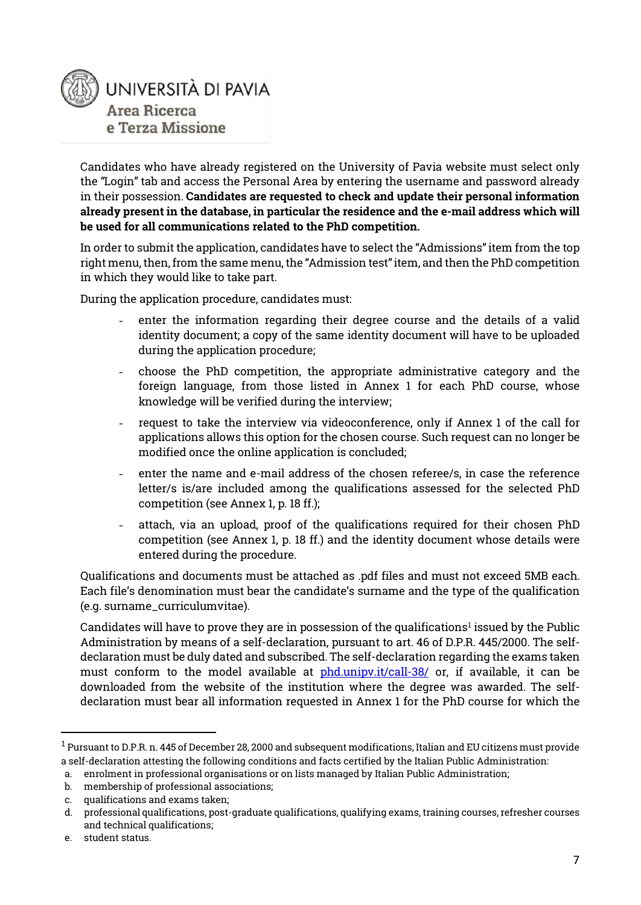Candidates who have already registered on the University of Pavia website must select only the "Login" tab and access the Personal Area by entering the username and password already in their possession. **Candidates are requested to check and update their personal information already present in the database, in particular the residence and the e-mail address which will be used for all communications related to the PhD competition.**

In order to submit the application, candidates have to select the "Admissions" item from the top right menu, then, from the same menu, the "Admission test" item, and then the PhD competition in which they would like to take part.

During the application procedure, candidates must:

- enter the information regarding their degree course and the details of a valid identity document; a copy of the same identity document will have to be uploaded during the application procedure;
- choose the PhD competition, the appropriate administrative category and the foreign language, from those listed in Annex 1 for each PhD course, whose knowledge will be verified during the interview;
- request to take the interview via videoconference, only if Annex 1 of the call for applications allows this option for the chosen course. Such request can no longer be modified once the online application is concluded;
- enter the name and e-mail address of the chosen referee/s, in case the reference letter/s is/are included among the qualifications assessed for the selected PhD competition (see Annex 1, p. 18 ff.);
- attach, via an upload, proof of the qualifications required for their chosen PhD competition (see Annex 1, p. 18 ff.) and the identity document whose details were entered during the procedure.

Qualifications and documents must be attached as .pdf files and must not exceed 5MB each. Each file's denomination must bear the candidate's surname and the type of the qualification (e.g. surname_curriculumvitae).

Candidates will have to prove they are in possession of the qualifications[1] issued by the Public Administration by means of a self-declaration, pursuant to art. 46 of D.P.R. 445/2000. The self-declaration must be duly dated and subscribed. The self-declaration regarding the exams taken must conform to the model available at phd.unipv.it/call-38/ or, if available, it can be downloaded from the website of the institution where the degree was awarded. The self-declaration must bear all information requested in Annex 1 for the PhD course for which the

---

[1] Pursuant to D.P.R. n. 445 of December 28, 2000 and subsequent modifications, Italian and EU citizens must provide a self-declaration attesting the following conditions and facts certified by the Italian Public Administration:

a. enrolment in professional organisations or on lists managed by Italian Public Administration;
b. membership of professional associations;
c. qualifications and exams taken;
d. professional qualifications, post-graduate qualifications, qualifying exams, training courses, refresher courses and technical qualifications;
e. student status.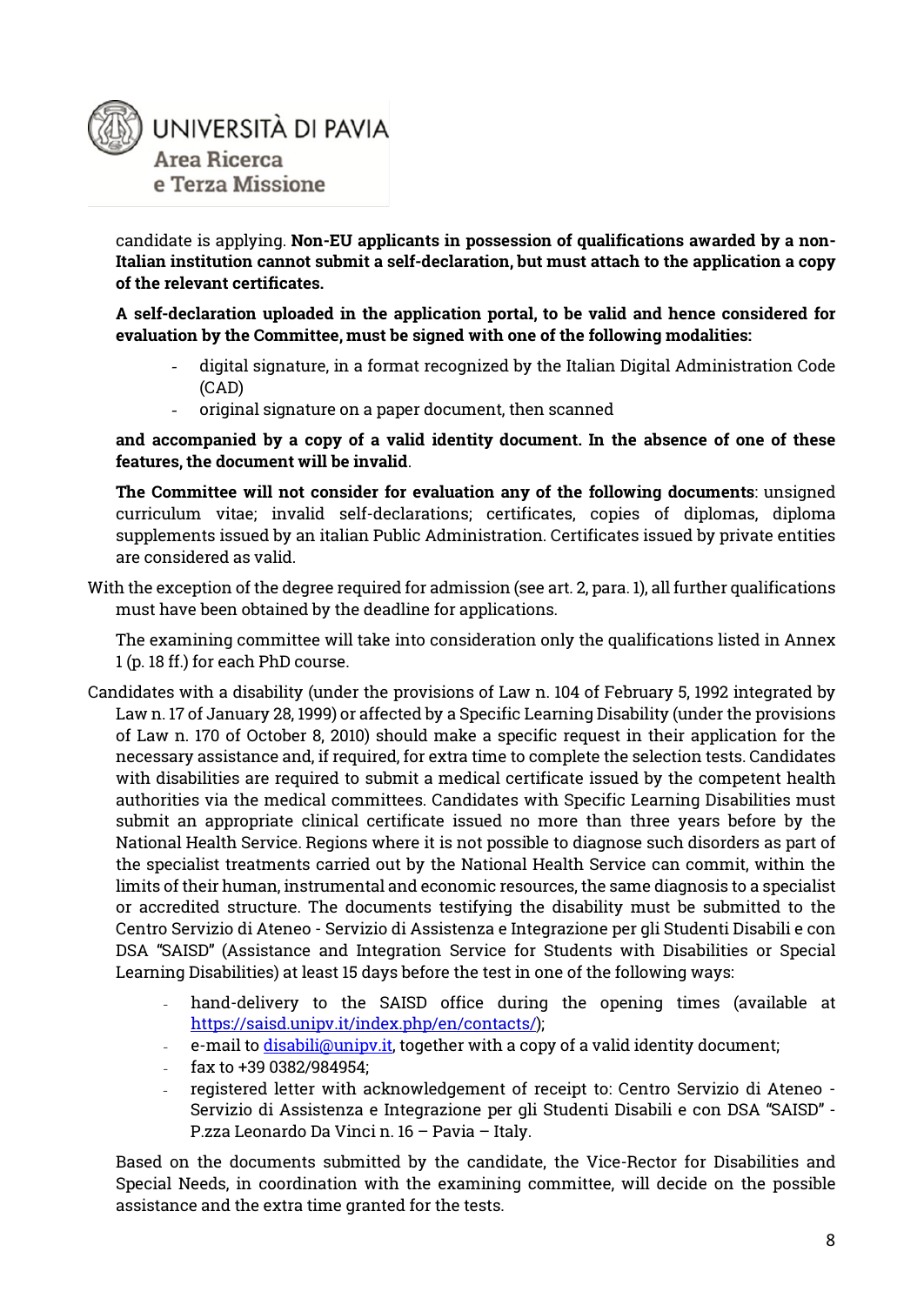candidate is applying. **Non-EU applicants in possession of qualifications awarded by a non-Italian institution cannot submit a self-declaration, but must attach to the application a copy of the relevant certificates.**

**A self-declaration uploaded in the application portal, to be valid and hence considered for evaluation by the Committee, must be signed with one of the following modalities:**

- digital signature, in a format recognized by the Italian Digital Administration Code (CAD)
- original signature on a paper document, then scanned

**and accompanied by a copy of a valid identity document. In the absence of one of these features, the document will be invalid**.

**The Committee will not consider for evaluation any of the following documents**: unsigned curriculum vitae; invalid self-declarations; certificates, copies of diplomas, diploma supplements issued by an italian Public Administration. Certificates issued by private entities are considered as valid.

With the exception of the degree required for admission (see art. 2, para. 1), all further qualifications must have been obtained by the deadline for applications.

The examining committee will take into consideration only the qualifications listed in Annex 1 (p. 18 ff.) for each PhD course.

Candidates with a disability (under the provisions of Law n. 104 of February 5, 1992 integrated by Law n. 17 of January 28, 1999) or affected by a Specific Learning Disability (under the provisions of Law n. 170 of October 8, 2010) should make a specific request in their application for the necessary assistance and, if required, for extra time to complete the selection tests. Candidates with disabilities are required to submit a medical certificate issued by the competent health authorities via the medical committees. Candidates with Specific Learning Disabilities must submit an appropriate clinical certificate issued no more than three years before by the National Health Service. Regions where it is not possible to diagnose such disorders as part of the specialist treatments carried out by the National Health Service can commit, within the limits of their human, instrumental and economic resources, the same diagnosis to a specialist or accredited structure. The documents testifying the disability must be submitted to the Centro Servizio di Ateneo - Servizio di Assistenza e Integrazione per gli Studenti Disabili e con DSA "SAISD" (Assistance and Integration Service for Students with Disabilities or Special Learning Disabilities) at least 15 days before the test in one of the following ways:

- hand-delivery to the SAISD office during the opening times (available at https://saisd.unipv.it/index.php/en/contacts/);
- e-mail to disabili@unipv.it, together with a copy of a valid identity document;
- fax to +39 0382/984954;
- registered letter with acknowledgement of receipt to: Centro Servizio di Ateneo - Servizio di Assistenza e Integrazione per gli Studenti Disabili e con DSA "SAISD" - P.zza Leonardo Da Vinci n. 16 – Pavia – Italy.

Based on the documents submitted by the candidate, the Vice-Rector for Disabilities and Special Needs, in coordination with the examining committee, will decide on the possible assistance and the extra time granted for the tests.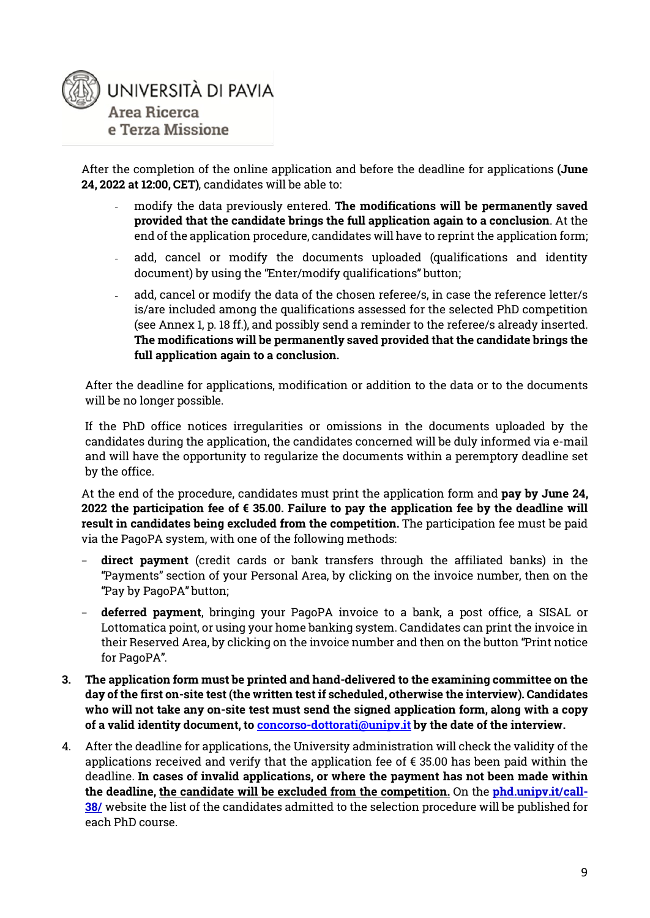After the completion of the online application and before the deadline for applications **(June 24, 2022 at 12:00, CET)**, candidates will be able to:

- modify the data previously entered. **The modifications will be permanently saved provided that the candidate brings the full application again to a conclusion**. At the end of the application procedure, candidates will have to reprint the application form;
- add, cancel or modify the documents uploaded (qualifications and identity document) by using the "Enter/modify qualifications" button;
- add, cancel or modify the data of the chosen referee/s, in case the reference letter/s is/are included among the qualifications assessed for the selected PhD competition (see Annex 1, p. 18 ff.), and possibly send a reminder to the referee/s already inserted. **The modifications will be permanently saved provided that the candidate brings the full application again to a conclusion.**

After the deadline for applications, modification or addition to the data or to the documents will be no longer possible.

If the PhD office notices irregularities or omissions in the documents uploaded by the candidates during the application, the candidates concerned will be duly informed via e-mail and will have the opportunity to regularize the documents within a peremptory deadline set by the office.

At the end of the procedure, candidates must print the application form and **pay by June 24, 2022 the participation fee of € 35.00. Failure to pay the application fee by the deadline will result in candidates being excluded from the competition.** The participation fee must be paid via the PagoPA system, with one of the following methods:

- **direct payment** (credit cards or bank transfers through the affiliated banks) in the "Payments" section of your Personal Area, by clicking on the invoice number, then on the "Pay by PagoPA" button;
- **deferred payment**, bringing your PagoPA invoice to a bank, a post office, a SISAL or Lottomatica point, or using your home banking system. Candidates can print the invoice in their Reserved Area, by clicking on the invoice number and then on the button "Print notice for PagoPA".

3. **The application form must be printed and hand-delivered to the examining committee on the day of the first on-site test (the written test if scheduled, otherwise the interview). Candidates who will not take any on-site test must send the signed application form, along with a copy of a valid identity document, to [concorso-dottorati@unipv.it](mailto:concorso-dottorati@unipv.it) by the date of the interview.**
4. After the deadline for applications, the University administration will check the validity of the applications received and verify that the application fee of € 35.00 has been paid within the deadline. **In cases of invalid applications, or where the payment has not been made within the deadline, <u>the candidate will be excluded from the competition.</u>** On the **[phd.unipv.it/call-38/](https://phd.unipv.it/call-38/)** website the list of the candidates admitted to the selection procedure will be published for each PhD course.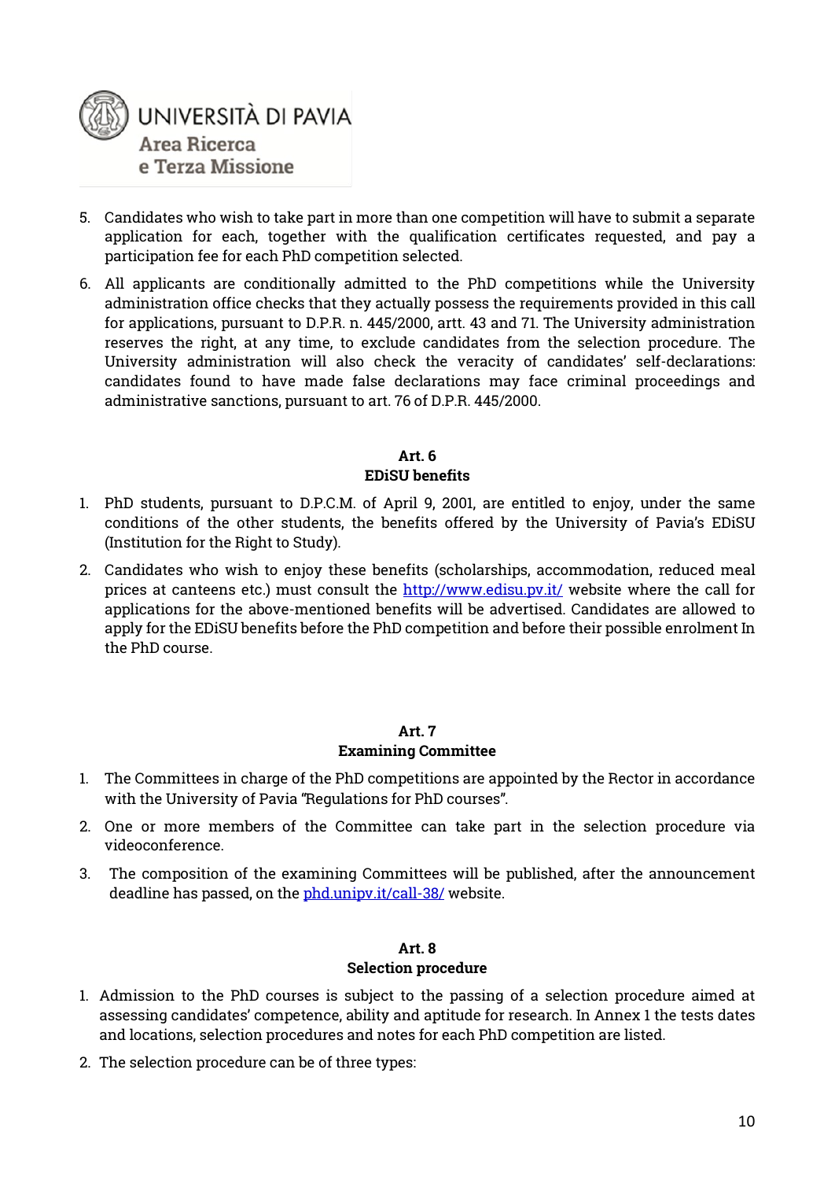5. Candidates who wish to take part in more than one competition will have to submit a separate application for each, together with the qualification certificates requested, and pay a participation fee for each PhD competition selected.
6. All applicants are conditionally admitted to the PhD competitions while the University administration office checks that they actually possess the requirements provided in this call for applications, pursuant to D.P.R. n. 445/2000, artt. 43 and 71. The University administration reserves the right, at any time, to exclude candidates from the selection procedure. The University administration will also check the veracity of candidates' self-declarations: candidates found to have made false declarations may face criminal proceedings and administrative sanctions, pursuant to art. 76 of D.P.R. 445/2000.

## Art. 6
## EDiSU benefits

1. PhD students, pursuant to D.P.C.M. of April 9, 2001, are entitled to enjoy, under the same conditions of the other students, the benefits offered by the University of Pavia's EDiSU (Institution for the Right to Study).
2. Candidates who wish to enjoy these benefits (scholarships, accommodation, reduced meal prices at canteens etc.) must consult the http://www.edisu.pv.it/ website where the call for applications for the above-mentioned benefits will be advertised. Candidates are allowed to apply for the EDiSU benefits before the PhD competition and before their possible enrolment In the PhD course.

## Art. 7
## Examining Committee

1. The Committees in charge of the PhD competitions are appointed by the Rector in accordance with the University of Pavia "Regulations for PhD courses".
2. One or more members of the Committee can take part in the selection procedure via videoconference.
3. The composition of the examining Committees will be published, after the announcement deadline has passed, on the phd.unipv.it/call-38/ website.

## Art. 8
## Selection procedure

1. Admission to the PhD courses is subject to the passing of a selection procedure aimed at assessing candidates' competence, ability and aptitude for research. In Annex 1 the tests dates and locations, selection procedures and notes for each PhD competition are listed.
2. The selection procedure can be of three types: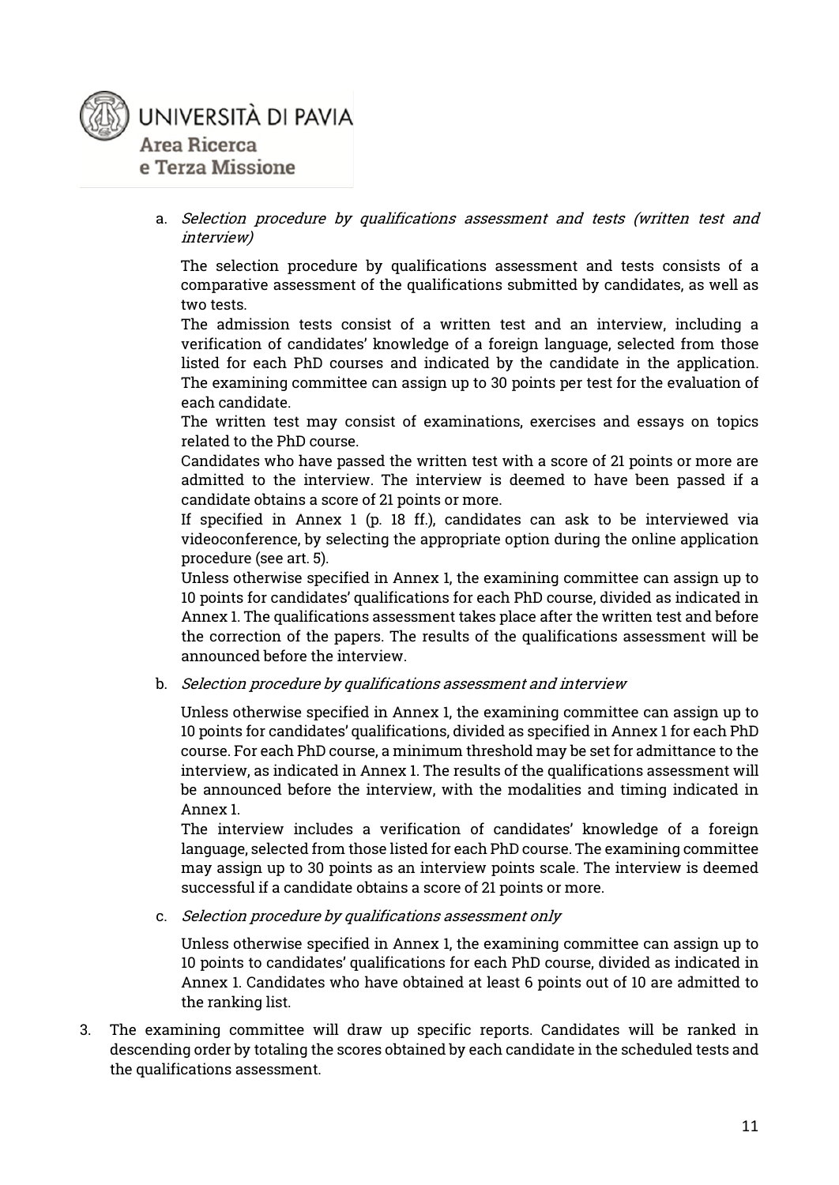a. *Selection procedure by qualifications assessment and tests (written test and interview)*

   The selection procedure by qualifications assessment and tests consists of a comparative assessment of the qualifications submitted by candidates, as well as two tests.
   The admission tests consist of a written test and an interview, including a verification of candidates' knowledge of a foreign language, selected from those listed for each PhD courses and indicated by the candidate in the application. The examining committee can assign up to 30 points per test for the evaluation of each candidate.
   The written test may consist of examinations, exercises and essays on topics related to the PhD course.
   Candidates who have passed the written test with a score of 21 points or more are admitted to the interview. The interview is deemed to have been passed if a candidate obtains a score of 21 points or more.
   If specified in Annex 1 (p. 18 ff.), candidates can ask to be interviewed via videoconference, by selecting the appropriate option during the online application procedure (see art. 5).
   Unless otherwise specified in Annex 1, the examining committee can assign up to 10 points for candidates' qualifications for each PhD course, divided as indicated in Annex 1. The qualifications assessment takes place after the written test and before the correction of the papers. The results of the qualifications assessment will be announced before the interview.

b. *Selection procedure by qualifications assessment and interview*

   Unless otherwise specified in Annex 1, the examining committee can assign up to 10 points for candidates' qualifications, divided as specified in Annex 1 for each PhD course. For each PhD course, a minimum threshold may be set for admittance to the interview, as indicated in Annex 1. The results of the qualifications assessment will be announced before the interview, with the modalities and timing indicated in Annex 1.
   The interview includes a verification of candidates' knowledge of a foreign language, selected from those listed for each PhD course. The examining committee may assign up to 30 points as an interview points scale. The interview is deemed successful if a candidate obtains a score of 21 points or more.

c. *Selection procedure by qualifications assessment only*

   Unless otherwise specified in Annex 1, the examining committee can assign up to 10 points to candidates' qualifications for each PhD course, divided as indicated in Annex 1. Candidates who have obtained at least 6 points out of 10 are admitted to the ranking list.

3. The examining committee will draw up specific reports. Candidates will be ranked in descending order by totaling the scores obtained by each candidate in the scheduled tests and the qualifications assessment.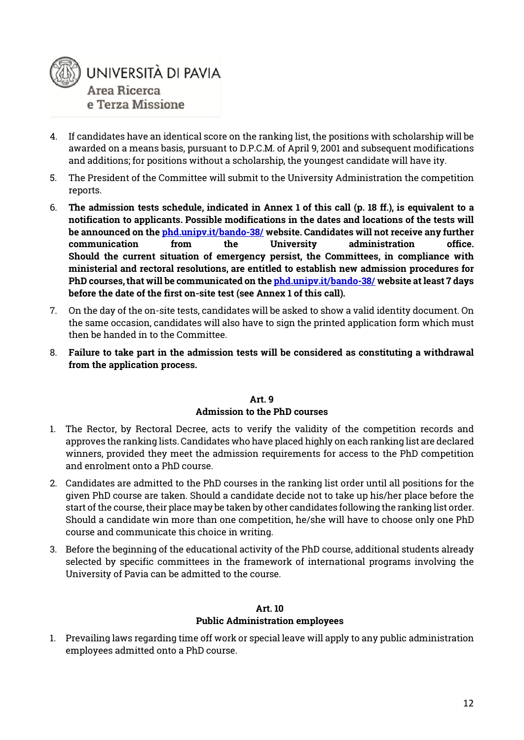4. If candidates have an identical score on the ranking list, the positions with scholarship will be awarded on a means basis, pursuant to D.P.C.M. of April 9, 2001 and subsequent modifications and additions; for positions without a scholarship, the youngest candidate will have ity.
5. The President of the Committee will submit to the University Administration the competition reports.
6. **The admission tests schedule, indicated in Annex 1 of this call (p. 18 ff.), is equivalent to a notification to applicants. Possible modifications in the dates and locations of the tests will be announced on the [phd.unipv.it/bando-38/](phd.unipv.it/bando-38/) website. Candidates will not receive any further communication from the University administration office. Should the current situation of emergency persist, the Committees, in compliance with ministerial and rectoral resolutions, are entitled to establish new admission procedures for PhD courses, that will be communicated on the [phd.unipv.it/bando-38/](phd.unipv.it/bando-38/) website at least 7 days before the date of the first on-site test (see Annex 1 of this call).**
7. On the day of the on-site tests, candidates will be asked to show a valid identity document. On the same occasion, candidates will also have to sign the printed application form which must then be handed in to the Committee.
8. **Failure to take part in the admission tests will be considered as constituting a withdrawal from the application process.**

## Art. 9
## Admission to the PhD courses

1. The Rector, by Rectoral Decree, acts to verify the validity of the competition records and approves the ranking lists. Candidates who have placed highly on each ranking list are declared winners, provided they meet the admission requirements for access to the PhD competition and enrolment onto a PhD course.
2. Candidates are admitted to the PhD courses in the ranking list order until all positions for the given PhD course are taken. Should a candidate decide not to take up his/her place before the start of the course, their place may be taken by other candidates following the ranking list order. Should a candidate win more than one competition, he/she will have to choose only one PhD course and communicate this choice in writing.
3. Before the beginning of the educational activity of the PhD course, additional students already selected by specific committees in the framework of international programs involving the University of Pavia can be admitted to the course.

## Art. 10
## Public Administration employees

1. Prevailing laws regarding time off work or special leave will apply to any public administration employees admitted onto a PhD course.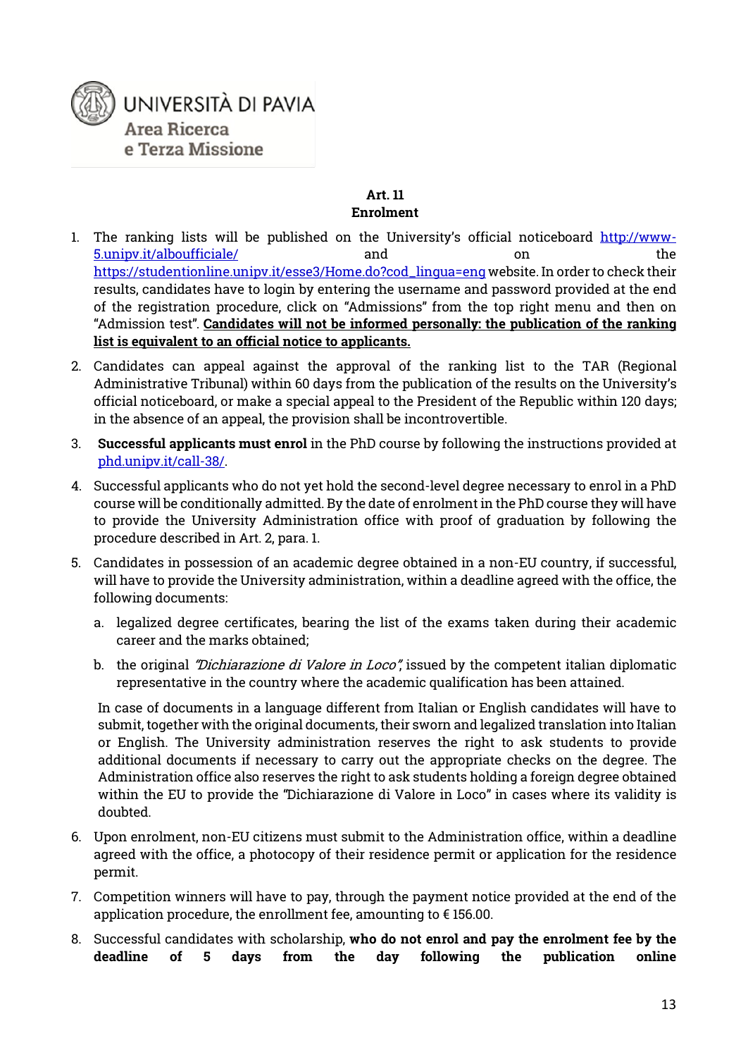UNIVERSITÀ DI PAVIA
Area Ricerca
e Terza Missione

## Art. 11
## Enrolment

1. The ranking lists will be published on the University's official noticeboard http://www-5.unipv.it/alboufficiale/ and on the https://studentionline.unipv.it/esse3/Home.do?cod_lingua=eng website. In order to check their results, candidates have to login by entering the username and password provided at the end of the registration procedure, click on "Admissions" from the top right menu and then on "Admission test". **Candidates will not be informed personally: the publication of the ranking list is equivalent to an official notice to applicants.**

2. Candidates can appeal against the approval of the ranking list to the TAR (Regional Administrative Tribunal) within 60 days from the publication of the results on the University's official noticeboard, or make a special appeal to the President of the Republic within 120 days; in the absence of an appeal, the provision shall be incontrovertible.

3. **Successful applicants must enrol** in the PhD course by following the instructions provided at phd.unipv.it/call-38/.

4. Successful applicants who do not yet hold the second-level degree necessary to enrol in a PhD course will be conditionally admitted. By the date of enrolment in the PhD course they will have to provide the University Administration office with proof of graduation by following the procedure described in Art. 2, para. 1.

5. Candidates in possession of an academic degree obtained in a non-EU country, if successful, will have to provide the University administration, within a deadline agreed with the office, the following documents:

   a. legalized degree certificates, bearing the list of the exams taken during their academic career and the marks obtained;

   b. the original *"Dichiarazione di Valore in Loco"*, issued by the competent italian diplomatic representative in the country where the academic qualification has been attained.

   In case of documents in a language different from Italian or English candidates will have to submit, together with the original documents, their sworn and legalized translation into Italian or English. The University administration reserves the right to ask students to provide additional documents if necessary to carry out the appropriate checks on the degree. The Administration office also reserves the right to ask students holding a foreign degree obtained within the EU to provide the "Dichiarazione di Valore in Loco" in cases where its validity is doubted.

6. Upon enrolment, non-EU citizens must submit to the Administration office, within a deadline agreed with the office, a photocopy of their residence permit or application for the residence permit.

7. Competition winners will have to pay, through the payment notice provided at the end of the application procedure, the enrollment fee, amounting to € 156.00.

8. Successful candidates with scholarship, **who do not enrol and pay the enrolment fee by the deadline of 5 days from the day following the publication online**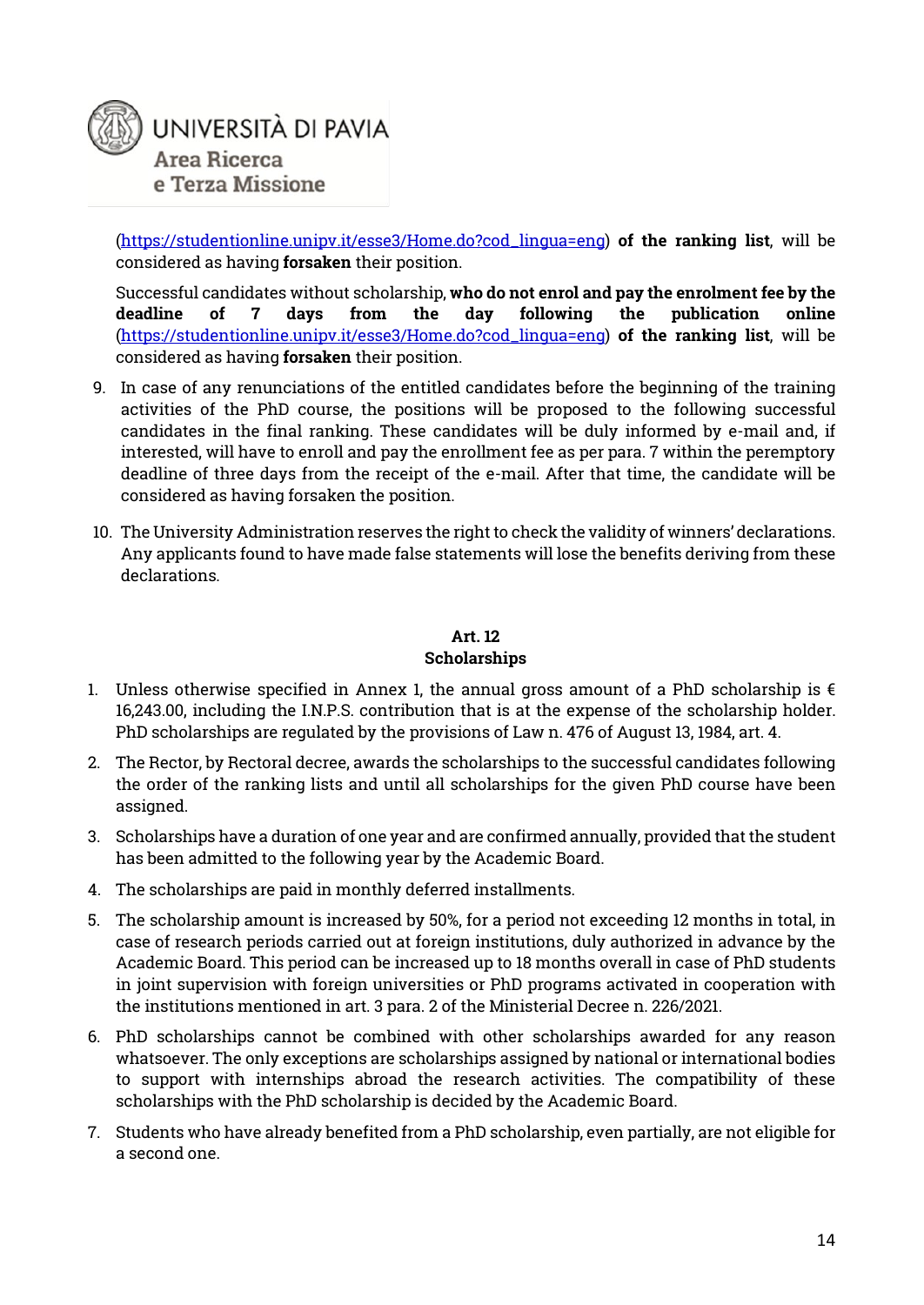(https://studentionline.unipv.it/esse3/Home.do?cod_lingua=eng) **of the ranking list**, will be considered as having **forsaken** their position.

Successful candidates without scholarship, **who do not enrol and pay the enrolment fee by the deadline of 7 days from the day following the publication online** (https://studentionline.unipv.it/esse3/Home.do?cod_lingua=eng) **of the ranking list**, will be considered as having **forsaken** their position.

9. In case of any renunciations of the entitled candidates before the beginning of the training activities of the PhD course, the positions will be proposed to the following successful candidates in the final ranking. These candidates will be duly informed by e-mail and, if interested, will have to enroll and pay the enrollment fee as per para. 7 within the peremptory deadline of three days from the receipt of the e-mail. After that time, the candidate will be considered as having forsaken the position.

10. The University Administration reserves the right to check the validity of winners' declarations. Any applicants found to have made false statements will lose the benefits deriving from these declarations.

## Art. 12
## Scholarships

1. Unless otherwise specified in Annex 1, the annual gross amount of a PhD scholarship is € 16,243.00, including the I.N.P.S. contribution that is at the expense of the scholarship holder. PhD scholarships are regulated by the provisions of Law n. 476 of August 13, 1984, art. 4.

2. The Rector, by Rectoral decree, awards the scholarships to the successful candidates following the order of the ranking lists and until all scholarships for the given PhD course have been assigned.

3. Scholarships have a duration of one year and are confirmed annually, provided that the student has been admitted to the following year by the Academic Board.

4. The scholarships are paid in monthly deferred installments.

5. The scholarship amount is increased by 50%, for a period not exceeding 12 months in total, in case of research periods carried out at foreign institutions, duly authorized in advance by the Academic Board. This period can be increased up to 18 months overall in case of PhD students in joint supervision with foreign universities or PhD programs activated in cooperation with the institutions mentioned in art. 3 para. 2 of the Ministerial Decree n. 226/2021.

6. PhD scholarships cannot be combined with other scholarships awarded for any reason whatsoever. The only exceptions are scholarships assigned by national or international bodies to support with internships abroad the research activities. The compatibility of these scholarships with the PhD scholarship is decided by the Academic Board.

7. Students who have already benefited from a PhD scholarship, even partially, are not eligible for a second one.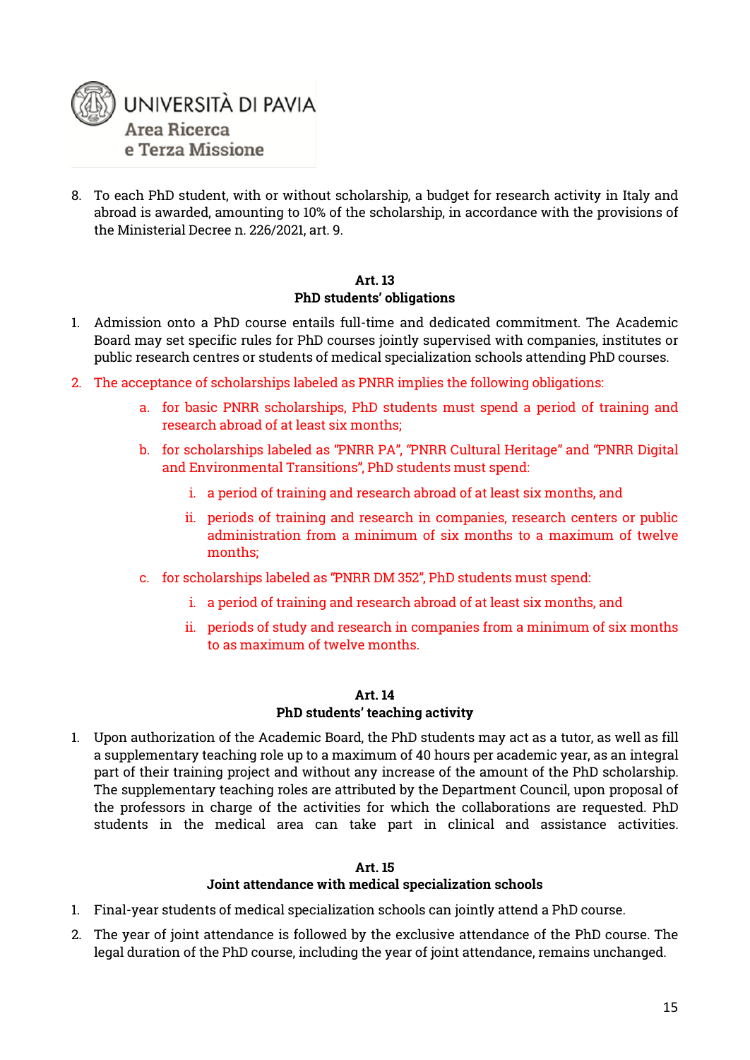8. To each PhD student, with or without scholarship, a budget for research activity in Italy and abroad is awarded, amounting to 10% of the scholarship, in accordance with the provisions of the Ministerial Decree n. 226/2021, art. 9.

**Art. 13**
**PhD students' obligations**

1. Admission onto a PhD course entails full-time and dedicated commitment. The Academic Board may set specific rules for PhD courses jointly supervised with companies, institutes or public research centres or students of medical specialization schools attending PhD courses.
2. The acceptance of scholarships labeled as PNRR implies the following obligations:
    a. for basic PNRR scholarships, PhD students must spend a period of training and research abroad of at least six months;
    b. for scholarships labeled as "PNRR PA", "PNRR Cultural Heritage" and "PNRR Digital and Environmental Transitions", PhD students must spend:
        i. a period of training and research abroad of at least six months, and
        ii. periods of training and research in companies, research centers or public administration from a minimum of six months to a maximum of twelve months;
    c. for scholarships labeled as "PNRR DM 352", PhD students must spend:
        i. a period of training and research abroad of at least six months, and
        ii. periods of study and research in companies from a minimum of six months to as maximum of twelve months.

**Art. 14**
**PhD students' teaching activity**

1. Upon authorization of the Academic Board, the PhD students may act as a tutor, as well as fill a supplementary teaching role up to a maximum of 40 hours per academic year, as an integral part of their training project and without any increase of the amount of the PhD scholarship. The supplementary teaching roles are attributed by the Department Council, upon proposal of the professors in charge of the activities for which the collaborations are requested. PhD students in the medical area can take part in clinical and assistance activities.

**Art. 15**
**Joint attendance with medical specialization schools**

1. Final-year students of medical specialization schools can jointly attend a PhD course.
2. The year of joint attendance is followed by the exclusive attendance of the PhD course. The legal duration of the PhD course, including the year of joint attendance, remains unchanged.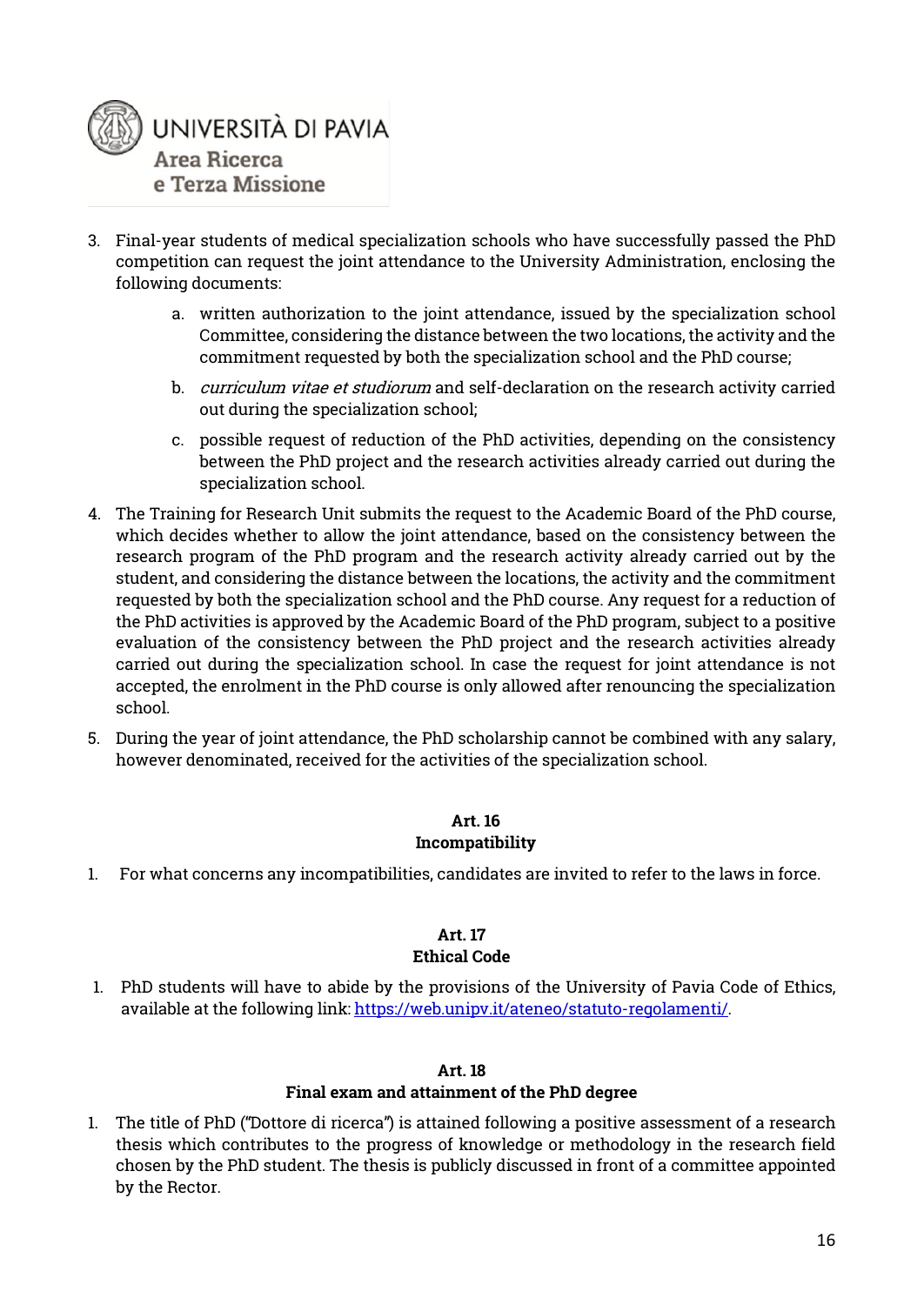3. Final-year students of medical specialization schools who have successfully passed the PhD competition can request the joint attendance to the University Administration, enclosing the following documents:

    a. written authorization to the joint attendance, issued by the specialization school Committee, considering the distance between the two locations, the activity and the commitment requested by both the specialization school and the PhD course;

    b. *curriculum vitae et studiorum* and self-declaration on the research activity carried out during the specialization school;

    c. possible request of reduction of the PhD activities, depending on the consistency between the PhD project and the research activities already carried out during the specialization school.

4. The Training for Research Unit submits the request to the Academic Board of the PhD course, which decides whether to allow the joint attendance, based on the consistency between the research program of the PhD program and the research activity already carried out by the student, and considering the distance between the locations, the activity and the commitment requested by both the specialization school and the PhD course. Any request for a reduction of the PhD activities is approved by the Academic Board of the PhD program, subject to a positive evaluation of the consistency between the PhD project and the research activities already carried out during the specialization school. In case the request for joint attendance is not accepted, the enrolment in the PhD course is only allowed after renouncing the specialization school.

5. During the year of joint attendance, the PhD scholarship cannot be combined with any salary, however denominated, received for the activities of the specialization school.

## Art. 16
## Incompatibility

1. For what concerns any incompatibilities, candidates are invited to refer to the laws in force.

## Art. 17
## Ethical Code

1. PhD students will have to abide by the provisions of the University of Pavia Code of Ethics, available at the following link: https://web.unipv.it/ateneo/statuto-regolamenti/.

## Art. 18
## Final exam and attainment of the PhD degree

1. The title of PhD ("Dottore di ricerca") is attained following a positive assessment of a research thesis which contributes to the progress of knowledge or methodology in the research field chosen by the PhD student. The thesis is publicly discussed in front of a committee appointed by the Rector.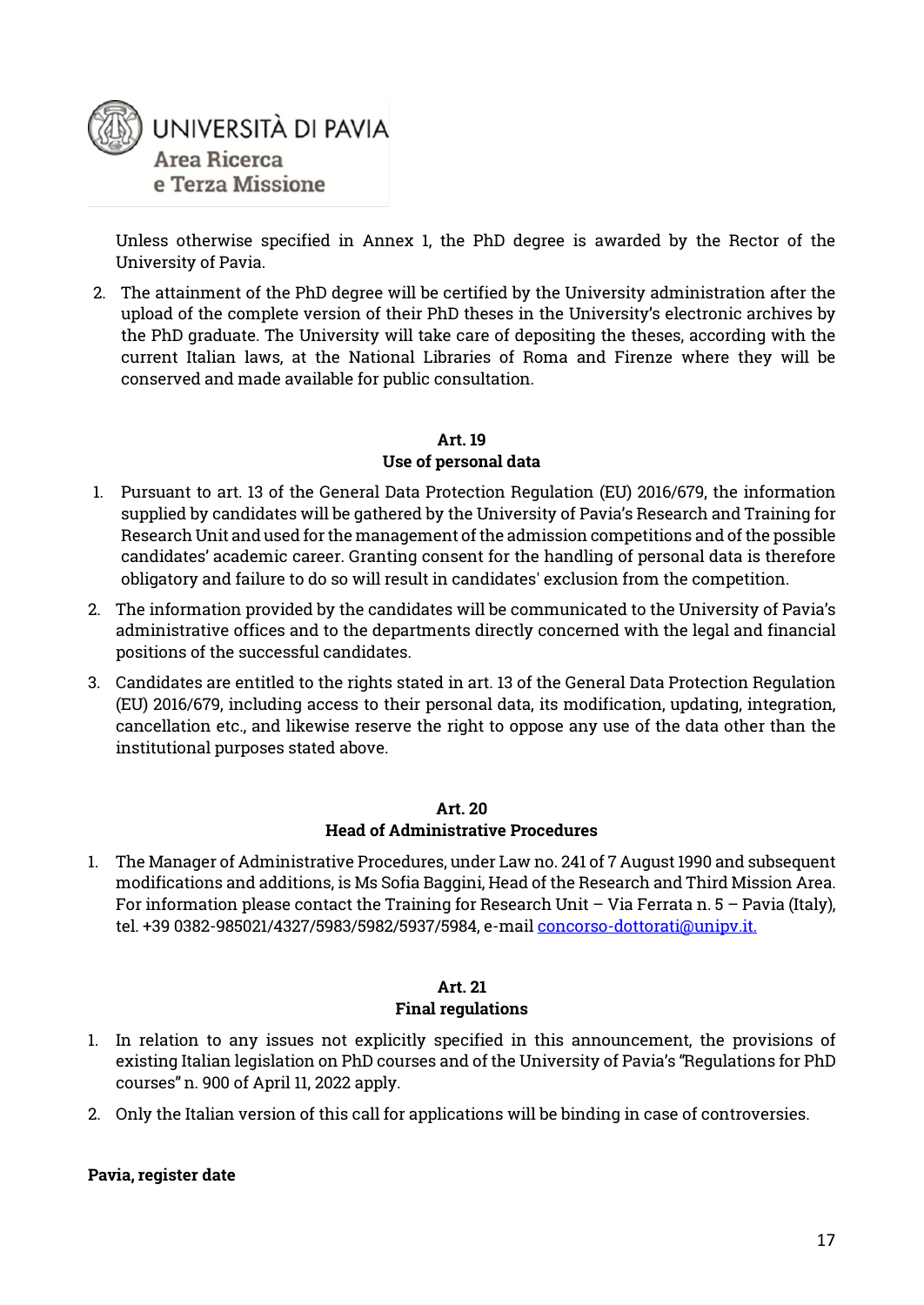Unless otherwise specified in Annex 1, the PhD degree is awarded by the Rector of the University of Pavia.

2. The attainment of the PhD degree will be certified by the University administration after the upload of the complete version of their PhD theses in the University's electronic archives by the PhD graduate. The University will take care of depositing the theses, according with the current Italian laws, at the National Libraries of Roma and Firenze where they will be conserved and made available for public consultation.

## Art. 19
## Use of personal data

1. Pursuant to art. 13 of the General Data Protection Regulation (EU) 2016/679, the information supplied by candidates will be gathered by the University of Pavia's Research and Training for Research Unit and used for the management of the admission competitions and of the possible candidates' academic career. Granting consent for the handling of personal data is therefore obligatory and failure to do so will result in candidates' exclusion from the competition.
2. The information provided by the candidates will be communicated to the University of Pavia's administrative offices and to the departments directly concerned with the legal and financial positions of the successful candidates.
3. Candidates are entitled to the rights stated in art. 13 of the General Data Protection Regulation (EU) 2016/679, including access to their personal data, its modification, updating, integration, cancellation etc., and likewise reserve the right to oppose any use of the data other than the institutional purposes stated above.

## Art. 20
## Head of Administrative Procedures

1. The Manager of Administrative Procedures, under Law no. 241 of 7 August 1990 and subsequent modifications and additions, is Ms Sofia Baggini, Head of the Research and Third Mission Area. For information please contact the Training for Research Unit – Via Ferrata n. 5 – Pavia (Italy), tel. +39 0382-985021/4327/5983/5982/5937/5984, e-mail concorso-dottorati@unipv.it.

## Art. 21
## Final regulations

1. In relation to any issues not explicitly specified in this announcement, the provisions of existing Italian legislation on PhD courses and of the University of Pavia's "Regulations for PhD courses" n. 900 of April 11, 2022 apply.
2. Only the Italian version of this call for applications will be binding in case of controversies.

**Pavia, register date**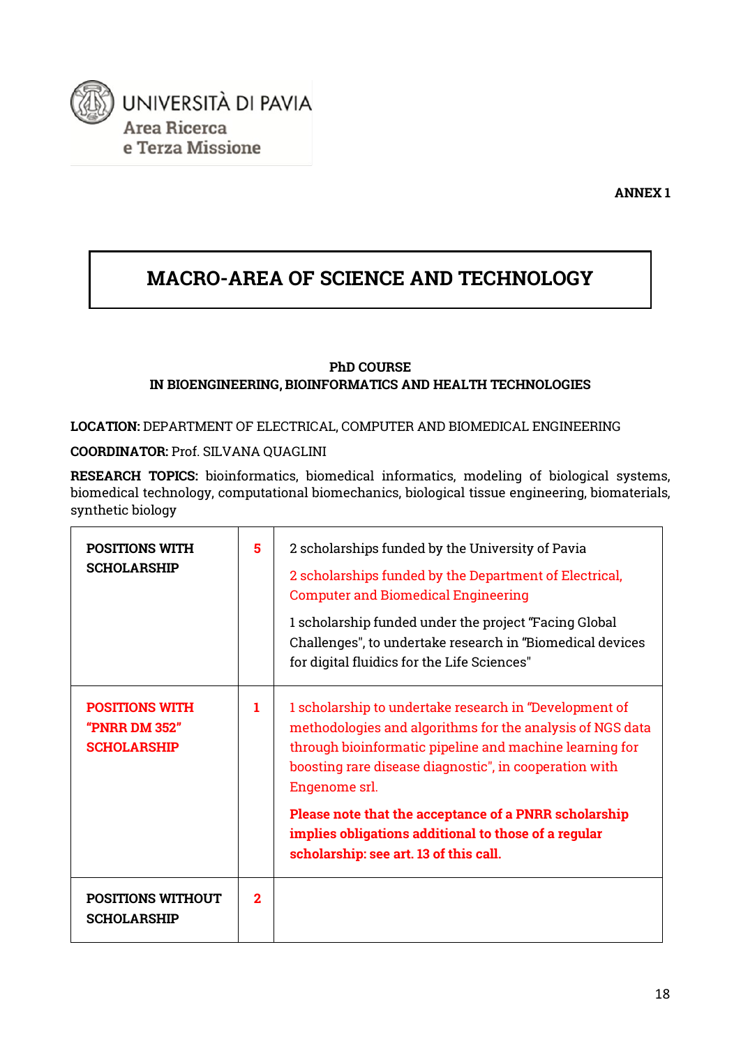UNIVERSITÀ DI PAVIA
Area Ricerca
e Terza Missione

**ANNEX 1**

# MACRO-AREA OF SCIENCE AND TECHNOLOGY

**PhD COURSE**
**IN BIOENGINEERING, BIOINFORMATICS AND HEALTH TECHNOLOGIES**

**LOCATION:** DEPARTMENT OF ELECTRICAL, COMPUTER AND BIOMEDICAL ENGINEERING

**COORDINATOR:** Prof. SILVANA QUAGLINI

**RESEARCH TOPICS:** bioinformatics, biomedical informatics, modeling of biological systems, biomedical technology, computational biomechanics, biological tissue engineering, biomaterials, synthetic biology

| | | |
|---|---|---|
| **POSITIONS WITH SCHOLARSHIP** | **5** | 2 scholarships funded by the University of Pavia<br>2 scholarships funded by the Department of Electrical, Computer and Biomedical Engineering<br>1 scholarship funded under the project "Facing Global Challenges", to undertake research in "Biomedical devices for digital fluidics for the Life Sciences" |
| **POSITIONS WITH "PNRR DM 352" SCHOLARSHIP** | **1** | 1 scholarship to undertake research in "Development of methodologies and algorithms for the analysis of NGS data through bioinformatic pipeline and machine learning for boosting rare disease diagnostic", in cooperation with Engenome srl.<br>**Please note that the acceptance of a PNRR scholarship implies obligations additional to those of a regular scholarship: see art. 13 of this call.** |
| **POSITIONS WITHOUT SCHOLARSHIP** | **2** | |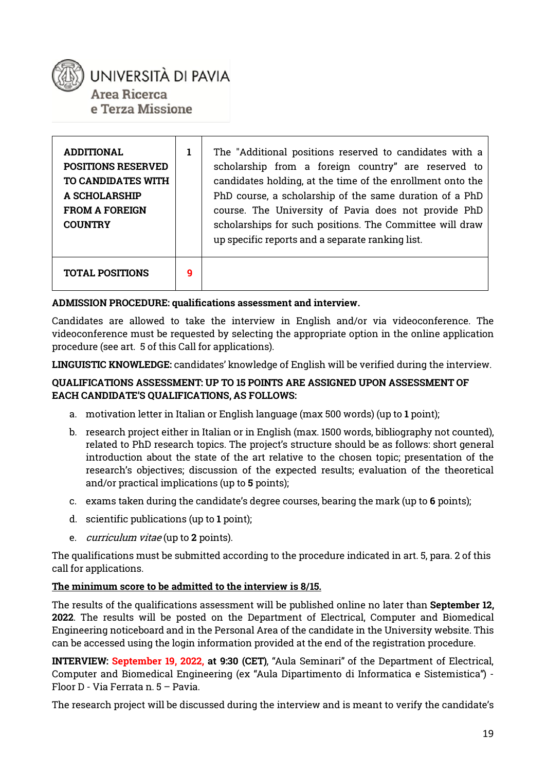| ADDITIONAL POSITIONS RESERVED TO CANDIDATES WITH A SCHOLARSHIP FROM A FOREIGN COUNTRY | 1 | The "Additional positions reserved to candidates with a scholarship from a foreign country" are reserved to candidates holding, at the time of the enrollment onto the PhD course, a scholarship of the same duration of a PhD course. The University of Pavia does not provide PhD scholarships for such positions. The Committee will draw up specific reports and a separate ranking list. |
|---|---|---|
| **TOTAL POSITIONS** | **9** | |

**ADMISSION PROCEDURE: qualifications assessment and interview.**

Candidates are allowed to take the interview in English and/or via videoconference. The videoconference must be requested by selecting the appropriate option in the online application procedure (see art. 5 of this Call for applications).

**LINGUISTIC KNOWLEDGE:** candidates' knowledge of English will be verified during the interview.

**QUALIFICATIONS ASSESSMENT: UP TO 15 POINTS ARE ASSIGNED UPON ASSESSMENT OF EACH CANDIDATE'S QUALIFICATIONS, AS FOLLOWS:**

a. motivation letter in Italian or English language (max 500 words) (up to **1** point);

b. research project either in Italian or in English (max. 1500 words, bibliography not counted), related to PhD research topics. The project's structure should be as follows: short general introduction about the state of the art relative to the chosen topic; presentation of the research's objectives; discussion of the expected results; evaluation of the theoretical and/or practical implications (up to **5** points);

c. exams taken during the candidate's degree courses, bearing the mark (up to **6** points);

d. scientific publications (up to **1** point);

e. *curriculum vitae* (up to **2** points).

The qualifications must be submitted according to the procedure indicated in art. 5, para. 2 of this call for applications.

**<u>The minimum score to be admitted to the interview is 8/15.</u>**

The results of the qualifications assessment will be published online no later than **September 12, 2022**. The results will be posted on the Department of Electrical, Computer and Biomedical Engineering noticeboard and in the Personal Area of the candidate in the University website. This can be accessed using the login information provided at the end of the registration procedure.

**INTERVIEW: September 19, 2022, at 9:30 (CET)**, "Aula Seminari" of the Department of Electrical, Computer and Biomedical Engineering (ex "Aula Dipartimento di Informatica e Sistemistica") - Floor D - Via Ferrata n. 5 – Pavia.

The research project will be discussed during the interview and is meant to verify the candidate's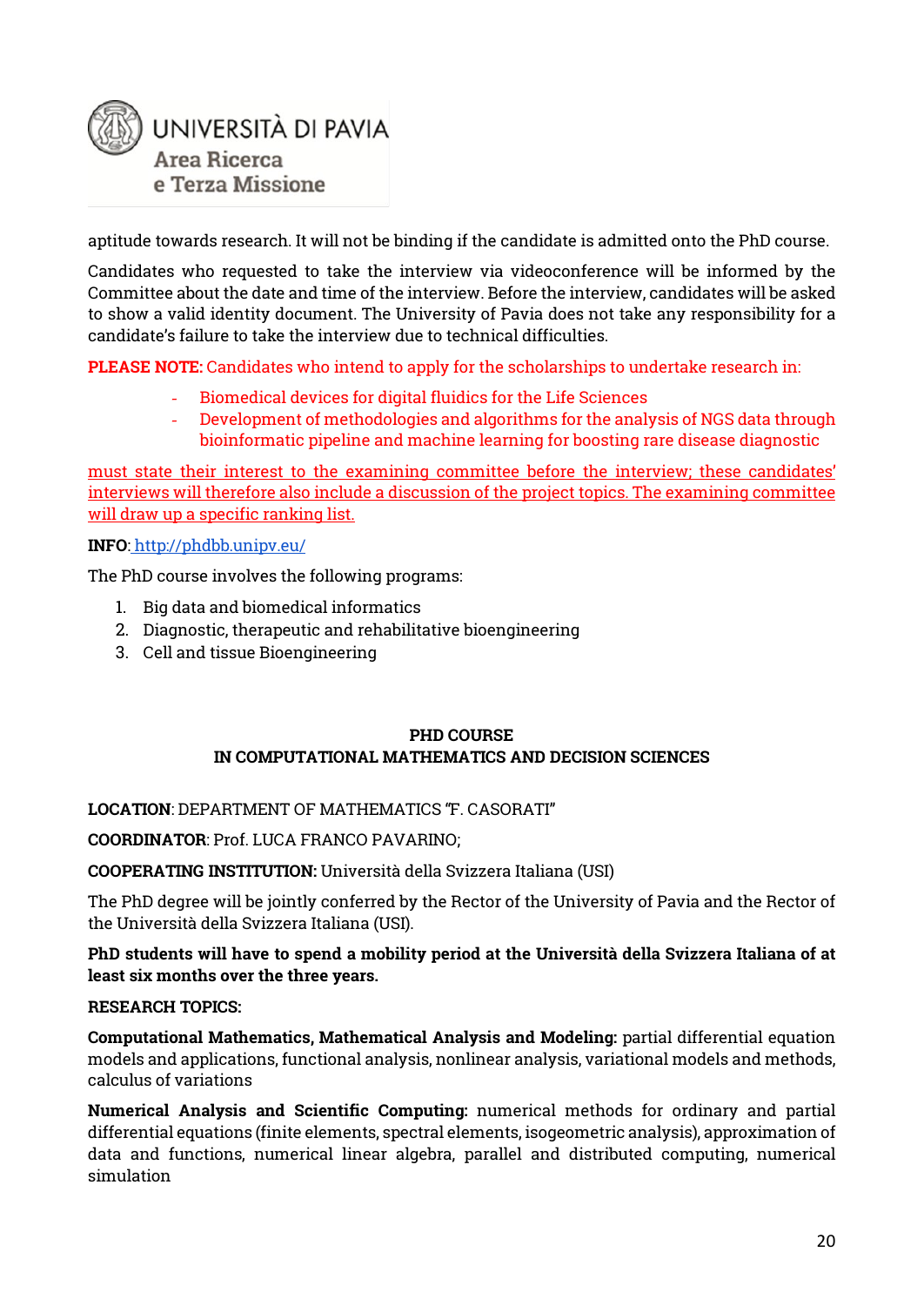aptitude towards research. It will not be binding if the candidate is admitted onto the PhD course.

Candidates who requested to take the interview via videoconference will be informed by the Committee about the date and time of the interview. Before the interview, candidates will be asked to show a valid identity document. The University of Pavia does not take any responsibility for a candidate's failure to take the interview due to technical difficulties.

**PLEASE NOTE:** Candidates who intend to apply for the scholarships to undertake research in:

- Biomedical devices for digital fluidics for the Life Sciences
- Development of methodologies and algorithms for the analysis of NGS data through bioinformatic pipeline and machine learning for boosting rare disease diagnostic

must state their interest to the examining committee before the interview; these candidates' interviews will therefore also include a discussion of the project topics. The examining committee will draw up a specific ranking list.

**INFO**: http://phdbb.unipv.eu/

The PhD course involves the following programs:

1. Big data and biomedical informatics
2. Diagnostic, therapeutic and rehabilitative bioengineering
3. Cell and tissue Bioengineering

## PHD COURSE
## IN COMPUTATIONAL MATHEMATICS AND DECISION SCIENCES

**LOCATION**: DEPARTMENT OF MATHEMATICS "F. CASORATI"

**COORDINATOR**: Prof. LUCA FRANCO PAVARINO;

**COOPERATING INSTITUTION:** Università della Svizzera Italiana (USI)

The PhD degree will be jointly conferred by the Rector of the University of Pavia and the Rector of the Università della Svizzera Italiana (USI).

**PhD students will have to spend a mobility period at the Università della Svizzera Italiana of at least six months over the three years.**

**RESEARCH TOPICS:**

**Computational Mathematics, Mathematical Analysis and Modeling:** partial differential equation models and applications, functional analysis, nonlinear analysis, variational models and methods, calculus of variations

**Numerical Analysis and Scientific Computing:** numerical methods for ordinary and partial differential equations (finite elements, spectral elements, isogeometric analysis), approximation of data and functions, numerical linear algebra, parallel and distributed computing, numerical simulation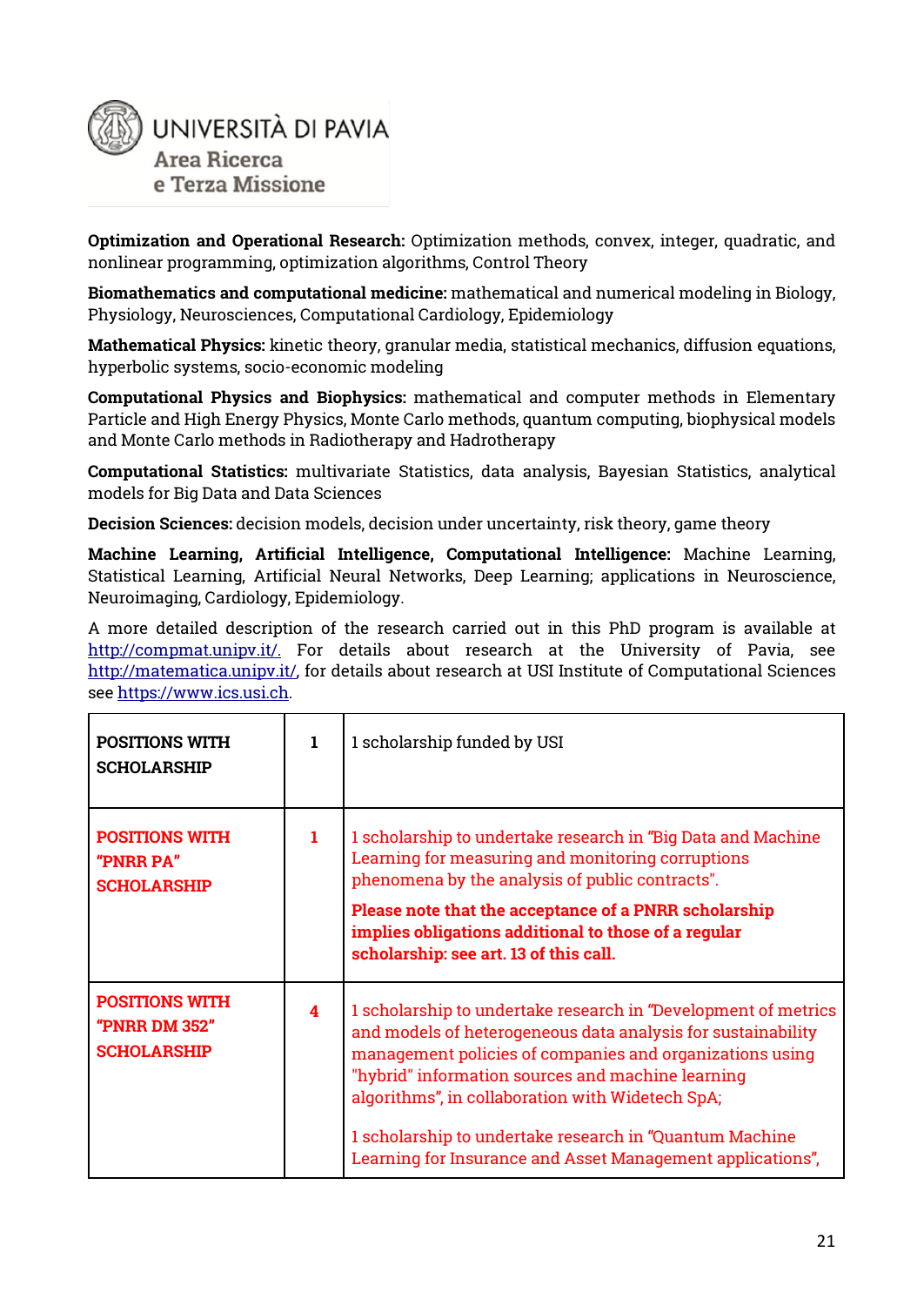**Optimization and Operational Research:** Optimization methods, convex, integer, quadratic, and nonlinear programming, optimization algorithms, Control Theory

**Biomathematics and computational medicine:** mathematical and numerical modeling in Biology, Physiology, Neurosciences, Computational Cardiology, Epidemiology

**Mathematical Physics:** kinetic theory, granular media, statistical mechanics, diffusion equations, hyperbolic systems, socio-economic modeling

**Computational Physics and Biophysics:** mathematical and computer methods in Elementary Particle and High Energy Physics, Monte Carlo methods, quantum computing, biophysical models and Monte Carlo methods in Radiotherapy and Hadrotherapy

**Computational Statistics:** multivariate Statistics, data analysis, Bayesian Statistics, analytical models for Big Data and Data Sciences

**Decision Sciences:** decision models, decision under uncertainty, risk theory, game theory

**Machine Learning, Artificial Intelligence, Computational Intelligence:** Machine Learning, Statistical Learning, Artificial Neural Networks, Deep Learning; applications in Neuroscience, Neuroimaging, Cardiology, Epidemiology.

A more detailed description of the research carried out in this PhD program is available at http://compmat.unipv.it/. For details about research at the University of Pavia, see http://matematica.unipv.it/, for details about research at USI Institute of Computational Sciences see https://www.ics.usi.ch.

| | | |
|---|---|---|
| **POSITIONS WITH SCHOLARSHIP** | **1** | 1 scholarship funded by USI |
| **POSITIONS WITH "PNRR PA" SCHOLARSHIP** | **1** | 1 scholarship to undertake research in "Big Data and Machine Learning for measuring and monitoring corruptions phenomena by the analysis of public contracts". **Please note that the acceptance of a PNRR scholarship implies obligations additional to those of a regular scholarship: see art. 13 of this call.** |
| **POSITIONS WITH "PNRR DM 352" SCHOLARSHIP** | **4** | 1 scholarship to undertake research in "Development of metrics and models of heterogeneous data analysis for sustainability management policies of companies and organizations using "hybrid" information sources and machine learning algorithms", in collaboration with Widetech SpA; 1 scholarship to undertake research in "Quantum Machine Learning for Insurance and Asset Management applications", |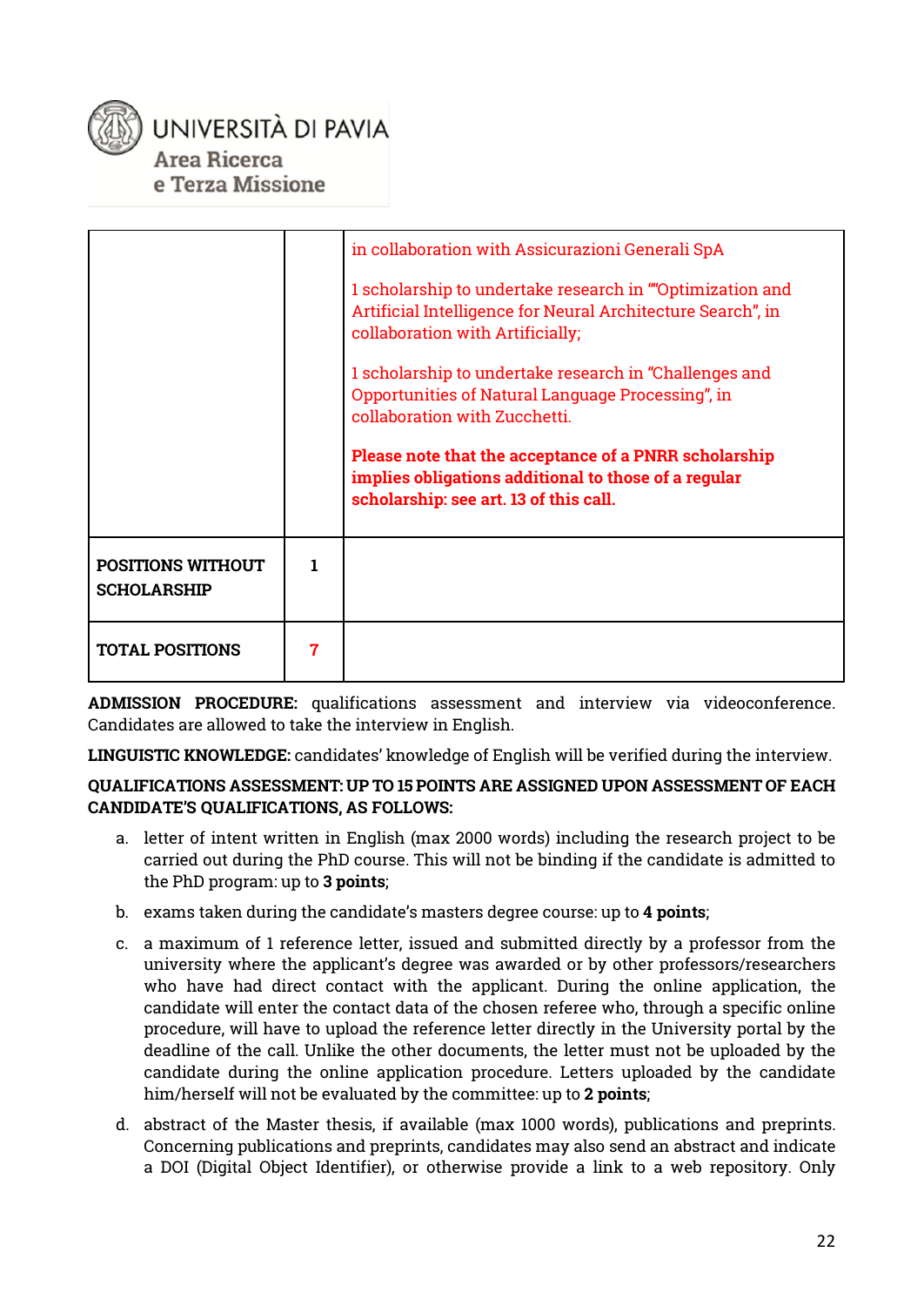| | | |
|---|---|---|
| | | in collaboration with Assicurazioni Generali SpA<br><br>1 scholarship to undertake research in ""Optimization and Artificial Intelligence for Neural Architecture Search", in collaboration with Artificially;<br><br>1 scholarship to undertake research in "Challenges and Opportunities of Natural Language Processing", in collaboration with Zucchetti.<br><br>**Please note that the acceptance of a PNRR scholarship implies obligations additional to those of a regular scholarship: see art. 13 of this call.** |
| **POSITIONS WITHOUT SCHOLARSHIP** | **1** | |
| **TOTAL POSITIONS** | **7** | |

**ADMISSION PROCEDURE:** qualifications assessment and interview via videoconference. Candidates are allowed to take the interview in English.

**LINGUISTIC KNOWLEDGE:** candidates' knowledge of English will be verified during the interview.

**QUALIFICATIONS ASSESSMENT: UP TO 15 POINTS ARE ASSIGNED UPON ASSESSMENT OF EACH CANDIDATE'S QUALIFICATIONS, AS FOLLOWS:**

a. letter of intent written in English (max 2000 words) including the research project to be carried out during the PhD course. This will not be binding if the candidate is admitted to the PhD program: up to **3 points**;

b. exams taken during the candidate's masters degree course: up to **4 points**;

c. a maximum of 1 reference letter, issued and submitted directly by a professor from the university where the applicant's degree was awarded or by other professors/researchers who have had direct contact with the applicant. During the online application, the candidate will enter the contact data of the chosen referee who, through a specific online procedure, will have to upload the reference letter directly in the University portal by the deadline of the call. Unlike the other documents, the letter must not be uploaded by the candidate during the online application procedure. Letters uploaded by the candidate him/herself will not be evaluated by the committee: up to **2 points**;

d. abstract of the Master thesis, if available (max 1000 words), publications and preprints. Concerning publications and preprints, candidates may also send an abstract and indicate a DOI (Digital Object Identifier), or otherwise provide a link to a web repository. Only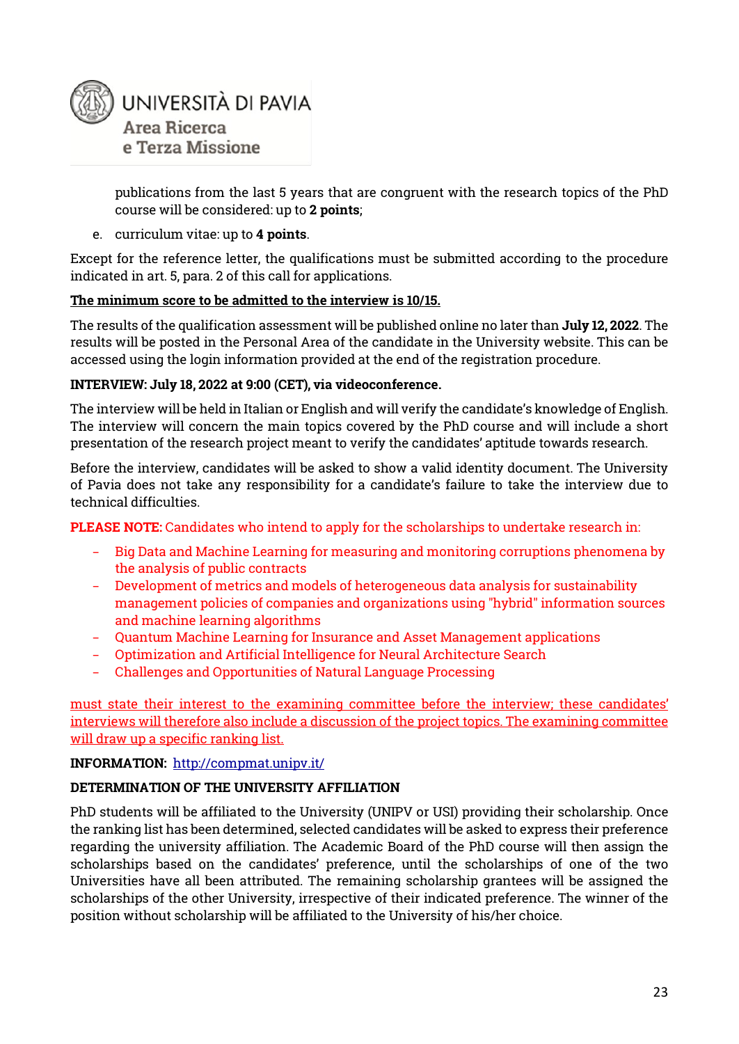publications from the last 5 years that are congruent with the research topics of the PhD course will be considered: up to **2 points**;

e. curriculum vitae: up to **4 points**.

Except for the reference letter, the qualifications must be submitted according to the procedure indicated in art. 5, para. 2 of this call for applications.

**The minimum score to be admitted to the interview is 10/15.**

The results of the qualification assessment will be published online no later than **July 12, 2022**. The results will be posted in the Personal Area of the candidate in the University website. This can be accessed using the login information provided at the end of the registration procedure.

**INTERVIEW: July 18, 2022 at 9:00 (CET), via videoconference.**

The interview will be held in Italian or English and will verify the candidate's knowledge of English. The interview will concern the main topics covered by the PhD course and will include a short presentation of the research project meant to verify the candidates' aptitude towards research.

Before the interview, candidates will be asked to show a valid identity document. The University of Pavia does not take any responsibility for a candidate's failure to take the interview due to technical difficulties.

**PLEASE NOTE:** Candidates who intend to apply for the scholarships to undertake research in:

- Big Data and Machine Learning for measuring and monitoring corruptions phenomena by the analysis of public contracts
- Development of metrics and models of heterogeneous data analysis for sustainability management policies of companies and organizations using "hybrid" information sources and machine learning algorithms
- Quantum Machine Learning for Insurance and Asset Management applications
- Optimization and Artificial Intelligence for Neural Architecture Search
- Challenges and Opportunities of Natural Language Processing

must state their interest to the examining committee before the interview; these candidates' interviews will therefore also include a discussion of the project topics. The examining committee will draw up a specific ranking list.

**INFORMATION:** http://compmat.unipv.it/

**DETERMINATION OF THE UNIVERSITY AFFILIATION**

PhD students will be affiliated to the University (UNIPV or USI) providing their scholarship. Once the ranking list has been determined, selected candidates will be asked to express their preference regarding the university affiliation. The Academic Board of the PhD course will then assign the scholarships based on the candidates' preference, until the scholarships of one of the two Universities have all been attributed. The remaining scholarship grantees will be assigned the scholarships of the other University, irrespective of their indicated preference. The winner of the position without scholarship will be affiliated to the University of his/her choice.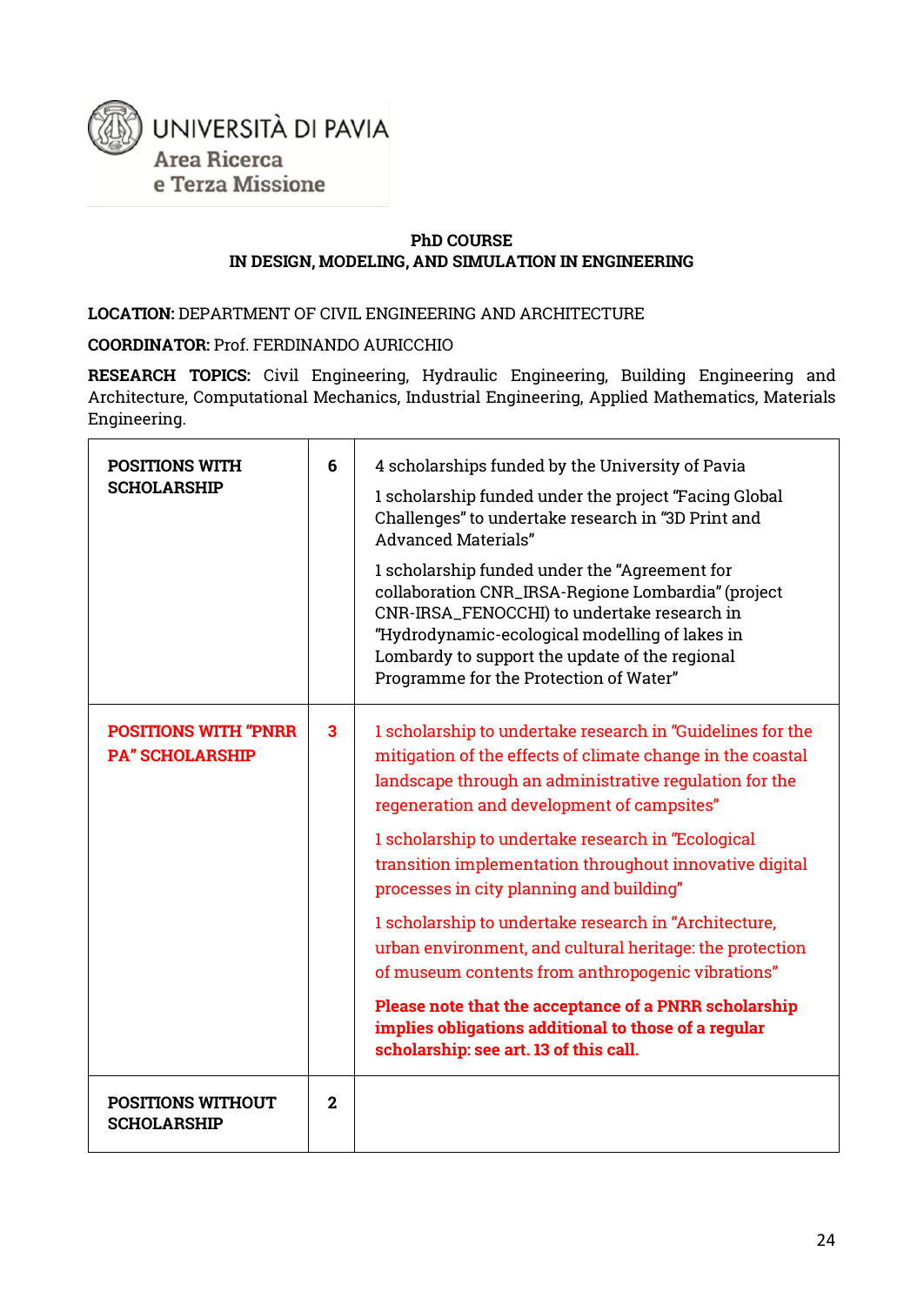UNIVERSITÀ DI PAVIA
Area Ricerca
e Terza Missione

**PhD COURSE**
**IN DESIGN, MODELING, AND SIMULATION IN ENGINEERING**

**LOCATION:** DEPARTMENT OF CIVIL ENGINEERING AND ARCHITECTURE

**COORDINATOR:** Prof. FERDINANDO AURICCHIO

**RESEARCH TOPICS:** Civil Engineering, Hydraulic Engineering, Building Engineering and Architecture, Computational Mechanics, Industrial Engineering, Applied Mathematics, Materials Engineering.

| | | |
|---|---|---|
| **POSITIONS WITH SCHOLARSHIP** | **6** | 4 scholarships funded by the University of Pavia<br><br>1 scholarship funded under the project "Facing Global Challenges" to undertake research in "3D Print and Advanced Materials"<br><br>1 scholarship funded under the "Agreement for collaboration CNR_IRSA-Regione Lombardia" (project CNR-IRSA_FENOCCHI) to undertake research in "Hydrodynamic-ecological modelling of lakes in Lombardy to support the update of the regional Programme for the Protection of Water" |
| **POSITIONS WITH "PNRR PA" SCHOLARSHIP** | **3** | 1 scholarship to undertake research in "Guidelines for the mitigation of the effects of climate change in the coastal landscape through an administrative regulation for the regeneration and development of campsites"<br><br>1 scholarship to undertake research in "Ecological transition implementation throughout innovative digital processes in city planning and building"<br><br>1 scholarship to undertake research in "Architecture, urban environment, and cultural heritage: the protection of museum contents from anthropogenic vibrations"<br><br>**Please note that the acceptance of a PNRR scholarship implies obligations additional to those of a regular scholarship: see art. 13 of this call.** |
| **POSITIONS WITHOUT SCHOLARSHIP** | **2** | |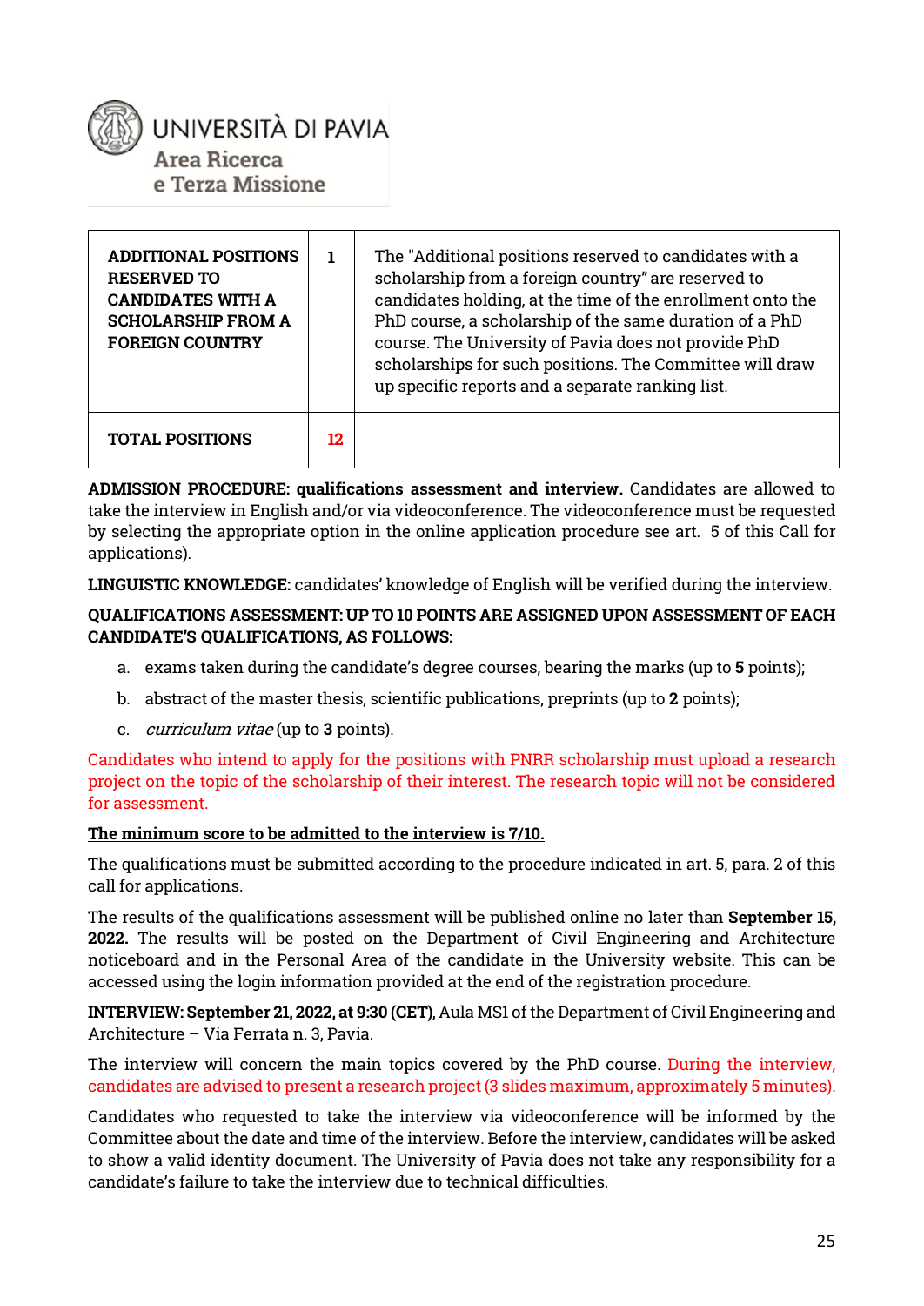| ADDITIONAL POSITIONS RESERVED TO CANDIDATES WITH A SCHOLARSHIP FROM A FOREIGN COUNTRY | 1 | The "Additional positions reserved to candidates with a scholarship from a foreign country" are reserved to candidates holding, at the time of the enrollment onto the PhD course, a scholarship of the same duration of a PhD course. The University of Pavia does not provide PhD scholarships for such positions. The Committee will draw up specific reports and a separate ranking list. |
|---|---|---|
| **TOTAL POSITIONS** | **12** | |

**ADMISSION PROCEDURE: qualifications assessment and interview.** Candidates are allowed to take the interview in English and/or via videoconference. The videoconference must be requested by selecting the appropriate option in the online application procedure see art. 5 of this Call for applications).

**LINGUISTIC KNOWLEDGE:** candidates' knowledge of English will be verified during the interview.

**QUALIFICATIONS ASSESSMENT: UP TO 10 POINTS ARE ASSIGNED UPON ASSESSMENT OF EACH CANDIDATE'S QUALIFICATIONS, AS FOLLOWS:**

a. exams taken during the candidate's degree courses, bearing the marks (up to **5** points);

b. abstract of the master thesis, scientific publications, preprints (up to **2** points);

c. *curriculum vitae* (up to **3** points).

Candidates who intend to apply for the positions with PNRR scholarship must upload a research project on the topic of the scholarship of their interest. The research topic will not be considered for assessment.

**The minimum score to be admitted to the interview is 7/10.**

The qualifications must be submitted according to the procedure indicated in art. 5, para. 2 of this call for applications.

The results of the qualifications assessment will be published online no later than **September 15, 2022.** The results will be posted on the Department of Civil Engineering and Architecture noticeboard and in the Personal Area of the candidate in the University website. This can be accessed using the login information provided at the end of the registration procedure.

**INTERVIEW: September 21, 2022, at 9:30 (CET)**, Aula MS1 of the Department of Civil Engineering and Architecture – Via Ferrata n. 3, Pavia.

The interview will concern the main topics covered by the PhD course. During the interview, candidates are advised to present a research project (3 slides maximum, approximately 5 minutes).

Candidates who requested to take the interview via videoconference will be informed by the Committee about the date and time of the interview. Before the interview, candidates will be asked to show a valid identity document. The University of Pavia does not take any responsibility for a candidate's failure to take the interview due to technical difficulties.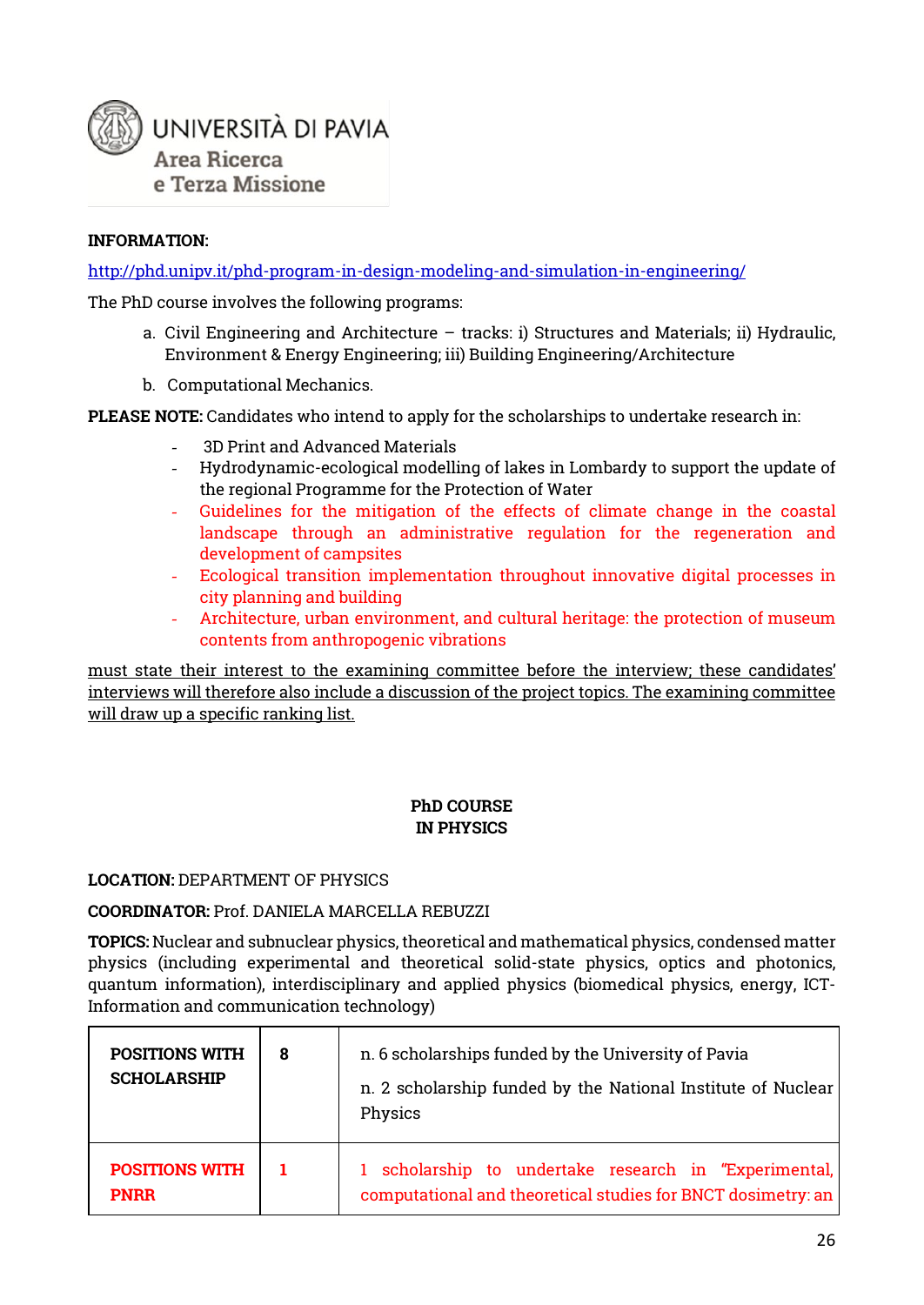UNIVERSITÀ DI PAVIA
Area Ricerca
e Terza Missione

**INFORMATION:**

http://phd.unipv.it/phd-program-in-design-modeling-and-simulation-in-engineering/

The PhD course involves the following programs:

a. Civil Engineering and Architecture – tracks: i) Structures and Materials; ii) Hydraulic, Environment & Energy Engineering; iii) Building Engineering/Architecture
b. Computational Mechanics.

**PLEASE NOTE:** Candidates who intend to apply for the scholarships to undertake research in:

- 3D Print and Advanced Materials
- Hydrodynamic-ecological modelling of lakes in Lombardy to support the update of the regional Programme for the Protection of Water
- Guidelines for the mitigation of the effects of climate change in the coastal landscape through an administrative regulation for the regeneration and development of campsites
- Ecological transition implementation throughout innovative digital processes in city planning and building
- Architecture, urban environment, and cultural heritage: the protection of museum contents from anthropogenic vibrations

must state their interest to the examining committee before the interview; these candidates' interviews will therefore also include a discussion of the project topics. The examining committee will draw up a specific ranking list.

## PhD COURSE IN PHYSICS

**LOCATION:** DEPARTMENT OF PHYSICS

**COORDINATOR:** Prof. DANIELA MARCELLA REBUZZI

**TOPICS:** Nuclear and subnuclear physics, theoretical and mathematical physics, condensed matter physics (including experimental and theoretical solid-state physics, optics and photonics, quantum information), interdisciplinary and applied physics (biomedical physics, energy, ICT-Information and communication technology)

| | | |
|---|---|---|
| **POSITIONS WITH SCHOLARSHIP** | **8** | n. 6 scholarships funded by the University of Pavia<br>n. 2 scholarship funded by the National Institute of Nuclear Physics |
| **POSITIONS WITH PNRR** | **1** | 1 scholarship to undertake research in "Experimental, computational and theoretical studies for BNCT dosimetry: an |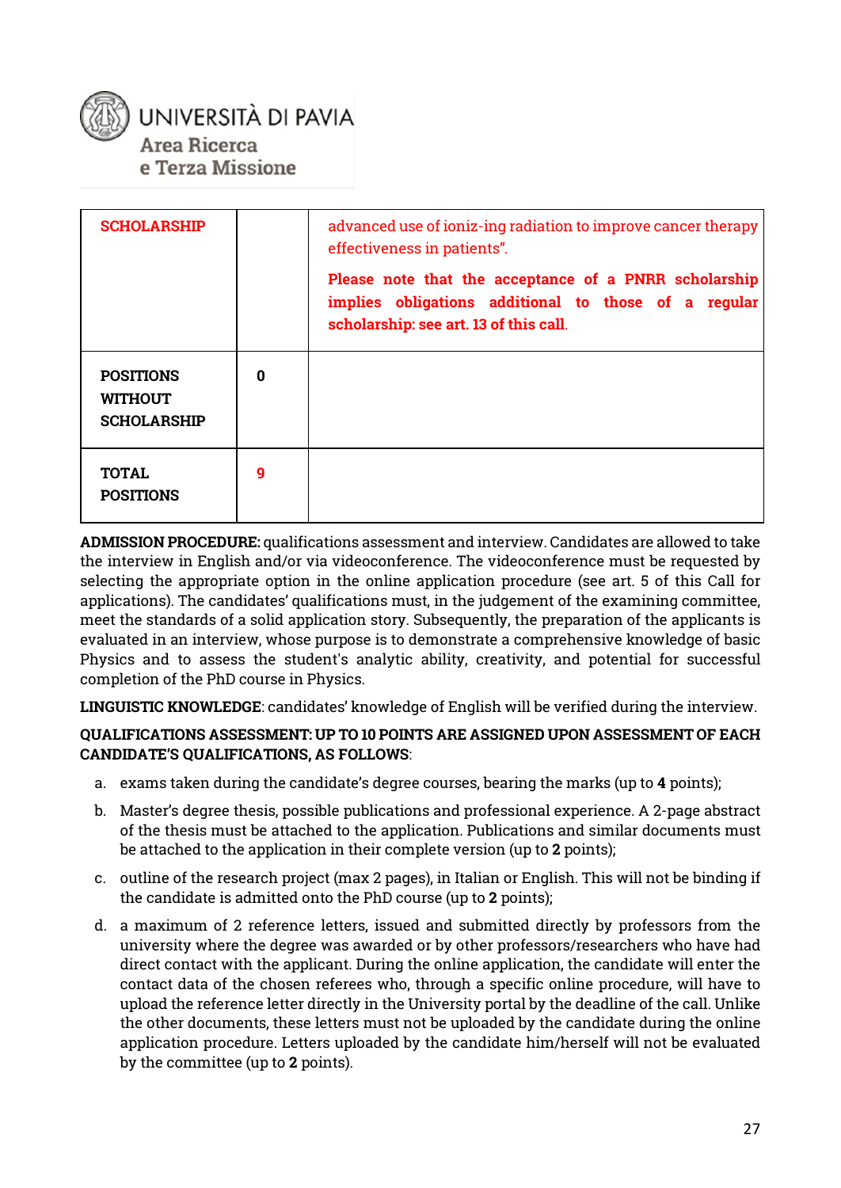| SCHOLARSHIP | | advanced use of ioniz-ing radiation to improve cancer therapy effectiveness in patients”.<br><br>**Please note that the acceptance of a PNRR scholarship implies obligations additional to those of a regular scholarship: see art. 13 of this call.** |
|---|---|---|
| **POSITIONS WITHOUT SCHOLARSHIP** | **0** | |
| **TOTAL POSITIONS** | **9** | |

**ADMISSION PROCEDURE:** qualifications assessment and interview. Candidates are allowed to take the interview in English and/or via videoconference. The videoconference must be requested by selecting the appropriate option in the online application procedure (see art. 5 of this Call for applications). The candidates' qualifications must, in the judgement of the examining committee, meet the standards of a solid application story. Subsequently, the preparation of the applicants is evaluated in an interview, whose purpose is to demonstrate a comprehensive knowledge of basic Physics and to assess the student's analytic ability, creativity, and potential for successful completion of the PhD course in Physics.

**LINGUISTIC KNOWLEDGE**: candidates' knowledge of English will be verified during the interview.

**QUALIFICATIONS ASSESSMENT: UP TO 10 POINTS ARE ASSIGNED UPON ASSESSMENT OF EACH CANDIDATE'S QUALIFICATIONS, AS FOLLOWS**:

a. exams taken during the candidate's degree courses, bearing the marks (up to **4** points);

b. Master's degree thesis, possible publications and professional experience. A 2-page abstract of the thesis must be attached to the application. Publications and similar documents must be attached to the application in their complete version (up to **2** points);

c. outline of the research project (max 2 pages), in Italian or English. This will not be binding if the candidate is admitted onto the PhD course (up to **2** points);

d. a maximum of 2 reference letters, issued and submitted directly by professors from the university where the degree was awarded or by other professors/researchers who have had direct contact with the applicant. During the online application, the candidate will enter the contact data of the chosen referees who, through a specific online procedure, will have to upload the reference letter directly in the University portal by the deadline of the call. Unlike the other documents, these letters must not be uploaded by the candidate during the online application procedure. Letters uploaded by the candidate him/herself will not be evaluated by the committee (up to **2** points).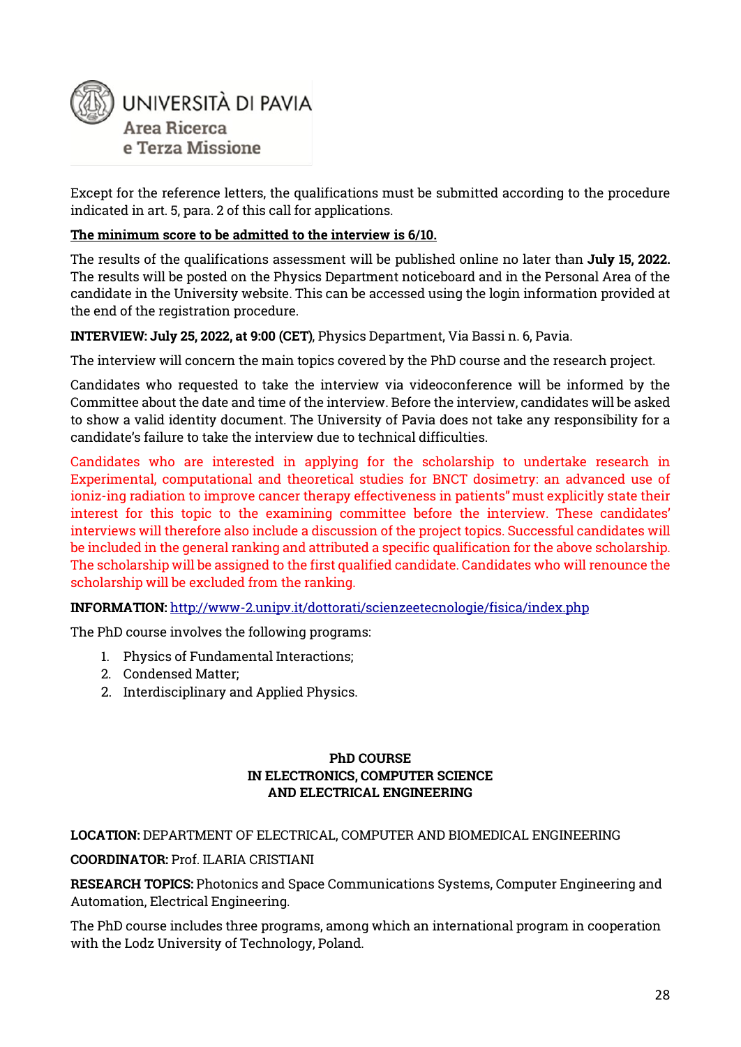Except for the reference letters, the qualifications must be submitted according to the procedure indicated in art. 5, para. 2 of this call for applications.

**The minimum score to be admitted to the interview is 6/10.**

The results of the qualifications assessment will be published online no later than **July 15, 2022.** The results will be posted on the Physics Department noticeboard and in the Personal Area of the candidate in the University website. This can be accessed using the login information provided at the end of the registration procedure.

**INTERVIEW: July 25, 2022, at 9:00 (CET)**, Physics Department, Via Bassi n. 6, Pavia.

The interview will concern the main topics covered by the PhD course and the research project.

Candidates who requested to take the interview via videoconference will be informed by the Committee about the date and time of the interview. Before the interview, candidates will be asked to show a valid identity document. The University of Pavia does not take any responsibility for a candidate's failure to take the interview due to technical difficulties.

Candidates who are interested in applying for the scholarship to undertake research in Experimental, computational and theoretical studies for BNCT dosimetry: an advanced use of ioniz-ing radiation to improve cancer therapy effectiveness in patients" must explicitly state their interest for this topic to the examining committee before the interview. These candidates' interviews will therefore also include a discussion of the project topics. Successful candidates will be included in the general ranking and attributed a specific qualification for the above scholarship. The scholarship will be assigned to the first qualified candidate. Candidates who will renounce the scholarship will be excluded from the ranking.

**INFORMATION:** http://www-2.unipv.it/dottorati/scienzeetecnologie/fisica/index.php

The PhD course involves the following programs:

1. Physics of Fundamental Interactions;
2. Condensed Matter;
2. Interdisciplinary and Applied Physics.

## PhD COURSE IN ELECTRONICS, COMPUTER SCIENCE AND ELECTRICAL ENGINEERING

**LOCATION:** DEPARTMENT OF ELECTRICAL, COMPUTER AND BIOMEDICAL ENGINEERING

**COORDINATOR:** Prof. ILARIA CRISTIANI

**RESEARCH TOPICS:** Photonics and Space Communications Systems, Computer Engineering and Automation, Electrical Engineering.

The PhD course includes three programs, among which an international program in cooperation with the Lodz University of Technology, Poland.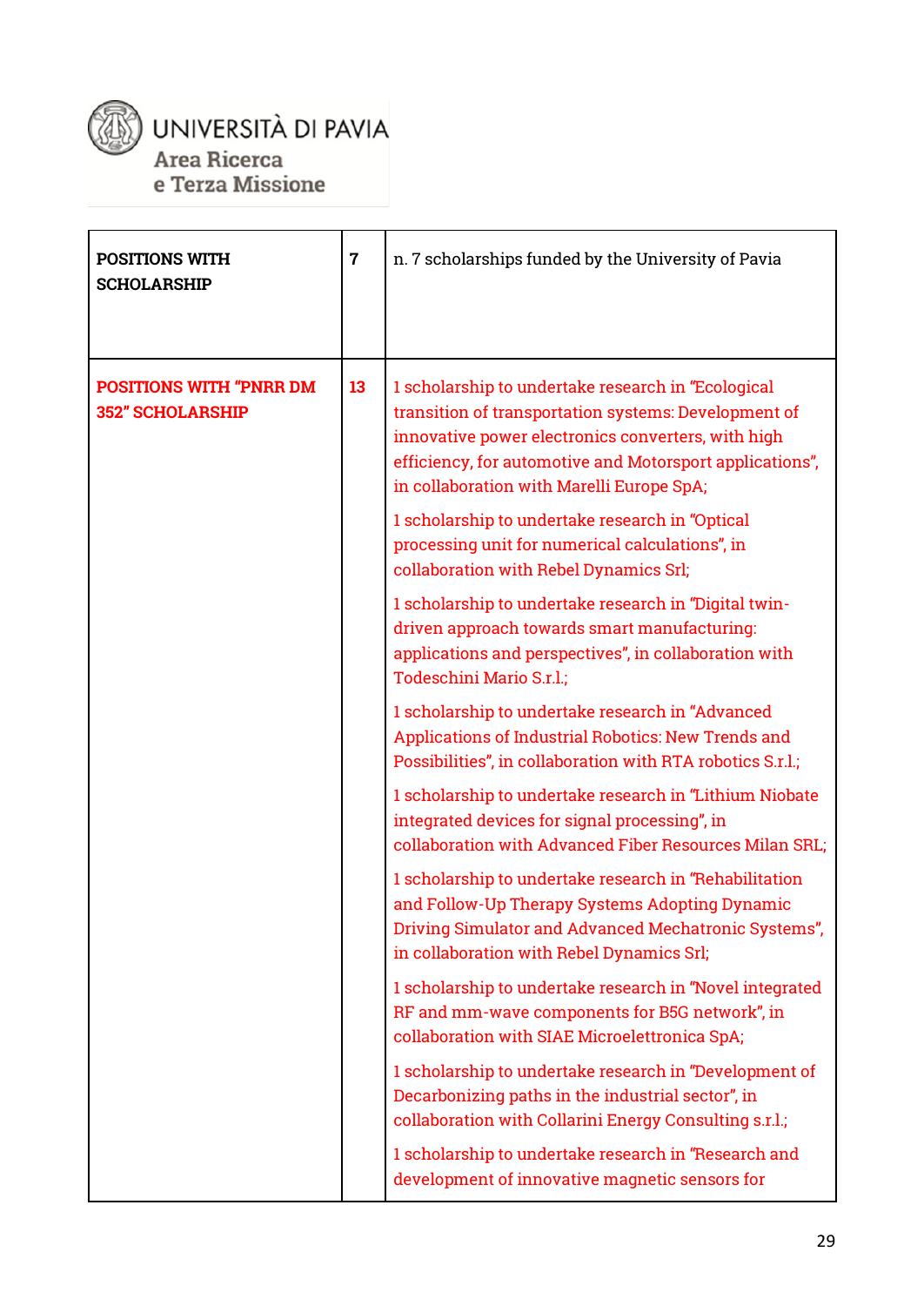| | | |
|---|---|---|
| **POSITIONS WITH SCHOLARSHIP** | **7** | n. 7 scholarships funded by the University of Pavia |
| **POSITIONS WITH "PNRR DM 352" SCHOLARSHIP** | **13** | 1 scholarship to undertake research in "Ecological transition of transportation systems: Development of innovative power electronics converters, with high efficiency, for automotive and Motorsport applications", in collaboration with Marelli Europe SpA;<br><br>1 scholarship to undertake research in "Optical processing unit for numerical calculations", in collaboration with Rebel Dynamics Srl;<br><br>1 scholarship to undertake research in "Digital twin-driven approach towards smart manufacturing: applications and perspectives", in collaboration with Todeschini Mario S.r.l.;<br><br>1 scholarship to undertake research in "Advanced Applications of Industrial Robotics: New Trends and Possibilities", in collaboration with RTA robotics S.r.l.;<br><br>1 scholarship to undertake research in "Lithium Niobate integrated devices for signal processing", in collaboration with Advanced Fiber Resources Milan SRL;<br><br>1 scholarship to undertake research in "Rehabilitation and Follow-Up Therapy Systems Adopting Dynamic Driving Simulator and Advanced Mechatronic Systems", in collaboration with Rebel Dynamics Srl;<br><br>1 scholarship to undertake research in "Novel integrated RF and mm-wave components for B5G network", in collaboration with SIAE Microelettronica SpA;<br><br>1 scholarship to undertake research in "Development of Decarbonizing paths in the industrial sector", in collaboration with Collarini Energy Consulting s.r.l.;<br><br>1 scholarship to undertake research in "Research and development of innovative magnetic sensors for |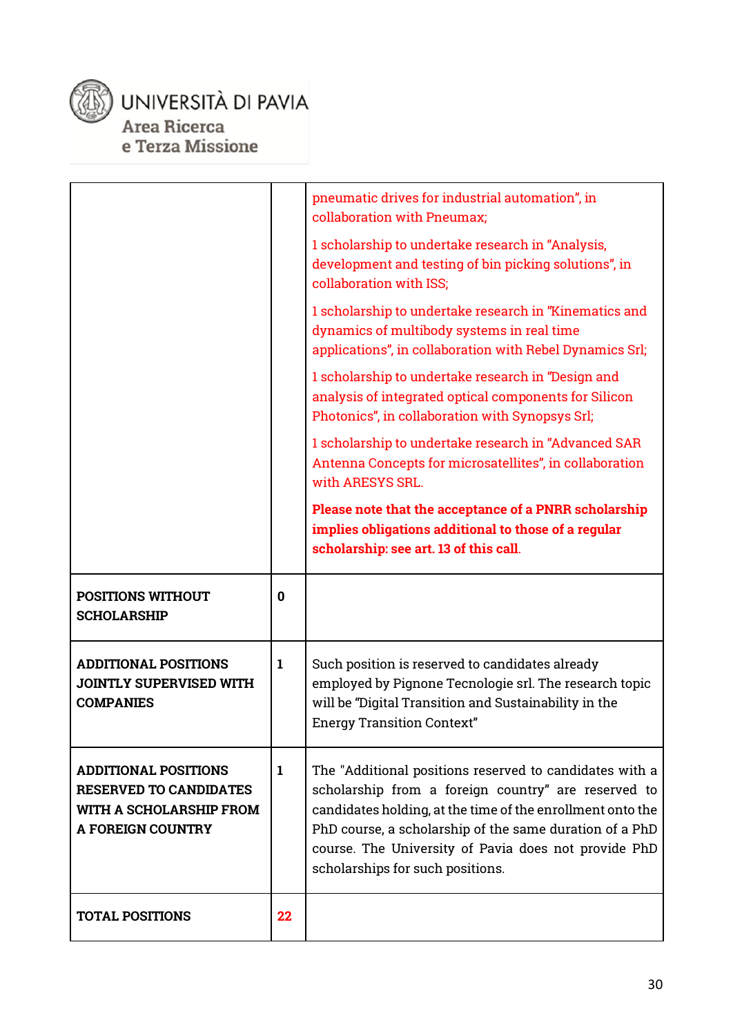| | | |
|---|---|---|
| | | pneumatic drives for industrial automation", in collaboration with Pneumax;<br><br>1 scholarship to undertake research in "Analysis, development and testing of bin picking solutions", in collaboration with ISS;<br><br>1 scholarship to undertake research in "Kinematics and dynamics of multibody systems in real time applications", in collaboration with Rebel Dynamics Srl;<br><br>1 scholarship to undertake research in "Design and analysis of integrated optical components for Silicon Photonics", in collaboration with Synopsys Srl;<br><br>1 scholarship to undertake research in "Advanced SAR Antenna Concepts for microsatellites", in collaboration with ARESYS SRL.<br><br>**Please note that the acceptance of a PNRR scholarship implies obligations additional to those of a regular scholarship: see art. 13 of this call**. |
| **POSITIONS WITHOUT SCHOLARSHIP** | **0** | |
| **ADDITIONAL POSITIONS JOINTLY SUPERVISED WITH COMPANIES** | **1** | Such position is reserved to candidates already employed by Pignone Tecnologie srl. The research topic will be "Digital Transition and Sustainability in the Energy Transition Context" |
| **ADDITIONAL POSITIONS RESERVED TO CANDIDATES WITH A SCHOLARSHIP FROM A FOREIGN COUNTRY** | **1** | The "Additional positions reserved to candidates with a scholarship from a foreign country" are reserved to candidates holding, at the time of the enrollment onto the PhD course, a scholarship of the same duration of a PhD course. The University of Pavia does not provide PhD scholarships for such positions. |
| **TOTAL POSITIONS** | **22** | |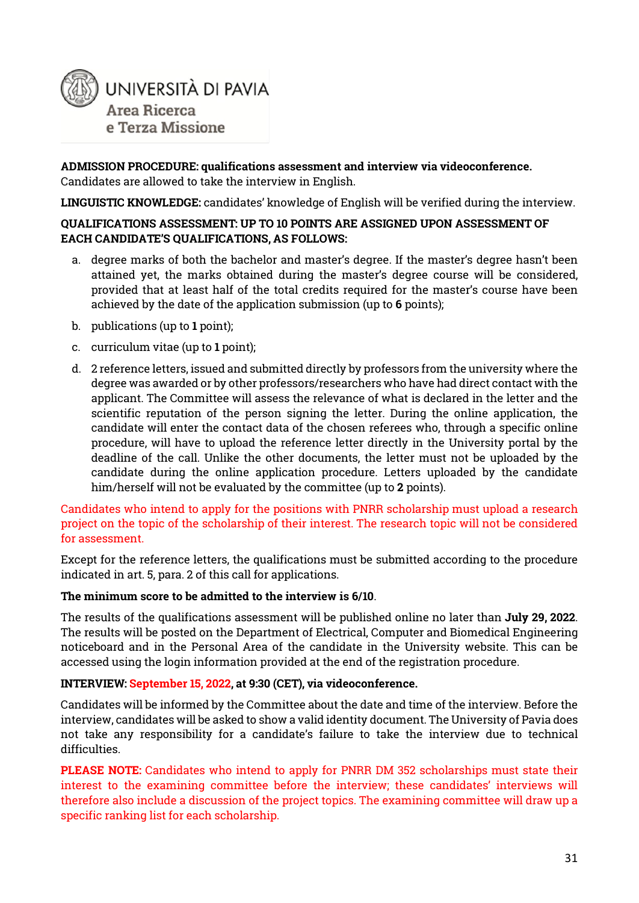UNIVERSITÀ DI PAVIA
Area Ricerca
e Terza Missione

**ADMISSION PROCEDURE: qualifications assessment and interview via videoconference.**
Candidates are allowed to take the interview in English.

**LINGUISTIC KNOWLEDGE:** candidates' knowledge of English will be verified during the interview.

**QUALIFICATIONS ASSESSMENT: UP TO 10 POINTS ARE ASSIGNED UPON ASSESSMENT OF EACH CANDIDATE'S QUALIFICATIONS, AS FOLLOWS:**

a. degree marks of both the bachelor and master's degree. If the master's degree hasn't been attained yet, the marks obtained during the master's degree course will be considered, provided that at least half of the total credits required for the master's course have been achieved by the date of the application submission (up to **6** points);

b. publications (up to **1** point);

c. curriculum vitae (up to **1** point);

d. 2 reference letters, issued and submitted directly by professors from the university where the degree was awarded or by other professors/researchers who have had direct contact with the applicant. The Committee will assess the relevance of what is declared in the letter and the scientific reputation of the person signing the letter. During the online application, the candidate will enter the contact data of the chosen referees who, through a specific online procedure, will have to upload the reference letter directly in the University portal by the deadline of the call. Unlike the other documents, the letter must not be uploaded by the candidate during the online application procedure. Letters uploaded by the candidate him/herself will not be evaluated by the committee (up to **2** points).

Candidates who intend to apply for the positions with PNRR scholarship must upload a research project on the topic of the scholarship of their interest. The research topic will not be considered for assessment.

Except for the reference letters, the qualifications must be submitted according to the procedure indicated in art. 5, para. 2 of this call for applications.

**The minimum score to be admitted to the interview is 6/10.**

The results of the qualifications assessment will be published online no later than **July 29, 2022**. The results will be posted on the Department of Electrical, Computer and Biomedical Engineering noticeboard and in the Personal Area of the candidate in the University website. This can be accessed using the login information provided at the end of the registration procedure.

**INTERVIEW: September 15, 2022, at 9:30 (CET), via videoconference.**

Candidates will be informed by the Committee about the date and time of the interview. Before the interview, candidates will be asked to show a valid identity document. The University of Pavia does not take any responsibility for a candidate's failure to take the interview due to technical difficulties.

**PLEASE NOTE:** Candidates who intend to apply for PNRR DM 352 scholarships must state their interest to the examining committee before the interview; these candidates' interviews will therefore also include a discussion of the project topics. The examining committee will draw up a specific ranking list for each scholarship.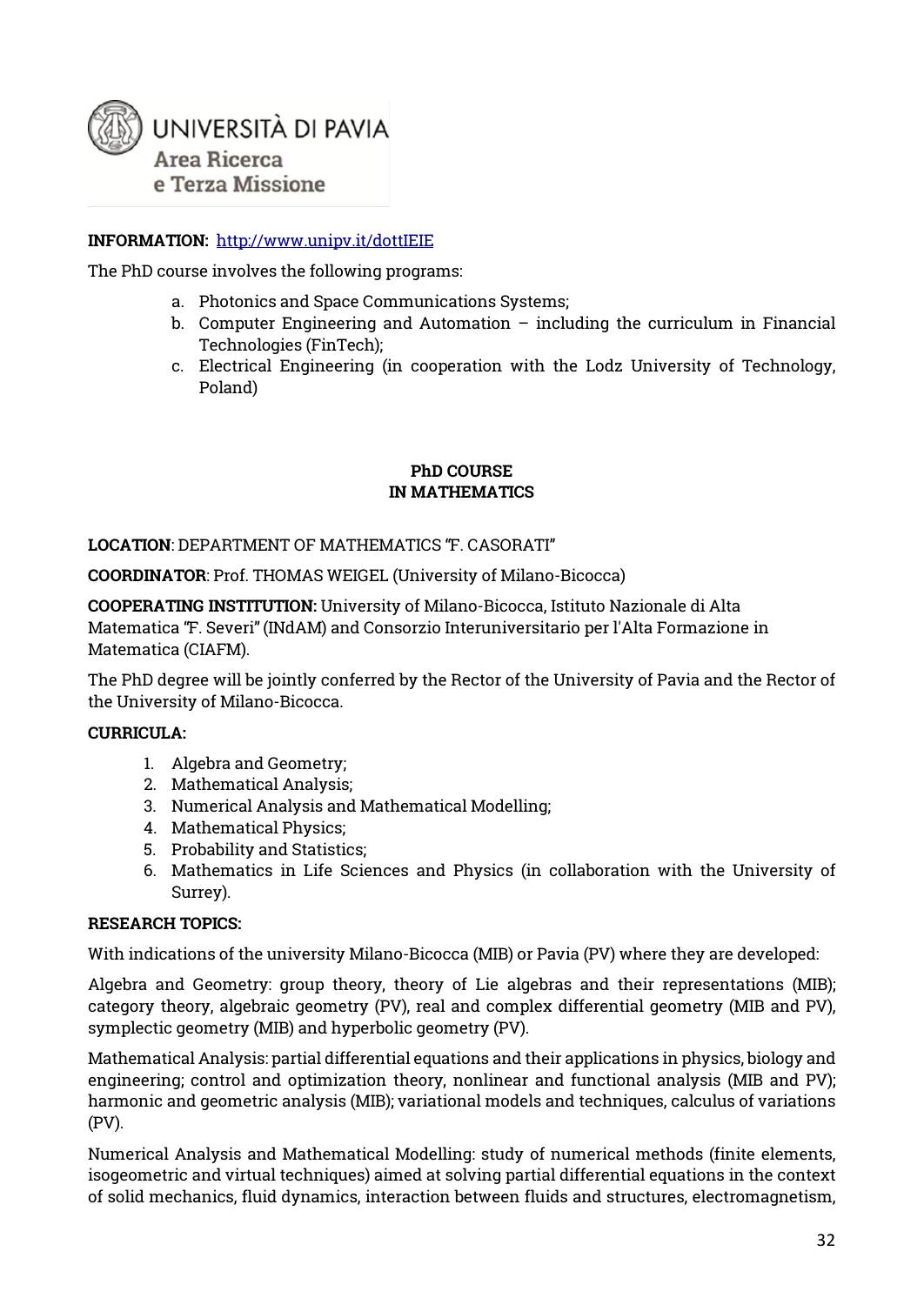**INFORMATION:** http://www.unipv.it/dottIEIE

The PhD course involves the following programs:

a. Photonics and Space Communications Systems;
b. Computer Engineering and Automation – including the curriculum in Financial Technologies (FinTech);
c. Electrical Engineering (in cooperation with the Lodz University of Technology, Poland)

## PhD COURSE IN MATHEMATICS

**LOCATION**: DEPARTMENT OF MATHEMATICS "F. CASORATI"

**COORDINATOR**: Prof. THOMAS WEIGEL (University of Milano-Bicocca)

**COOPERATING INSTITUTION:** University of Milano-Bicocca, Istituto Nazionale di Alta Matematica "F. Severi" (INdAM) and Consorzio Interuniversitario per l'Alta Formazione in Matematica (CIAFM).

The PhD degree will be jointly conferred by the Rector of the University of Pavia and the Rector of the University of Milano-Bicocca.

**CURRICULA:**

1. Algebra and Geometry;
2. Mathematical Analysis;
3. Numerical Analysis and Mathematical Modelling;
4. Mathematical Physics;
5. Probability and Statistics;
6. Mathematics in Life Sciences and Physics (in collaboration with the University of Surrey).

**RESEARCH TOPICS:**

With indications of the university Milano-Bicocca (MIB) or Pavia (PV) where they are developed:

Algebra and Geometry: group theory, theory of Lie algebras and their representations (MIB); category theory, algebraic geometry (PV), real and complex differential geometry (MIB and PV), symplectic geometry (MIB) and hyperbolic geometry (PV).

Mathematical Analysis: partial differential equations and their applications in physics, biology and engineering; control and optimization theory, nonlinear and functional analysis (MIB and PV); harmonic and geometric analysis (MIB); variational models and techniques, calculus of variations (PV).

Numerical Analysis and Mathematical Modelling: study of numerical methods (finite elements, isogeometric and virtual techniques) aimed at solving partial differential equations in the context of solid mechanics, fluid dynamics, interaction between fluids and structures, electromagnetism,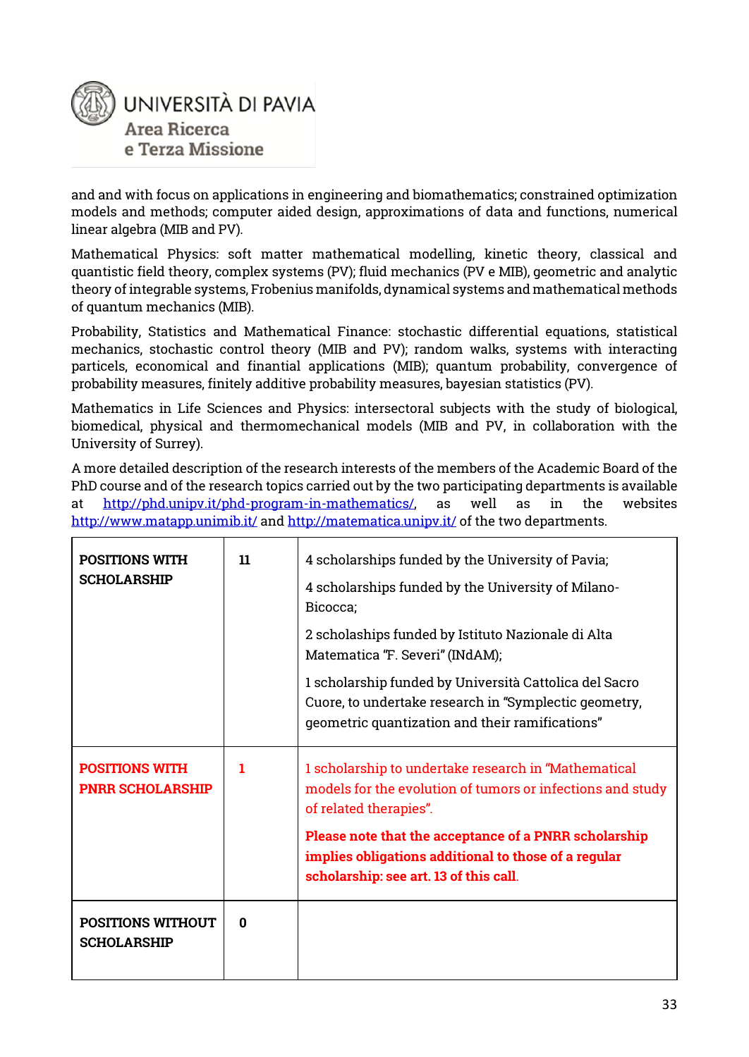and and with focus on applications in engineering and biomathematics; constrained optimization models and methods; computer aided design, approximations of data and functions, numerical linear algebra (MIB and PV).

Mathematical Physics: soft matter mathematical modelling, kinetic theory, classical and quantistic field theory, complex systems (PV); fluid mechanics (PV e MIB), geometric and analytic theory of integrable systems, Frobenius manifolds, dynamical systems and mathematical methods of quantum mechanics (MIB).

Probability, Statistics and Mathematical Finance: stochastic differential equations, statistical mechanics, stochastic control theory (MIB and PV); random walks, systems with interacting particels, economical and finantial applications (MIB); quantum probability, convergence of probability measures, finitely additive probability measures, bayesian statistics (PV).

Mathematics in Life Sciences and Physics: intersectoral subjects with the study of biological, biomedical, physical and thermomechanical models (MIB and PV, in collaboration with the University of Surrey).

A more detailed description of the research interests of the members of the Academic Board of the PhD course and of the research topics carried out by the two participating departments is available at http://phd.unipv.it/phd-program-in-mathematics/, as well as in the websites http://www.matapp.unimib.it/ and http://matematica.unipv.it/ of the two departments.

| | | |
|---|---|---|
| **POSITIONS WITH SCHOLARSHIP** | **11** | 4 scholarships funded by the University of Pavia;<br><br>4 scholarships funded by the University of Milano-Bicocca;<br><br>2 scholaships funded by Istituto Nazionale di Alta Matematica "F. Severi" (INdAM);<br><br>1 scholarship funded by Università Cattolica del Sacro Cuore, to undertake research in "Symplectic geometry, geometric quantization and their ramifications" |
| **POSITIONS WITH PNRR SCHOLARSHIP** | **1** | 1 scholarship to undertake research in "Mathematical models for the evolution of tumors or infections and study of related therapies".<br><br>**Please note that the acceptance of a PNRR scholarship implies obligations additional to those of a regular scholarship: see art. 13 of this call.** |
| **POSITIONS WITHOUT SCHOLARSHIP** | **0** | |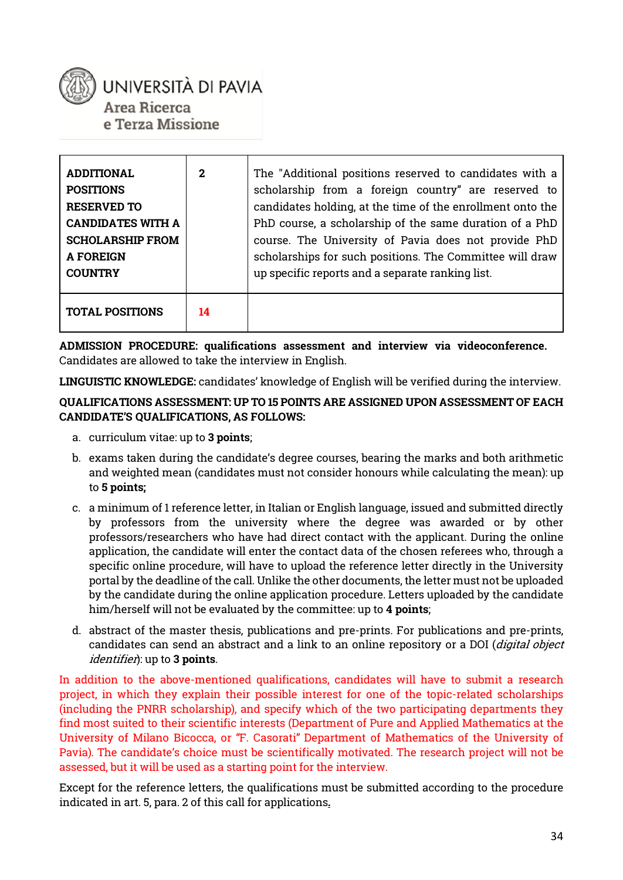| | | |
|---|---|---|
| **ADDITIONAL POSITIONS RESERVED TO CANDIDATES WITH A SCHOLARSHIP FROM A FOREIGN COUNTRY** | **2** | The "Additional positions reserved to candidates with a scholarship from a foreign country" are reserved to candidates holding, at the time of the enrollment onto the PhD course, a scholarship of the same duration of a PhD course. The University of Pavia does not provide PhD scholarships for such positions. The Committee will draw up specific reports and a separate ranking list. |
| **TOTAL POSITIONS** | **14** | |

**ADMISSION PROCEDURE: qualifications assessment and interview via videoconference.** Candidates are allowed to take the interview in English.

**LINGUISTIC KNOWLEDGE:** candidates' knowledge of English will be verified during the interview.

**QUALIFICATIONS ASSESSMENT: UP TO 15 POINTS ARE ASSIGNED UPON ASSESSMENT OF EACH CANDIDATE'S QUALIFICATIONS, AS FOLLOWS:**

a. curriculum vitae: up to **3 points**;

b. exams taken during the candidate's degree courses, bearing the marks and both arithmetic and weighted mean (candidates must not consider honours while calculating the mean): up to **5 points;**

c. a minimum of 1 reference letter, in Italian or English language, issued and submitted directly by professors from the university where the degree was awarded or by other professors/researchers who have had direct contact with the applicant. During the online application, the candidate will enter the contact data of the chosen referees who, through a specific online procedure, will have to upload the reference letter directly in the University portal by the deadline of the call. Unlike the other documents, the letter must not be uploaded by the candidate during the online application procedure. Letters uploaded by the candidate him/herself will not be evaluated by the committee: up to **4 points**;

d. abstract of the master thesis, publications and pre-prints. For publications and pre-prints, candidates can send an abstract and a link to an online repository or a DOI (*digital object identifier*): up to **3 points**.

In addition to the above-mentioned qualifications, candidates will have to submit a research project, in which they explain their possible interest for one of the topic-related scholarships (including the PNRR scholarship), and specify which of the two participating departments they find most suited to their scientific interests (Department of Pure and Applied Mathematics at the University of Milano Bicocca, or "F. Casorati" Department of Mathematics of the University of Pavia). The candidate's choice must be scientifically motivated. The research project will not be assessed, but it will be used as a starting point for the interview.

Except for the reference letters, the qualifications must be submitted according to the procedure indicated in art. 5, para. 2 of this call for applications.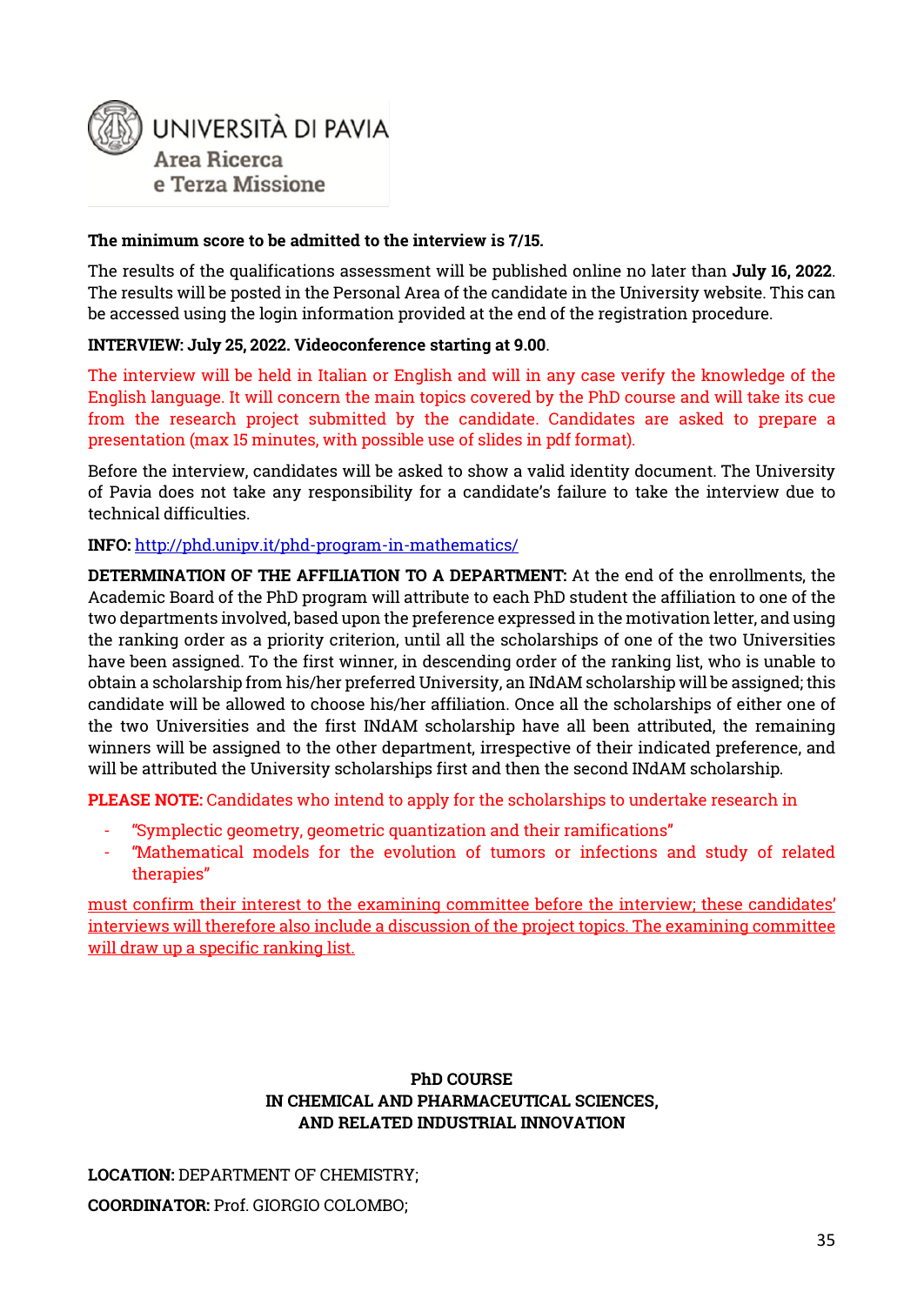**The minimum score to be admitted to the interview is 7/15.**

The results of the qualifications assessment will be published online no later than **July 16, 2022**. The results will be posted in the Personal Area of the candidate in the University website. This can be accessed using the login information provided at the end of the registration procedure.

**INTERVIEW: July 25, 2022. Videoconference starting at 9.00**.

The interview will be held in Italian or English and will in any case verify the knowledge of the English language. It will concern the main topics covered by the PhD course and will take its cue from the research project submitted by the candidate. Candidates are asked to prepare a presentation (max 15 minutes, with possible use of slides in pdf format).

Before the interview, candidates will be asked to show a valid identity document. The University of Pavia does not take any responsibility for a candidate's failure to take the interview due to technical difficulties.

**INFO:** http://phd.unipv.it/phd-program-in-mathematics/

**DETERMINATION OF THE AFFILIATION TO A DEPARTMENT:** At the end of the enrollments, the Academic Board of the PhD program will attribute to each PhD student the affiliation to one of the two departments involved, based upon the preference expressed in the motivation letter, and using the ranking order as a priority criterion, until all the scholarships of one of the two Universities have been assigned. To the first winner, in descending order of the ranking list, who is unable to obtain a scholarship from his/her preferred University, an INdAM scholarship will be assigned; this candidate will be allowed to choose his/her affiliation. Once all the scholarships of either one of the two Universities and the first INdAM scholarship have all been attributed, the remaining winners will be assigned to the other department, irrespective of their indicated preference, and will be attributed the University scholarships first and then the second INdAM scholarship.

**PLEASE NOTE:** Candidates who intend to apply for the scholarships to undertake research in

- "Symplectic geometry, geometric quantization and their ramifications"
- "Mathematical models for the evolution of tumors or infections and study of related therapies"

must confirm their interest to the examining committee before the interview; these candidates' interviews will therefore also include a discussion of the project topics. The examining committee will draw up a specific ranking list.

## PhD COURSE IN CHEMICAL AND PHARMACEUTICAL SCIENCES, AND RELATED INDUSTRIAL INNOVATION

**LOCATION:** DEPARTMENT OF CHEMISTRY;

**COORDINATOR:** Prof. GIORGIO COLOMBO;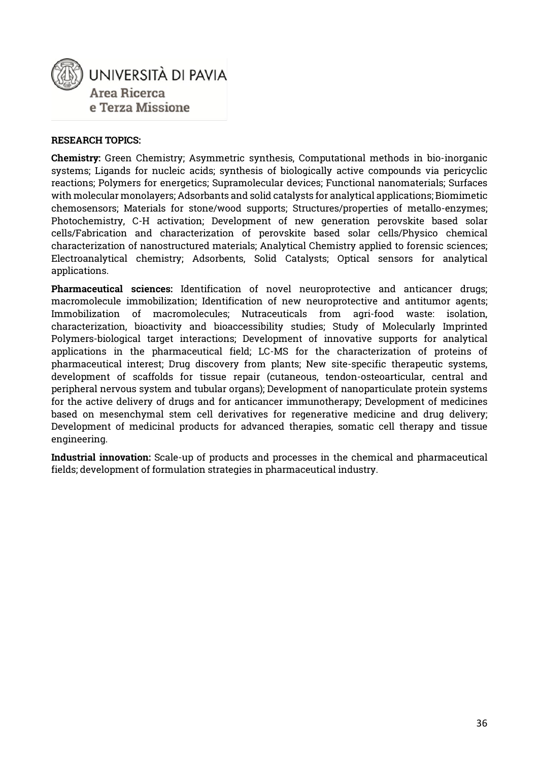**RESEARCH TOPICS:**

**Chemistry:** Green Chemistry; Asymmetric synthesis, Computational methods in bio-inorganic systems; Ligands for nucleic acids; synthesis of biologically active compounds via pericyclic reactions; Polymers for energetics; Supramolecular devices; Functional nanomaterials; Surfaces with molecular monolayers; Adsorbants and solid catalysts for analytical applications; Biomimetic chemosensors; Materials for stone/wood supports; Structures/properties of metallo-enzymes; Photochemistry, C-H activation; Development of new generation perovskite based solar cells/Fabrication and characterization of perovskite based solar cells/Physico chemical characterization of nanostructured materials; Analytical Chemistry applied to forensic sciences; Electroanalytical chemistry; Adsorbents, Solid Catalysts; Optical sensors for analytical applications.

**Pharmaceutical sciences:** Identification of novel neuroprotective and anticancer drugs; macromolecule immobilization; Identification of new neuroprotective and antitumor agents; Immobilization of macromolecules; Nutraceuticals from agri-food waste: isolation, characterization, bioactivity and bioaccessibility studies; Study of Molecularly Imprinted Polymers-biological target interactions; Development of innovative supports for analytical applications in the pharmaceutical field; LC-MS for the characterization of proteins of pharmaceutical interest; Drug discovery from plants; New site-specific therapeutic systems, development of scaffolds for tissue repair (cutaneous, tendon-osteoarticular, central and peripheral nervous system and tubular organs); Development of nanoparticulate protein systems for the active delivery of drugs and for anticancer immunotherapy; Development of medicines based on mesenchymal stem cell derivatives for regenerative medicine and drug delivery; Development of medicinal products for advanced therapies, somatic cell therapy and tissue engineering.

**Industrial innovation:** Scale-up of products and processes in the chemical and pharmaceutical fields; development of formulation strategies in pharmaceutical industry.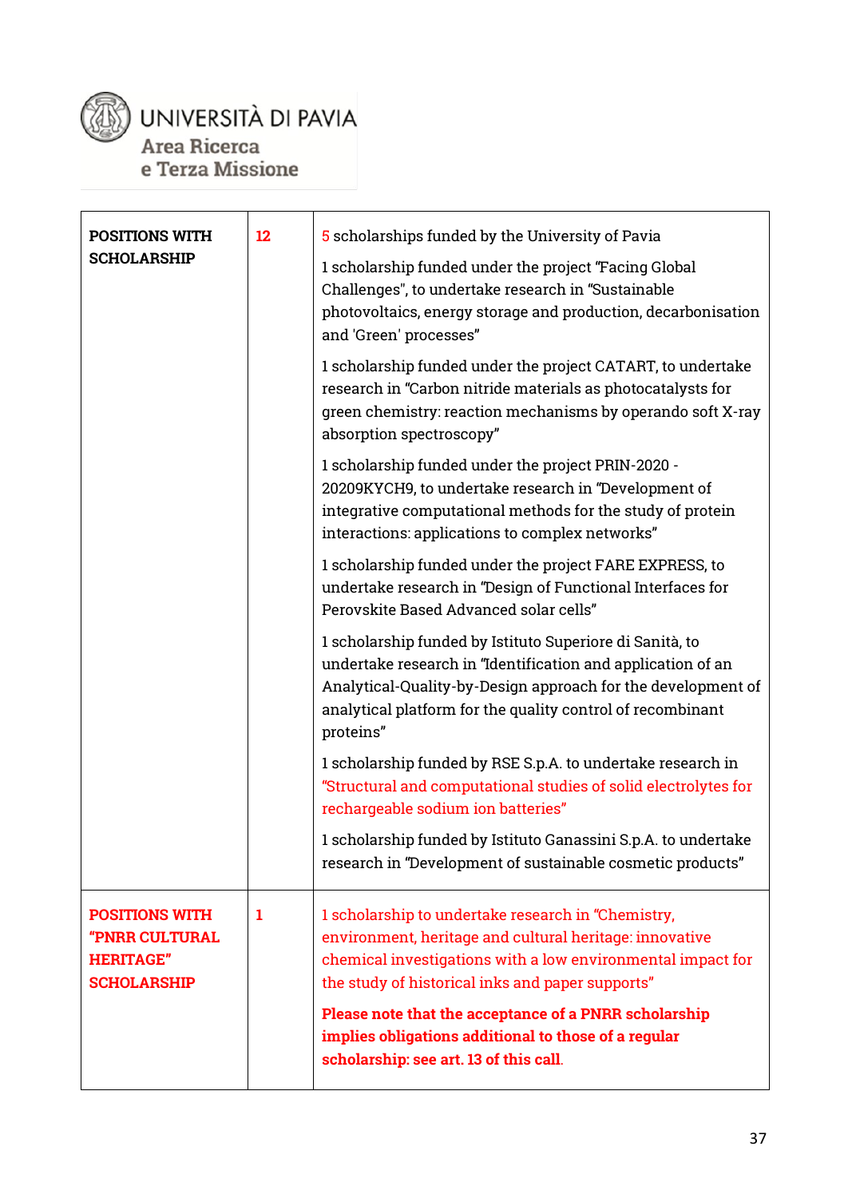| POSITIONS WITH SCHOLARSHIP | 12 | 5 scholarships funded by the University of Pavia<br><br>1 scholarship funded under the project "Facing Global Challenges", to undertake research in "Sustainable photovoltaics, energy storage and production, decarbonisation and 'Green' processes"<br><br>1 scholarship funded under the project CATART, to undertake research in "Carbon nitride materials as photocatalysts for green chemistry: reaction mechanisms by operando soft X-ray absorption spectroscopy"<br><br>1 scholarship funded under the project PRIN-2020 - 20209KYCH9, to undertake research in "Development of integrative computational methods for the study of protein interactions: applications to complex networks"<br><br>1 scholarship funded under the project FARE EXPRESS, to undertake research in "Design of Functional Interfaces for Perovskite Based Advanced solar cells"<br><br>1 scholarship funded by Istituto Superiore di Sanità, to undertake research in "Identification and application of an Analytical-Quality-by-Design approach for the development of analytical platform for the quality control of recombinant proteins"<br><br>1 scholarship funded by RSE S.p.A. to undertake research in "Structural and computational studies of solid electrolytes for rechargeable sodium ion batteries"<br><br>1 scholarship funded by Istituto Ganassini S.p.A. to undertake research in "Development of sustainable cosmetic products" |
|---|---|---|
| **POSITIONS WITH "PNRR CULTURAL HERITAGE" SCHOLARSHIP** | 1 | 1 scholarship to undertake research in "Chemistry, environment, heritage and cultural heritage: innovative chemical investigations with a low environmental impact for the study of historical inks and paper supports"<br><br>**Please note that the acceptance of a PNRR scholarship implies obligations additional to those of a regular scholarship: see art. 13 of this call.** |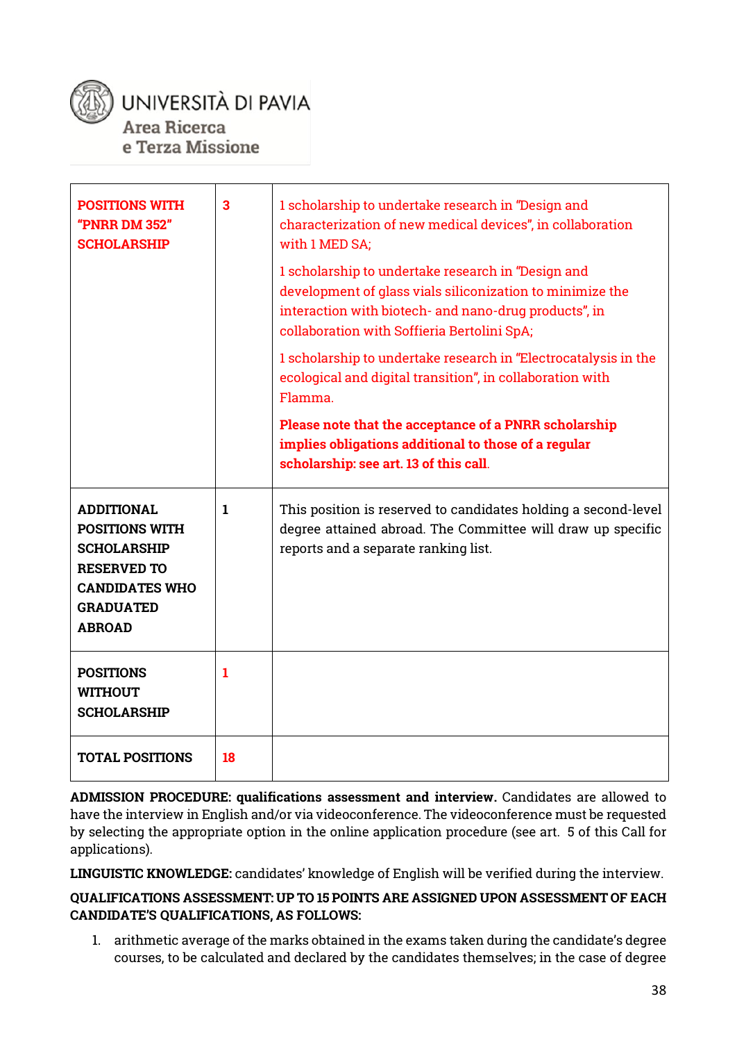UNIVERSITÀ DI PAVIA
Area Ricerca
e Terza Missione

| | | |
|---|---|---|
| **POSITIONS WITH "PNRR DM 352" SCHOLARSHIP** | **3** | 1 scholarship to undertake research in "Design and characterization of new medical devices", in collaboration with 1 MED SA;<br><br>1 scholarship to undertake research in "Design and development of glass vials siliconization to minimize the interaction with biotech- and nano-drug products", in collaboration with Soffieria Bertolini SpA;<br><br>1 scholarship to undertake research in "Electrocatalysis in the ecological and digital transition", in collaboration with Flamma.<br><br>**Please note that the acceptance of a PNRR scholarship implies obligations additional to those of a regular scholarship: see art. 13 of this call**. |
| **ADDITIONAL POSITIONS WITH SCHOLARSHIP RESERVED TO CANDIDATES WHO GRADUATED ABROAD** | **1** | This position is reserved to candidates holding a second-level degree attained abroad. The Committee will draw up specific reports and a separate ranking list. |
| **POSITIONS WITHOUT SCHOLARSHIP** | **1** | |
| **TOTAL POSITIONS** | **18** | |

**ADMISSION PROCEDURE: qualifications assessment and interview.** Candidates are allowed to have the interview in English and/or via videoconference. The videoconference must be requested by selecting the appropriate option in the online application procedure (see art. 5 of this Call for applications).

**LINGUISTIC KNOWLEDGE:** candidates' knowledge of English will be verified during the interview.

**QUALIFICATIONS ASSESSMENT: UP TO 15 POINTS ARE ASSIGNED UPON ASSESSMENT OF EACH CANDIDATE'S QUALIFICATIONS, AS FOLLOWS:**

1. arithmetic average of the marks obtained in the exams taken during the candidate's degree courses, to be calculated and declared by the candidates themselves; in the case of degree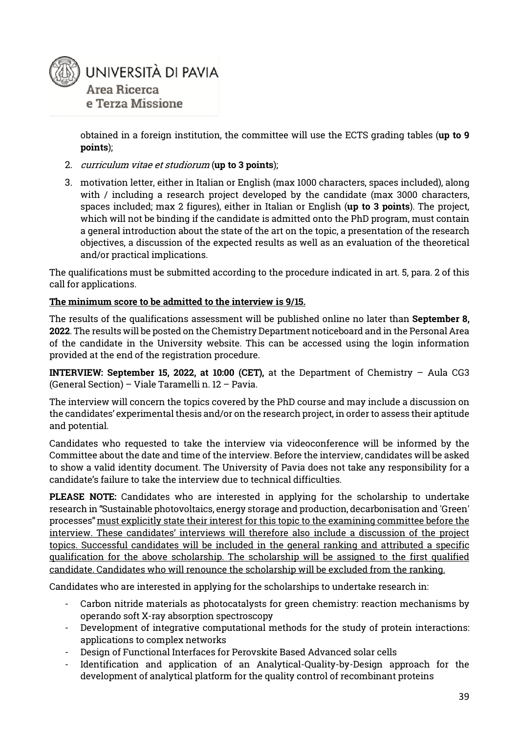obtained in a foreign institution, the committee will use the ECTS grading tables (**up to 9 points**);

2. *curriculum vitae et studiorum* (**up to 3 points**);
3. motivation letter, either in Italian or English (max 1000 characters, spaces included), along with / including a research project developed by the candidate (max 3000 characters, spaces included; max 2 figures), either in Italian or English (**up to 3 points**). The project, which will not be binding if the candidate is admitted onto the PhD program, must contain a general introduction about the state of the art on the topic, a presentation of the research objectives, a discussion of the expected results as well as an evaluation of the theoretical and/or practical implications.

The qualifications must be submitted according to the procedure indicated in art. 5, para. 2 of this call for applications.

<u>**The minimum score to be admitted to the interview is 9/15.**</u>

The results of the qualifications assessment will be published online no later than **September 8, 2022**. The results will be posted on the Chemistry Department noticeboard and in the Personal Area of the candidate in the University website. This can be accessed using the login information provided at the end of the registration procedure.

**INTERVIEW: September 15, 2022, at 10:00 (CET),** at the Department of Chemistry – Aula CG3 (General Section) – Viale Taramelli n. 12 – Pavia.

The interview will concern the topics covered by the PhD course and may include a discussion on the candidates' experimental thesis and/or on the research project, in order to assess their aptitude and potential.

Candidates who requested to take the interview via videoconference will be informed by the Committee about the date and time of the interview. Before the interview, candidates will be asked to show a valid identity document. The University of Pavia does not take any responsibility for a candidate's failure to take the interview due to technical difficulties.

**PLEASE NOTE:** Candidates who are interested in applying for the scholarship to undertake research in "Sustainable photovoltaics, energy storage and production, decarbonisation and 'Green' processes" <u>must explicitly state their interest for this topic to the examining committee before the interview. These candidates' interviews will therefore also include a discussion of the project topics. Successful candidates will be included in the general ranking and attributed a specific qualification for the above scholarship. The scholarship will be assigned to the first qualified candidate. Candidates who will renounce the scholarship will be excluded from the ranking.</u>

Candidates who are interested in applying for the scholarships to undertake research in:

- Carbon nitride materials as photocatalysts for green chemistry: reaction mechanisms by operando soft X-ray absorption spectroscopy
- Development of integrative computational methods for the study of protein interactions: applications to complex networks
- Design of Functional Interfaces for Perovskite Based Advanced solar cells
- Identification and application of an Analytical-Quality-by-Design approach for the development of analytical platform for the quality control of recombinant proteins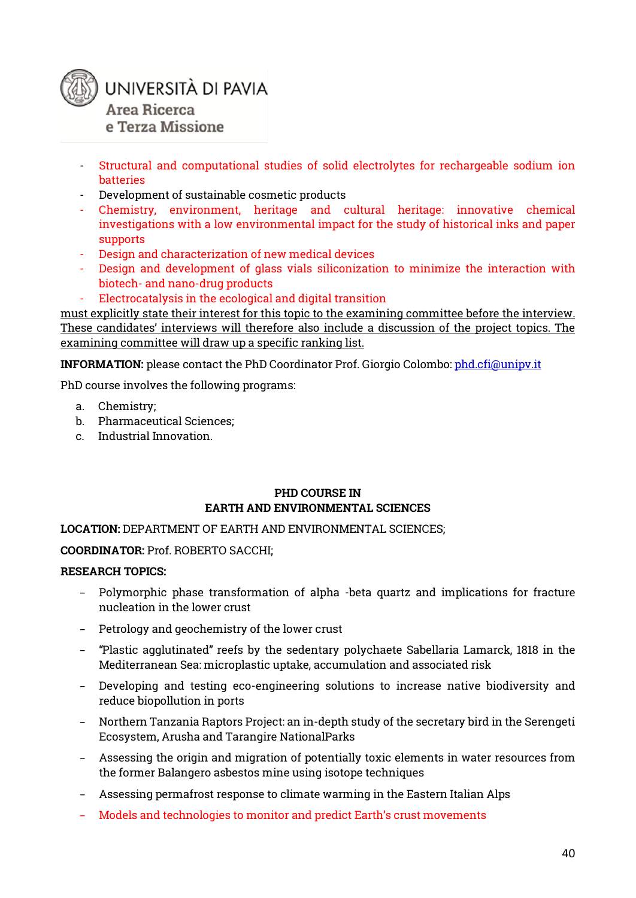- Structural and computational studies of solid electrolytes for rechargeable sodium ion batteries
- Development of sustainable cosmetic products
- Chemistry, environment, heritage and cultural heritage: innovative chemical investigations with a low environmental impact for the study of historical inks and paper supports
- Design and characterization of new medical devices
- Design and development of glass vials siliconization to minimize the interaction with biotech- and nano-drug products
- Electrocatalysis in the ecological and digital transition

must explicitly state their interest for this topic to the examining committee before the interview. These candidates' interviews will therefore also include a discussion of the project topics. The examining committee will draw up a specific ranking list.

**INFORMATION:** please contact the PhD Coordinator Prof. Giorgio Colombo: phd.cfi@unipv.it

PhD course involves the following programs:

a. Chemistry;
b. Pharmaceutical Sciences;
c. Industrial Innovation.

## PHD COURSE IN EARTH AND ENVIRONMENTAL SCIENCES

**LOCATION:** DEPARTMENT OF EARTH AND ENVIRONMENTAL SCIENCES;

**COORDINATOR:** Prof. ROBERTO SACCHI;

**RESEARCH TOPICS:**

- Polymorphic phase transformation of alpha -beta quartz and implications for fracture nucleation in the lower crust
- Petrology and geochemistry of the lower crust
- "Plastic agglutinated" reefs by the sedentary polychaete Sabellaria Lamarck, 1818 in the Mediterranean Sea: microplastic uptake, accumulation and associated risk
- Developing and testing eco-engineering solutions to increase native biodiversity and reduce biopollution in ports
- Northern Tanzania Raptors Project: an in-depth study of the secretary bird in the Serengeti Ecosystem, Arusha and Tarangire NationalParks
- Assessing the origin and migration of potentially toxic elements in water resources from the former Balangero asbestos mine using isotope techniques
- Assessing permafrost response to climate warming in the Eastern Italian Alps
- Models and technologies to monitor and predict Earth's crust movements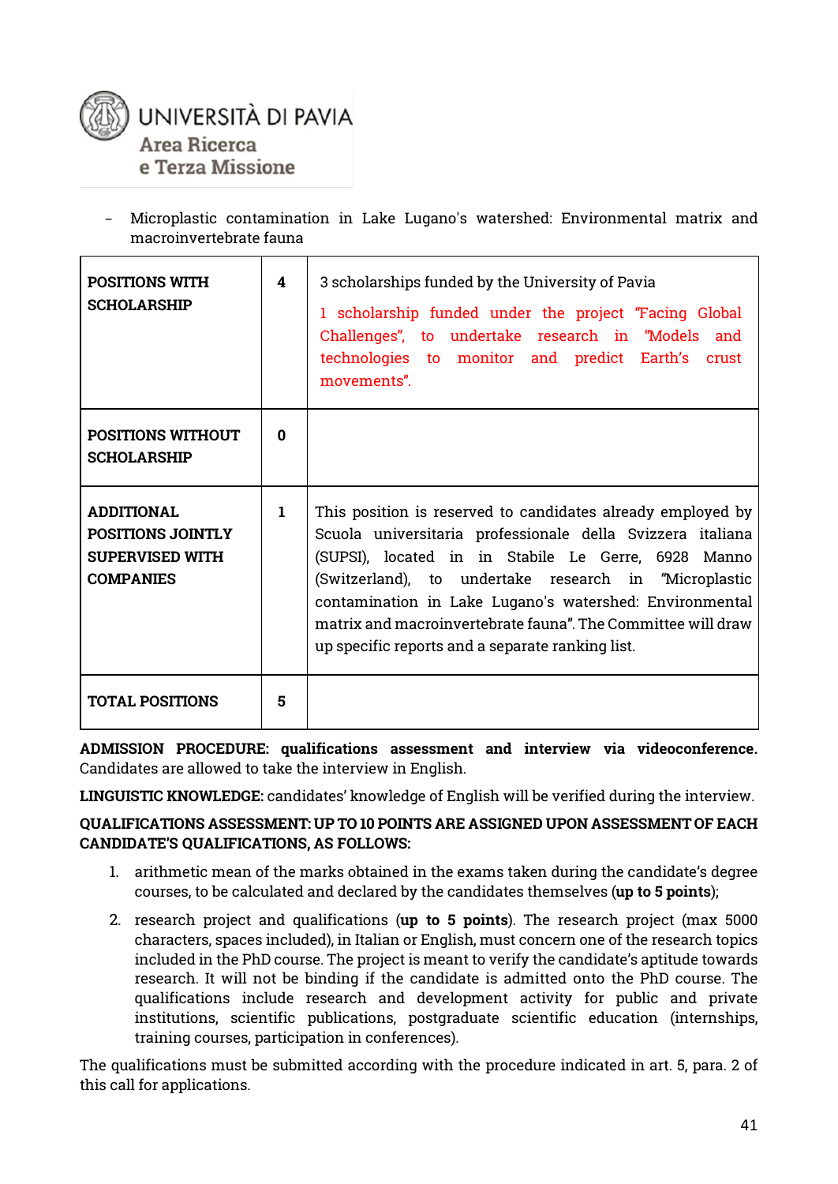- Microplastic contamination in Lake Lugano's watershed: Environmental matrix and macroinvertebrate fauna

| | | |
|---|---|---|
| **POSITIONS WITH SCHOLARSHIP** | **4** | 3 scholarships funded by the University of Pavia<br>1 scholarship funded under the project "Facing Global Challenges", to undertake research in "Models and technologies to monitor and predict Earth's crust movements". |
| **POSITIONS WITHOUT SCHOLARSHIP** | **0** | |
| **ADDITIONAL POSITIONS JOINTLY SUPERVISED WITH COMPANIES** | **1** | This position is reserved to candidates already employed by Scuola universitaria professionale della Svizzera italiana (SUPSI), located in in Stabile Le Gerre, 6928 Manno (Switzerland), to undertake research in "Microplastic contamination in Lake Lugano's watershed: Environmental matrix and macroinvertebrate fauna". The Committee will draw up specific reports and a separate ranking list. |
| **TOTAL POSITIONS** | **5** | |

**ADMISSION PROCEDURE: qualifications assessment and interview via videoconference.** Candidates are allowed to take the interview in English.

**LINGUISTIC KNOWLEDGE:** candidates' knowledge of English will be verified during the interview.

**QUALIFICATIONS ASSESSMENT: UP TO 10 POINTS ARE ASSIGNED UPON ASSESSMENT OF EACH CANDIDATE'S QUALIFICATIONS, AS FOLLOWS:**

1. arithmetic mean of the marks obtained in the exams taken during the candidate's degree courses, to be calculated and declared by the candidates themselves (**up to 5 points**);
2. research project and qualifications (**up to 5 points**). The research project (max 5000 characters, spaces included), in Italian or English, must concern one of the research topics included in the PhD course. The project is meant to verify the candidate's aptitude towards research. It will not be binding if the candidate is admitted onto the PhD course. The qualifications include research and development activity for public and private institutions, scientific publications, postgraduate scientific education (internships, training courses, participation in conferences).

The qualifications must be submitted according with the procedure indicated in art. 5, para. 2 of this call for applications.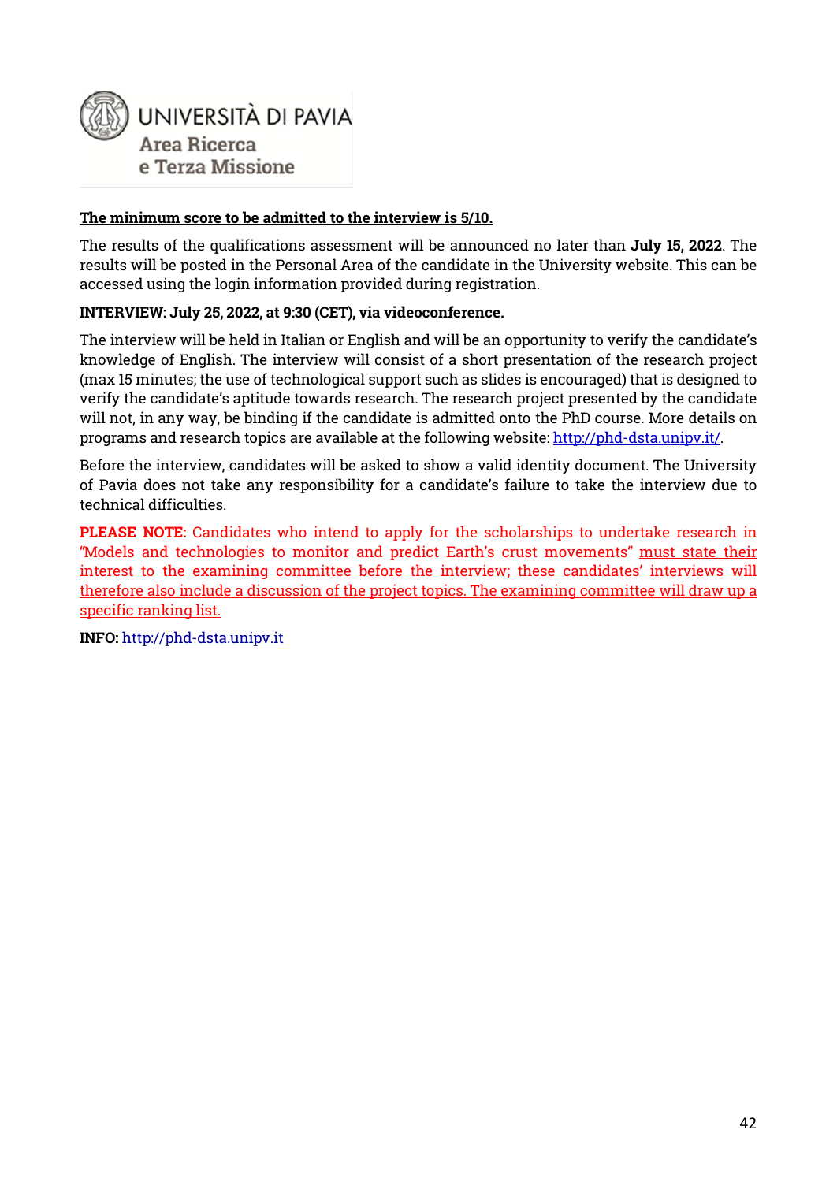**The minimum score to be admitted to the interview is 5/10.**

The results of the qualifications assessment will be announced no later than **July 15, 2022**. The results will be posted in the Personal Area of the candidate in the University website. This can be accessed using the login information provided during registration.

**INTERVIEW: July 25, 2022, at 9:30 (CET), via videoconference.**

The interview will be held in Italian or English and will be an opportunity to verify the candidate's knowledge of English. The interview will consist of a short presentation of the research project (max 15 minutes; the use of technological support such as slides is encouraged) that is designed to verify the candidate's aptitude towards research. The research project presented by the candidate will not, in any way, be binding if the candidate is admitted onto the PhD course. More details on programs and research topics are available at the following website: http://phd-dsta.unipv.it/.

Before the interview, candidates will be asked to show a valid identity document. The University of Pavia does not take any responsibility for a candidate's failure to take the interview due to technical difficulties.

**PLEASE NOTE:** Candidates who intend to apply for the scholarships to undertake research in "Models and technologies to monitor and predict Earth's crust movements" must state their interest to the examining committee before the interview; these candidates' interviews will therefore also include a discussion of the project topics. The examining committee will draw up a specific ranking list.

**INFO:** http://phd-dsta.unipv.it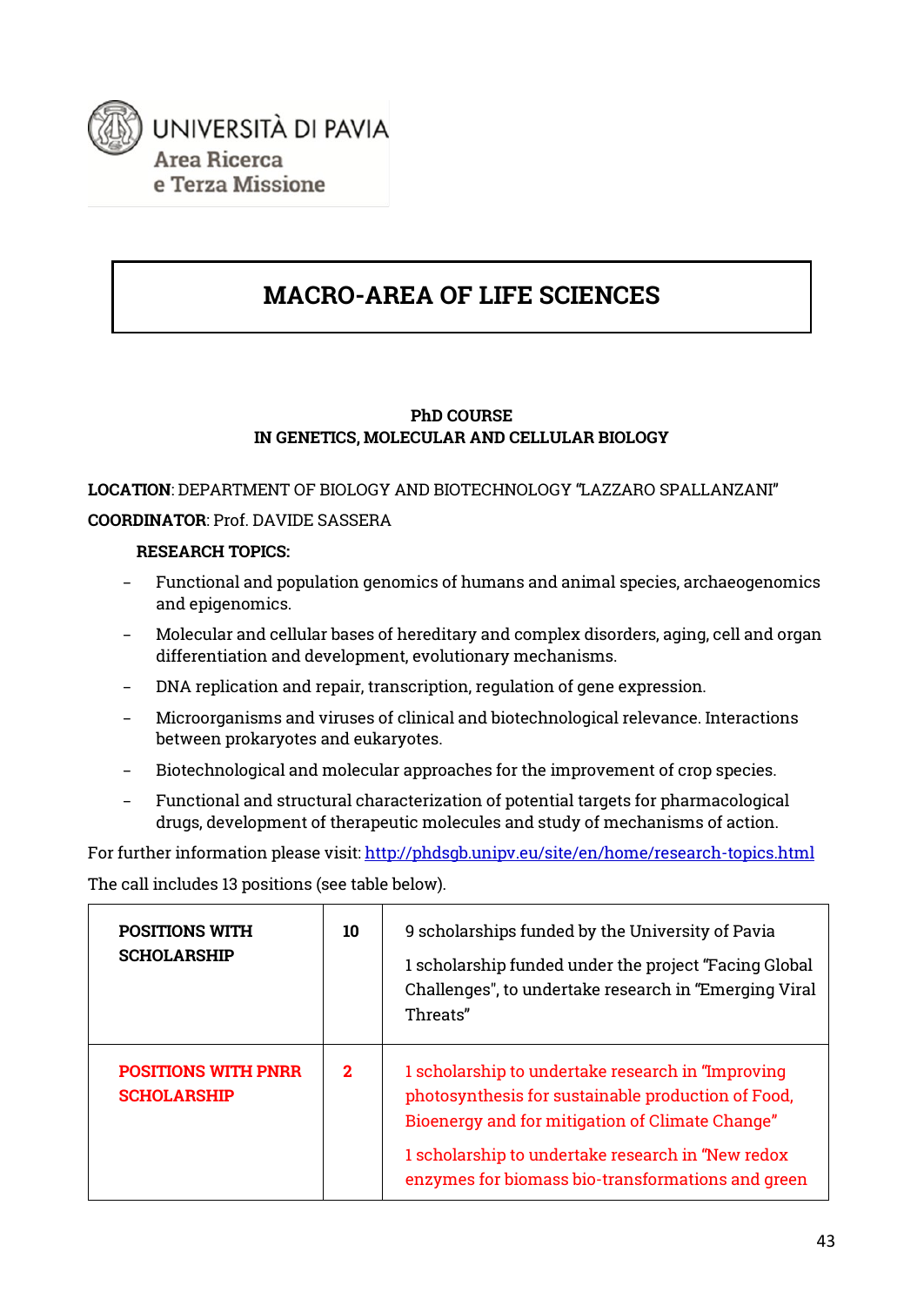UNIVERSITÀ DI PAVIA
Area Ricerca
e Terza Missione

# MACRO-AREA OF LIFE SCIENCES

**PhD COURSE**
**IN GENETICS, MOLECULAR AND CELLULAR BIOLOGY**

**LOCATION**: DEPARTMENT OF BIOLOGY AND BIOTECHNOLOGY "LAZZARO SPALLANZANI"

**COORDINATOR**: Prof. DAVIDE SASSERA

**RESEARCH TOPICS:**

- Functional and population genomics of humans and animal species, archaeogenomics and epigenomics.
- Molecular and cellular bases of hereditary and complex disorders, aging, cell and organ differentiation and development, evolutionary mechanisms.
- DNA replication and repair, transcription, regulation of gene expression.
- Microorganisms and viruses of clinical and biotechnological relevance. Interactions between prokaryotes and eukaryotes.
- Biotechnological and molecular approaches for the improvement of crop species.
- Functional and structural characterization of potential targets for pharmacological drugs, development of therapeutic molecules and study of mechanisms of action.

For further information please visit: http://phdsgb.unipv.eu/site/en/home/research-topics.html

The call includes 13 positions (see table below).

| | | |
|---|---|---|
| **POSITIONS WITH SCHOLARSHIP** | **10** | 9 scholarships funded by the University of Pavia<br><br>1 scholarship funded under the project "Facing Global Challenges", to undertake research in "Emerging Viral Threats" |
| **POSITIONS WITH PNRR SCHOLARSHIP** | **2** | 1 scholarship to undertake research in "Improving photosynthesis for sustainable production of Food, Bioenergy and for mitigation of Climate Change"<br><br>1 scholarship to undertake research in "New redox enzymes for biomass bio-transformations and green |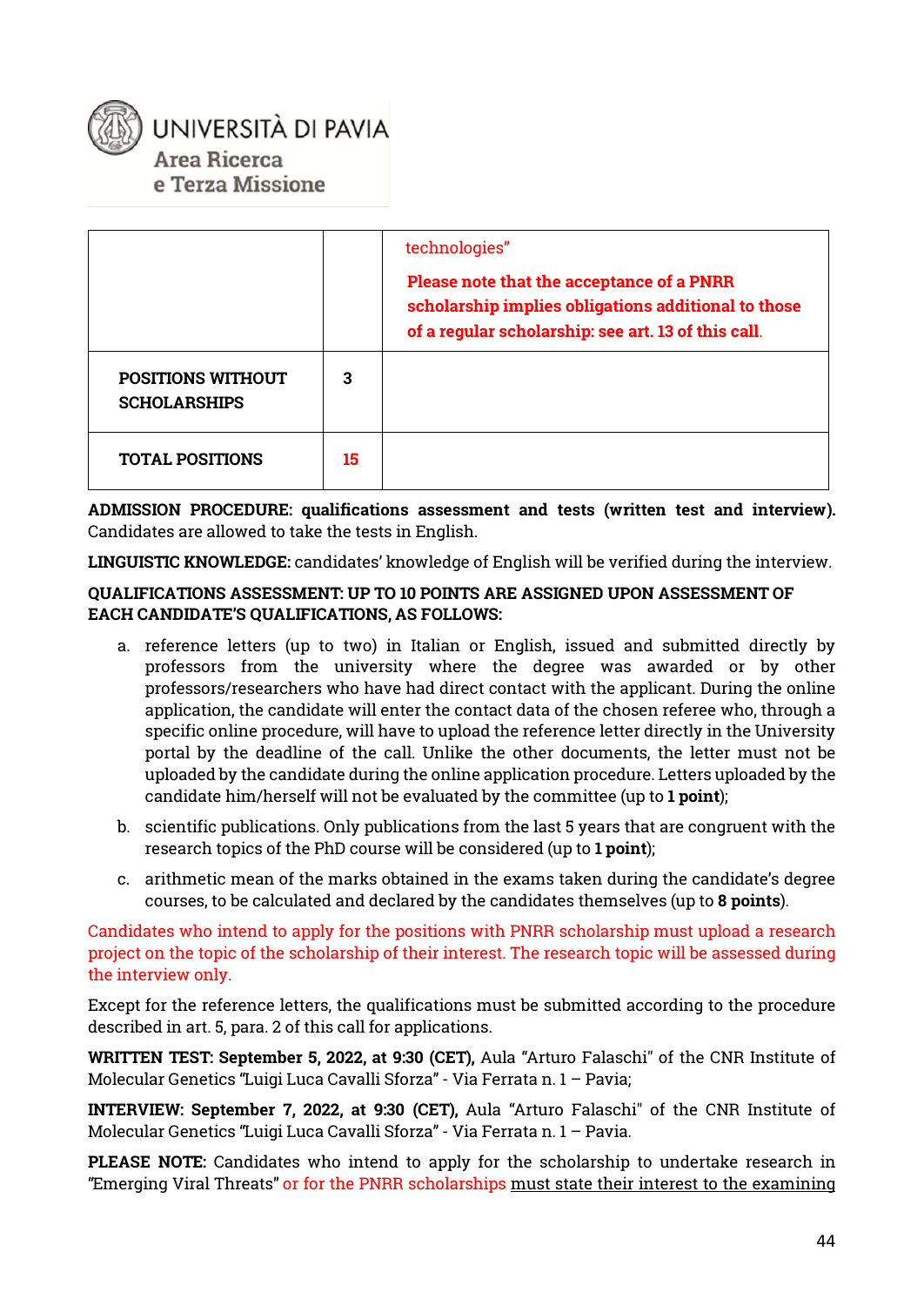| | | |
|---|---|---|
| | | technologies" **Please note that the acceptance of a PNRR scholarship implies obligations additional to those of a regular scholarship: see art. 13 of this call.** |
| **POSITIONS WITHOUT SCHOLARSHIPS** | **3** | |
| **TOTAL POSITIONS** | **15** | |

**ADMISSION PROCEDURE: qualifications assessment and tests (written test and interview).** Candidates are allowed to take the tests in English.

**LINGUISTIC KNOWLEDGE:** candidates' knowledge of English will be verified during the interview.

**QUALIFICATIONS ASSESSMENT: UP TO 10 POINTS ARE ASSIGNED UPON ASSESSMENT OF EACH CANDIDATE'S QUALIFICATIONS, AS FOLLOWS:**

a. reference letters (up to two) in Italian or English, issued and submitted directly by professors from the university where the degree was awarded or by other professors/researchers who have had direct contact with the applicant. During the online application, the candidate will enter the contact data of the chosen referee who, through a specific online procedure, will have to upload the reference letter directly in the University portal by the deadline of the call. Unlike the other documents, the letter must not be uploaded by the candidate during the online application procedure. Letters uploaded by the candidate him/herself will not be evaluated by the committee (up to **1 point**);

b. scientific publications. Only publications from the last 5 years that are congruent with the research topics of the PhD course will be considered (up to **1 point**);

c. arithmetic mean of the marks obtained in the exams taken during the candidate's degree courses, to be calculated and declared by the candidates themselves (up to **8 points**).

Candidates who intend to apply for the positions with PNRR scholarship must upload a research project on the topic of the scholarship of their interest. The research topic will be assessed during the interview only.

Except for the reference letters, the qualifications must be submitted according to the procedure described in art. 5, para. 2 of this call for applications.

**WRITTEN TEST: September 5, 2022, at 9:30 (CET),** Aula "Arturo Falaschi" of the CNR Institute of Molecular Genetics "Luigi Luca Cavalli Sforza" - Via Ferrata n. 1 – Pavia;

**INTERVIEW: September 7, 2022, at 9:30 (CET),** Aula "Arturo Falaschi" of the CNR Institute of Molecular Genetics "Luigi Luca Cavalli Sforza" - Via Ferrata n. 1 – Pavia.

**PLEASE NOTE:** Candidates who intend to apply for the scholarship to undertake research in "Emerging Viral Threats" or for the PNRR scholarships must state their interest to the examining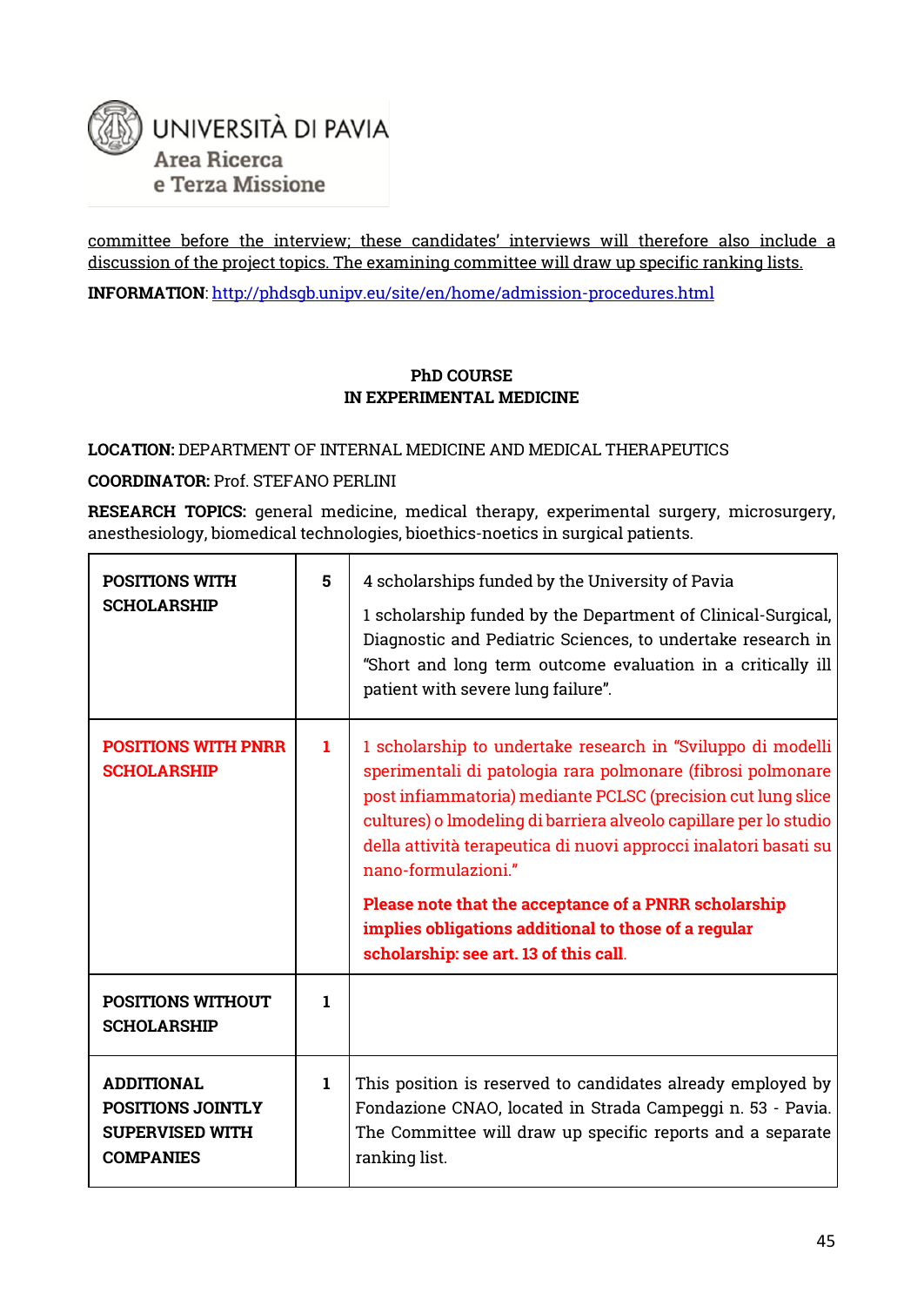committee before the interview; these candidates' interviews will therefore also include a discussion of the project topics. The examining committee will draw up specific ranking lists.

**INFORMATION**: http://phdsgb.unipv.eu/site/en/home/admission-procedures.html

**PhD COURSE**
**IN EXPERIMENTAL MEDICINE**

**LOCATION:** DEPARTMENT OF INTERNAL MEDICINE AND MEDICAL THERAPEUTICS

**COORDINATOR:** Prof. STEFANO PERLINI

**RESEARCH TOPICS:** general medicine, medical therapy, experimental surgery, microsurgery, anesthesiology, biomedical technologies, bioethics-noetics in surgical patients.

| | | |
|---|---|---|
| **POSITIONS WITH SCHOLARSHIP** | **5** | 4 scholarships funded by the University of Pavia<br><br>1 scholarship funded by the Department of Clinical-Surgical, Diagnostic and Pediatric Sciences, to undertake research in "Short and long term outcome evaluation in a critically ill patient with severe lung failure". |
| **POSITIONS WITH PNRR SCHOLARSHIP** | **1** | 1 scholarship to undertake research in "Sviluppo di modelli sperimentali di patologia rara polmonare (fibrosi polmonare post infiammatoria) mediante PCLSC (precision cut lung slice cultures) o lmodeling di barriera alveolo capillare per lo studio della attività terapeutica di nuovi approcci inalatori basati su nano-formulazioni."<br><br>**Please note that the acceptance of a PNRR scholarship implies obligations additional to those of a regular scholarship: see art. 13 of this call**. |
| **POSITIONS WITHOUT SCHOLARSHIP** | **1** | |
| **ADDITIONAL POSITIONS JOINTLY SUPERVISED WITH COMPANIES** | **1** | This position is reserved to candidates already employed by Fondazione CNAO, located in Strada Campeggi n. 53 - Pavia. The Committee will draw up specific reports and a separate ranking list. |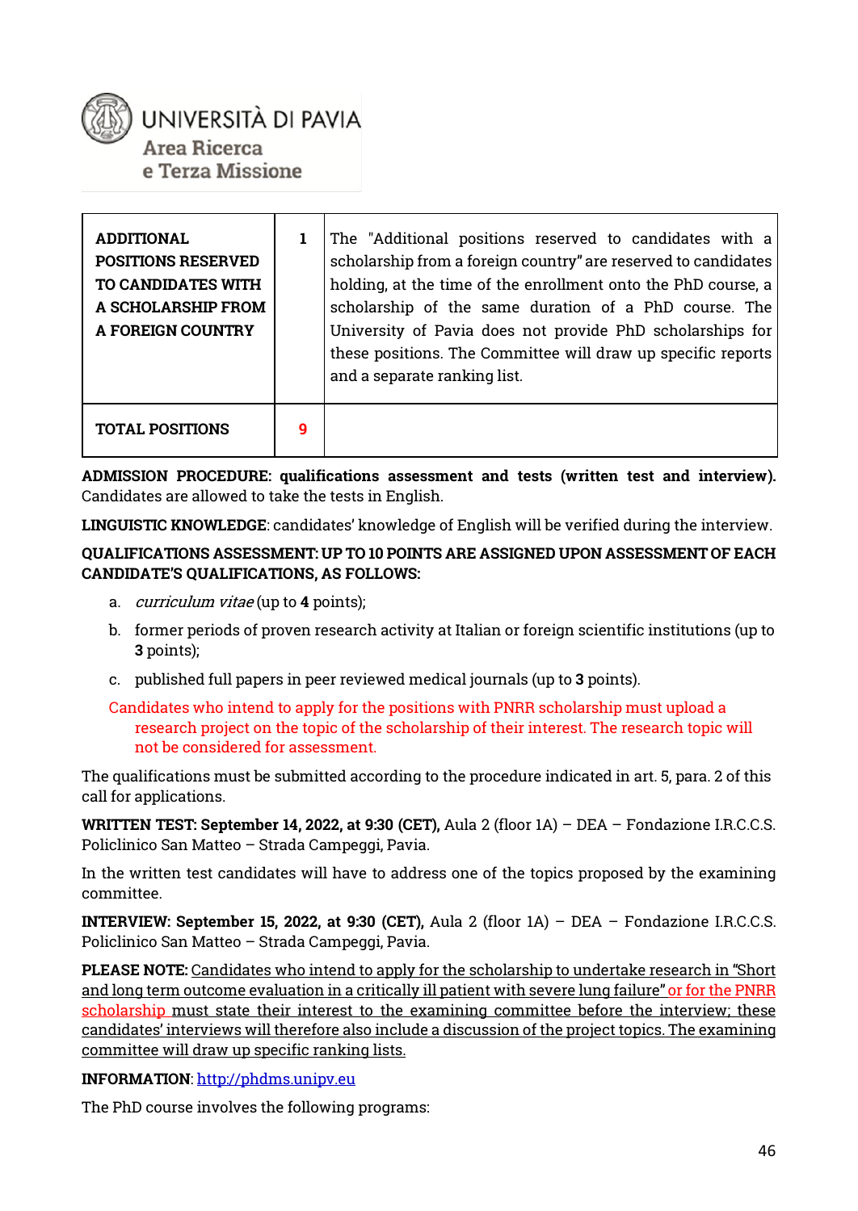UNIVERSITÀ DI PAVIA
Area Ricerca
e Terza Missione

| ADDITIONAL POSITIONS RESERVED TO CANDIDATES WITH A SCHOLARSHIP FROM A FOREIGN COUNTRY | 1 | The "Additional positions reserved to candidates with a scholarship from a foreign country" are reserved to candidates holding, at the time of the enrollment onto the PhD course, a scholarship of the same duration of a PhD course. The University of Pavia does not provide PhD scholarships for these positions. The Committee will draw up specific reports and a separate ranking list. |
|---|---|---|
| **TOTAL POSITIONS** | **9** | |

**ADMISSION PROCEDURE: qualifications assessment and tests (written test and interview).** Candidates are allowed to take the tests in English.

**LINGUISTIC KNOWLEDGE**: candidates' knowledge of English will be verified during the interview.

**QUALIFICATIONS ASSESSMENT: UP TO 10 POINTS ARE ASSIGNED UPON ASSESSMENT OF EACH CANDIDATE'S QUALIFICATIONS, AS FOLLOWS:**

a. *curriculum vitae* (up to **4** points);

b. former periods of proven research activity at Italian or foreign scientific institutions (up to **3** points);

c. published full papers in peer reviewed medical journals (up to **3** points).

Candidates who intend to apply for the positions with PNRR scholarship must upload a research project on the topic of the scholarship of their interest. The research topic will not be considered for assessment.

The qualifications must be submitted according to the procedure indicated in art. 5, para. 2 of this call for applications.

**WRITTEN TEST: September 14, 2022, at 9:30 (CET),** Aula 2 (floor 1A) – DEA – Fondazione I.R.C.C.S. Policlinico San Matteo – Strada Campeggi, Pavia.

In the written test candidates will have to address one of the topics proposed by the examining committee.

**INTERVIEW: September 15, 2022, at 9:30 (CET),** Aula 2 (floor 1A) – DEA – Fondazione I.R.C.C.S. Policlinico San Matteo – Strada Campeggi, Pavia.

**PLEASE NOTE:** Candidates who intend to apply for the scholarship to undertake research in "Short and long term outcome evaluation in a critically ill patient with severe lung failure" or for the PNRR scholarship must state their interest to the examining committee before the interview; these candidates' interviews will therefore also include a discussion of the project topics. The examining committee will draw up specific ranking lists.

**INFORMATION**: http://phdms.unipv.eu

The PhD course involves the following programs: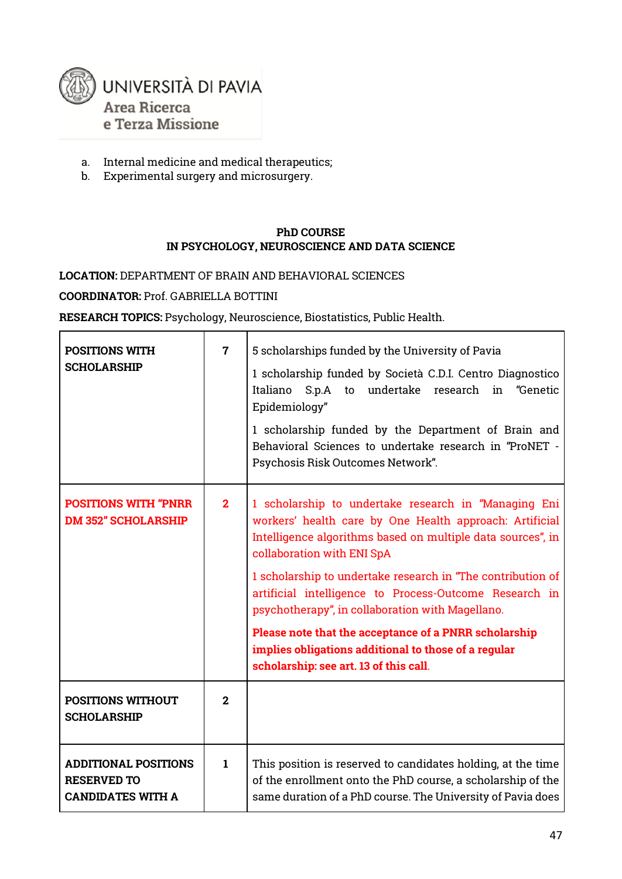a. Internal medicine and medical therapeutics;
b. Experimental surgery and microsurgery.

**PhD COURSE**
**IN PSYCHOLOGY, NEUROSCIENCE AND DATA SCIENCE**

**LOCATION:** DEPARTMENT OF BRAIN AND BEHAVIORAL SCIENCES

**COORDINATOR:** Prof. GABRIELLA BOTTINI

**RESEARCH TOPICS:** Psychology, Neuroscience, Biostatistics, Public Health.

| | | |
|---|---|---|
| **POSITIONS WITH SCHOLARSHIP** | 7 | 5 scholarships funded by the University of Pavia<br>1 scholarship funded by Società C.D.I. Centro Diagnostico Italiano S.p.A to undertake research in "Genetic Epidemiology"<br>1 scholarship funded by the Department of Brain and Behavioral Sciences to undertake research in "ProNET - Psychosis Risk Outcomes Network". |
| **POSITIONS WITH "PNRR DM 352" SCHOLARSHIP** | 2 | 1 scholarship to undertake research in "Managing Eni workers' health care by One Health approach: Artificial Intelligence algorithms based on multiple data sources", in collaboration with ENI SpA<br>1 scholarship to undertake research in "The contribution of artificial intelligence to Process-Outcome Research in psychotherapy", in collaboration with Magellano.<br>**Please note that the acceptance of a PNRR scholarship implies obligations additional to those of a regular scholarship: see art. 13 of this call.** |
| **POSITIONS WITHOUT SCHOLARSHIP** | 2 | |
| **ADDITIONAL POSITIONS RESERVED TO CANDIDATES WITH A** | 1 | This position is reserved to candidates holding, at the time of the enrollment onto the PhD course, a scholarship of the same duration of a PhD course. The University of Pavia does |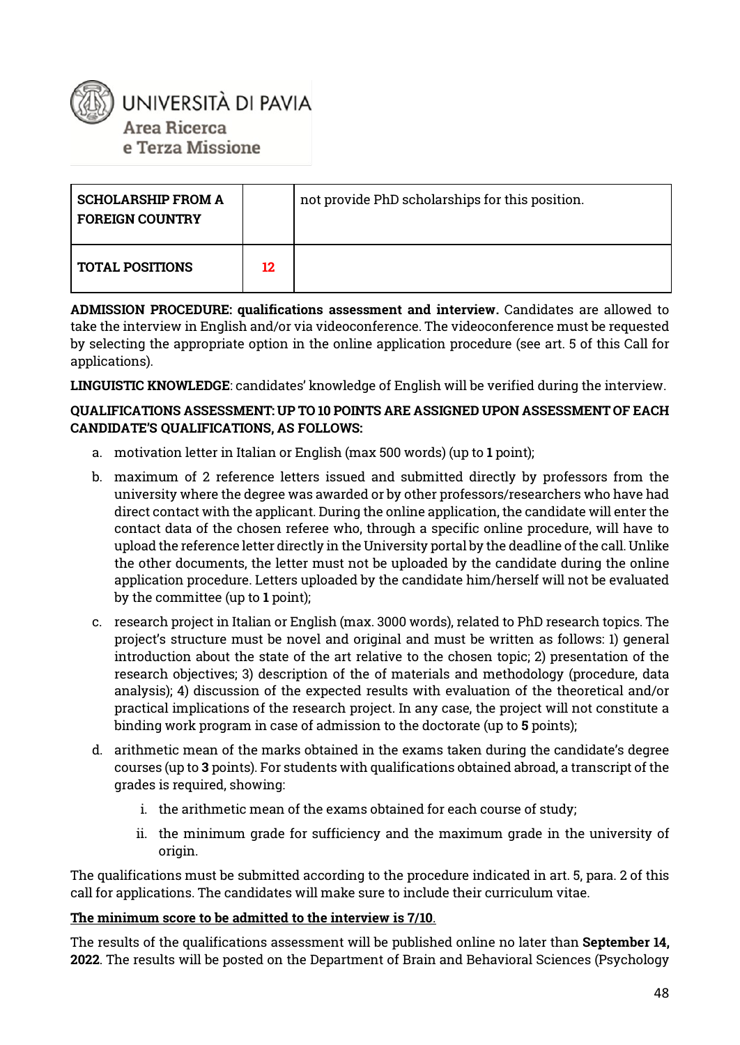| SCHOLARSHIP FROM A FOREIGN COUNTRY | | not provide PhD scholarships for this position. |
|---|---|---|
| **TOTAL POSITIONS** | **12** | |

**ADMISSION PROCEDURE: qualifications assessment and interview.** Candidates are allowed to take the interview in English and/or via videoconference. The videoconference must be requested by selecting the appropriate option in the online application procedure (see art. 5 of this Call for applications).

**LINGUISTIC KNOWLEDGE**: candidates' knowledge of English will be verified during the interview.

**QUALIFICATIONS ASSESSMENT: UP TO 10 POINTS ARE ASSIGNED UPON ASSESSMENT OF EACH CANDIDATE'S QUALIFICATIONS, AS FOLLOWS:**

a. motivation letter in Italian or English (max 500 words) (up to **1** point);

b. maximum of 2 reference letters issued and submitted directly by professors from the university where the degree was awarded or by other professors/researchers who have had direct contact with the applicant. During the online application, the candidate will enter the contact data of the chosen referee who, through a specific online procedure, will have to upload the reference letter directly in the University portal by the deadline of the call. Unlike the other documents, the letter must not be uploaded by the candidate during the online application procedure. Letters uploaded by the candidate him/herself will not be evaluated by the committee (up to **1** point);

c. research project in Italian or English (max. 3000 words), related to PhD research topics. The project's structure must be novel and original and must be written as follows: 1) general introduction about the state of the art relative to the chosen topic; 2) presentation of the research objectives; 3) description of the of materials and methodology (procedure, data analysis); 4) discussion of the expected results with evaluation of the theoretical and/or practical implications of the research project. In any case, the project will not constitute a binding work program in case of admission to the doctorate (up to **5** points);

d. arithmetic mean of the marks obtained in the exams taken during the candidate's degree courses (up to **3** points). For students with qualifications obtained abroad, a transcript of the grades is required, showing:

   i. the arithmetic mean of the exams obtained for each course of study;

   ii. the minimum grade for sufficiency and the maximum grade in the university of origin.

The qualifications must be submitted according to the procedure indicated in art. 5, para. 2 of this call for applications. The candidates will make sure to include their curriculum vitae.

**The minimum score to be admitted to the interview is 7/10.**

The results of the qualifications assessment will be published online no later than **September 14, 2022**. The results will be posted on the Department of Brain and Behavioral Sciences (Psychology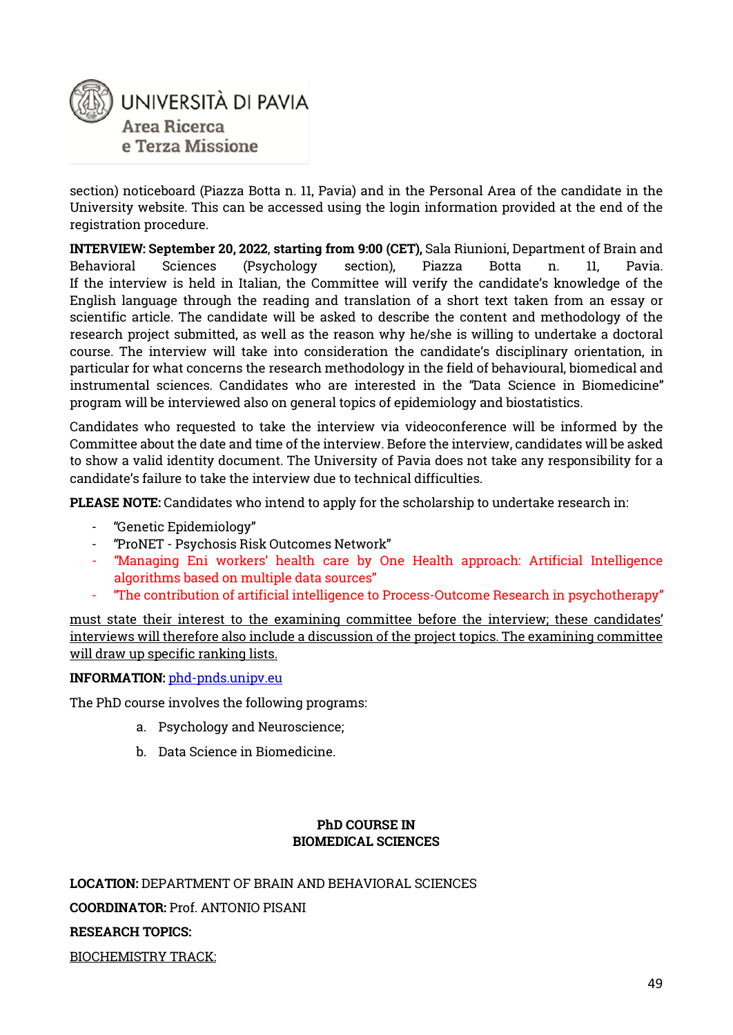section) noticeboard (Piazza Botta n. 11, Pavia) and in the Personal Area of the candidate in the University website. This can be accessed using the login information provided at the end of the registration procedure.

**INTERVIEW: September 20, 2022, starting from 9:00 (CET),** Sala Riunioni, Department of Brain and Behavioral Sciences (Psychology section), Piazza Botta n. 11, Pavia. If the interview is held in Italian, the Committee will verify the candidate's knowledge of the English language through the reading and translation of a short text taken from an essay or scientific article. The candidate will be asked to describe the content and methodology of the research project submitted, as well as the reason why he/she is willing to undertake a doctoral course. The interview will take into consideration the candidate's disciplinary orientation, in particular for what concerns the research methodology in the field of behavioural, biomedical and instrumental sciences. Candidates who are interested in the "Data Science in Biomedicine" program will be interviewed also on general topics of epidemiology and biostatistics.

Candidates who requested to take the interview via videoconference will be informed by the Committee about the date and time of the interview. Before the interview, candidates will be asked to show a valid identity document. The University of Pavia does not take any responsibility for a candidate's failure to take the interview due to technical difficulties.

**PLEASE NOTE:** Candidates who intend to apply for the scholarship to undertake research in:

- "Genetic Epidemiology"
- "ProNET - Psychosis Risk Outcomes Network"
- "Managing Eni workers' health care by One Health approach: Artificial Intelligence algorithms based on multiple data sources"
- "The contribution of artificial intelligence to Process-Outcome Research in psychotherapy"

must state their interest to the examining committee before the interview; these candidates' interviews will therefore also include a discussion of the project topics. The examining committee will draw up specific ranking lists.

**INFORMATION:** phd-pnds.unipv.eu

The PhD course involves the following programs:

a. Psychology and Neuroscience;

b. Data Science in Biomedicine.

## PhD COURSE IN BIOMEDICAL SCIENCES

**LOCATION:** DEPARTMENT OF BRAIN AND BEHAVIORAL SCIENCES

**COORDINATOR:** Prof. ANTONIO PISANI

**RESEARCH TOPICS:**

BIOCHEMISTRY TRACK: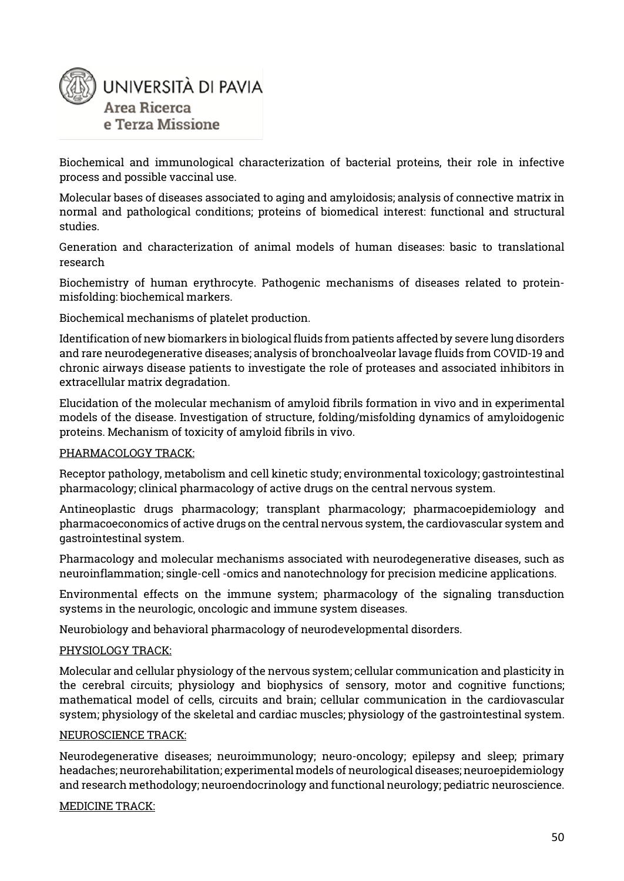Biochemical and immunological characterization of bacterial proteins, their role in infective process and possible vaccinal use.

Molecular bases of diseases associated to aging and amyloidosis; analysis of connective matrix in normal and pathological conditions; proteins of biomedical interest: functional and structural studies.

Generation and characterization of animal models of human diseases: basic to translational research

Biochemistry of human erythrocyte. Pathogenic mechanisms of diseases related to protein-misfolding: biochemical markers.

Biochemical mechanisms of platelet production.

Identification of new biomarkers in biological fluids from patients affected by severe lung disorders and rare neurodegenerative diseases; analysis of bronchoalveolar lavage fluids from COVID-19 and chronic airways disease patients to investigate the role of proteases and associated inhibitors in extracellular matrix degradation.

Elucidation of the molecular mechanism of amyloid fibrils formation in vivo and in experimental models of the disease. Investigation of structure, folding/misfolding dynamics of amyloidogenic proteins. Mechanism of toxicity of amyloid fibrils in vivo.

PHARMACOLOGY TRACK:

Receptor pathology, metabolism and cell kinetic study; environmental toxicology; gastrointestinal pharmacology; clinical pharmacology of active drugs on the central nervous system.

Antineoplastic drugs pharmacology; transplant pharmacology; pharmacoepidemiology and pharmacoeconomics of active drugs on the central nervous system, the cardiovascular system and gastrointestinal system.

Pharmacology and molecular mechanisms associated with neurodegenerative diseases, such as neuroinflammation; single-cell -omics and nanotechnology for precision medicine applications.

Environmental effects on the immune system; pharmacology of the signaling transduction systems in the neurologic, oncologic and immune system diseases.

Neurobiology and behavioral pharmacology of neurodevelopmental disorders.

PHYSIOLOGY TRACK:

Molecular and cellular physiology of the nervous system; cellular communication and plasticity in the cerebral circuits; physiology and biophysics of sensory, motor and cognitive functions; mathematical model of cells, circuits and brain; cellular communication in the cardiovascular system; physiology of the skeletal and cardiac muscles; physiology of the gastrointestinal system.

NEUROSCIENCE TRACK:

Neurodegenerative diseases; neuroimmunology; neuro-oncology; epilepsy and sleep; primary headaches; neurorehabilitation; experimental models of neurological diseases; neuroepidemiology and research methodology; neuroendocrinology and functional neurology; pediatric neuroscience.

MEDICINE TRACK: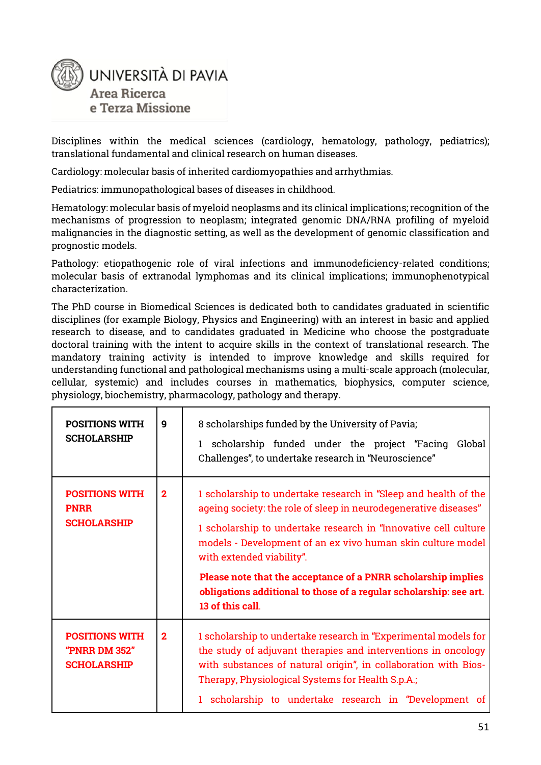Disciplines within the medical sciences (cardiology, hematology, pathology, pediatrics); translational fundamental and clinical research on human diseases.

Cardiology: molecular basis of inherited cardiomyopathies and arrhythmias.

Pediatrics: immunopathological bases of diseases in childhood.

Hematology: molecular basis of myeloid neoplasms and its clinical implications; recognition of the mechanisms of progression to neoplasm; integrated genomic DNA/RNA profiling of myeloid malignancies in the diagnostic setting, as well as the development of genomic classification and prognostic models.

Pathology: etiopathogenic role of viral infections and immunodeficiency-related conditions; molecular basis of extranodal lymphomas and its clinical implications; immunophenotypical characterization.

The PhD course in Biomedical Sciences is dedicated both to candidates graduated in scientific disciplines (for example Biology, Physics and Engineering) with an interest in basic and applied research to disease, and to candidates graduated in Medicine who choose the postgraduate doctoral training with the intent to acquire skills in the context of translational research. The mandatory training activity is intended to improve knowledge and skills required for understanding functional and pathological mechanisms using a multi-scale approach (molecular, cellular, systemic) and includes courses in mathematics, biophysics, computer science, physiology, biochemistry, pharmacology, pathology and therapy.

| | | |
|---|---|---|
| **POSITIONS WITH SCHOLARSHIP** | **9** | 8 scholarships funded by the University of Pavia;<br>1 scholarship funded under the project "Facing Global Challenges", to undertake research in "Neuroscience" |
| **POSITIONS WITH PNRR SCHOLARSHIP** | **2** | 1 scholarship to undertake research in "Sleep and health of the ageing society: the role of sleep in neurodegenerative diseases"<br>1 scholarship to undertake research in "Innovative cell culture models - Development of an ex vivo human skin culture model with extended viability".<br>**Please note that the acceptance of a PNRR scholarship implies obligations additional to those of a regular scholarship: see art. 13 of this call**. |
| **POSITIONS WITH "PNRR DM 352" SCHOLARSHIP** | **2** | 1 scholarship to undertake research in "Experimental models for the study of adjuvant therapies and interventions in oncology with substances of natural origin", in collaboration with Bios-Therapy, Physiological Systems for Health S.p.A.;<br>1 scholarship to undertake research in "Development of |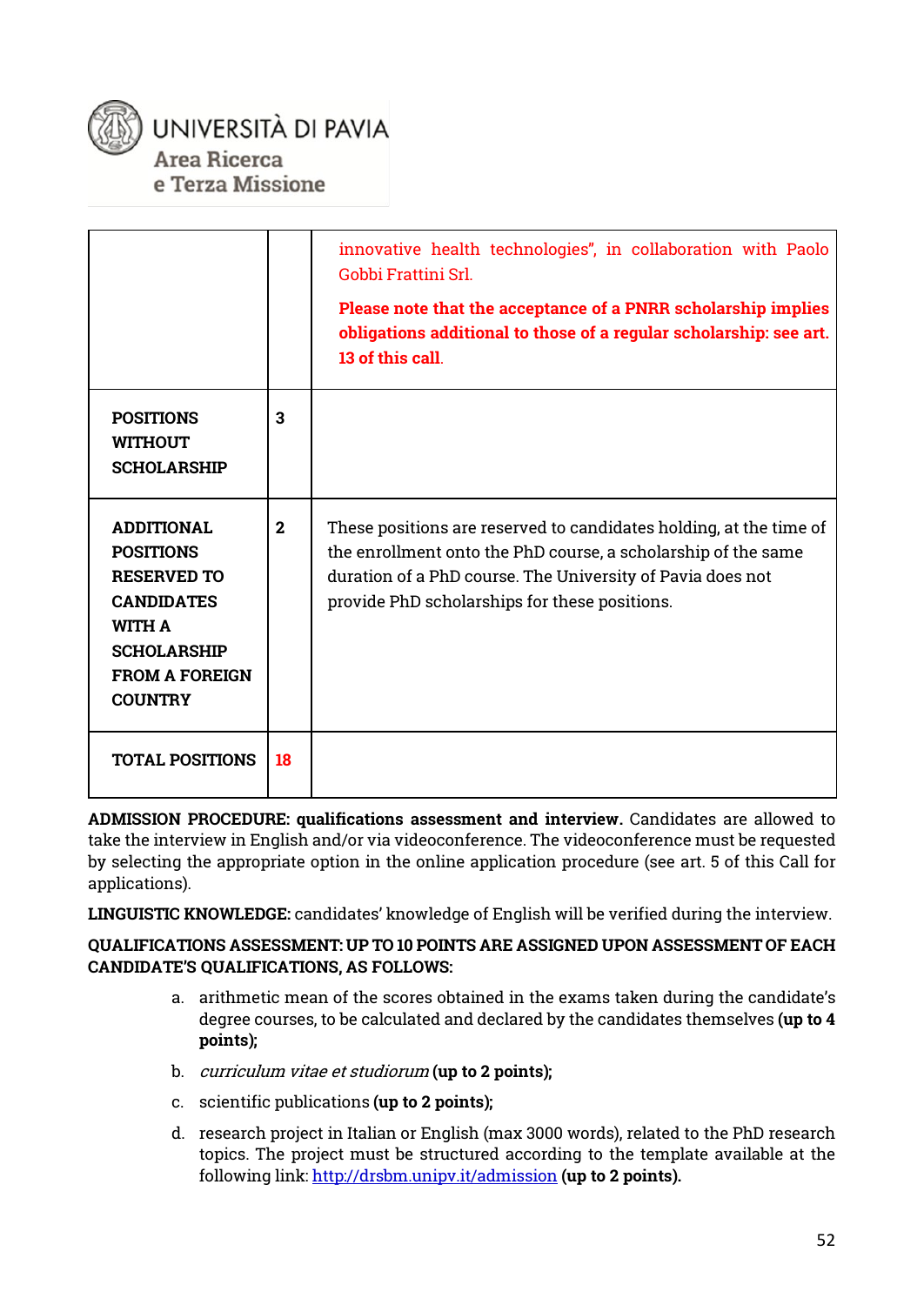| | | |
|---|---|---|
| | | innovative health technologies", in collaboration with Paolo Gobbi Frattini Srl. **Please note that the acceptance of a PNRR scholarship implies obligations additional to those of a regular scholarship: see art. 13 of this call.** |
| **POSITIONS WITHOUT SCHOLARSHIP** | **3** | |
| **ADDITIONAL POSITIONS RESERVED TO CANDIDATES WITH A SCHOLARSHIP FROM A FOREIGN COUNTRY** | **2** | These positions are reserved to candidates holding, at the time of the enrollment onto the PhD course, a scholarship of the same duration of a PhD course. The University of Pavia does not provide PhD scholarships for these positions. |
| **TOTAL POSITIONS** | **18** | |

**ADMISSION PROCEDURE: qualifications assessment and interview.** Candidates are allowed to take the interview in English and/or via videoconference. The videoconference must be requested by selecting the appropriate option in the online application procedure (see art. 5 of this Call for applications).

**LINGUISTIC KNOWLEDGE:** candidates' knowledge of English will be verified during the interview.

**QUALIFICATIONS ASSESSMENT: UP TO 10 POINTS ARE ASSIGNED UPON ASSESSMENT OF EACH CANDIDATE'S QUALIFICATIONS, AS FOLLOWS:**

a. arithmetic mean of the scores obtained in the exams taken during the candidate's degree courses, to be calculated and declared by the candidates themselves **(up to 4 points);**

b. *curriculum vitae et studiorum* **(up to 2 points);**

c. scientific publications **(up to 2 points);**

d. research project in Italian or English (max 3000 words), related to the PhD research topics. The project must be structured according to the template available at the following link: http://drsbm.unipv.it/admission **(up to 2 points).**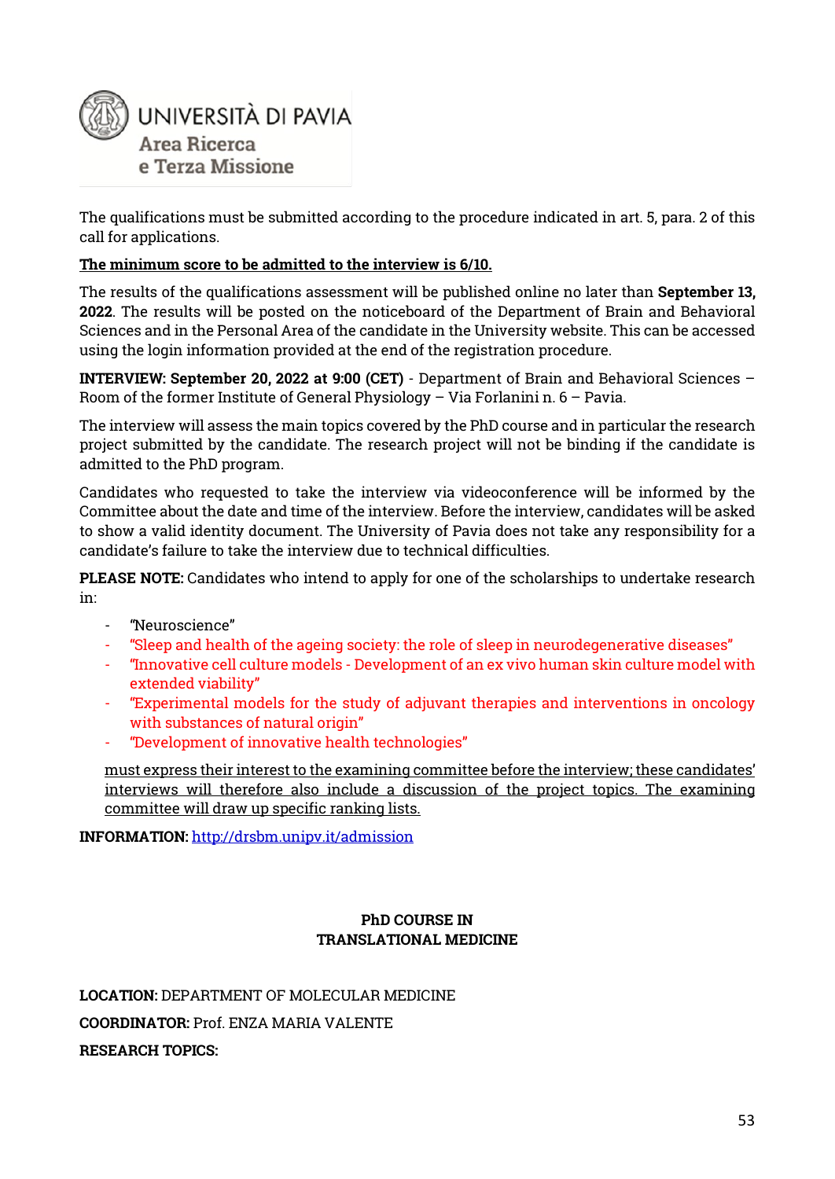The qualifications must be submitted according to the procedure indicated in art. 5, para. 2 of this call for applications.

**The minimum score to be admitted to the interview is 6/10.**

The results of the qualifications assessment will be published online no later than **September 13, 2022**. The results will be posted on the noticeboard of the Department of Brain and Behavioral Sciences and in the Personal Area of the candidate in the University website. This can be accessed using the login information provided at the end of the registration procedure.

**INTERVIEW: September 20, 2022 at 9:00 (CET)** - Department of Brain and Behavioral Sciences – Room of the former Institute of General Physiology – Via Forlanini n. 6 – Pavia.

The interview will assess the main topics covered by the PhD course and in particular the research project submitted by the candidate. The research project will not be binding if the candidate is admitted to the PhD program.

Candidates who requested to take the interview via videoconference will be informed by the Committee about the date and time of the interview. Before the interview, candidates will be asked to show a valid identity document. The University of Pavia does not take any responsibility for a candidate's failure to take the interview due to technical difficulties.

**PLEASE NOTE:** Candidates who intend to apply for one of the scholarships to undertake research in:

- "Neuroscience"
- "Sleep and health of the ageing society: the role of sleep in neurodegenerative diseases"
- "Innovative cell culture models - Development of an ex vivo human skin culture model with extended viability"
- "Experimental models for the study of adjuvant therapies and interventions in oncology with substances of natural origin"
- "Development of innovative health technologies"

must express their interest to the examining committee before the interview; these candidates' interviews will therefore also include a discussion of the project topics. The examining committee will draw up specific ranking lists.

**INFORMATION:** http://drsbm.unipv.it/admission

## PhD COURSE IN TRANSLATIONAL MEDICINE

**LOCATION:** DEPARTMENT OF MOLECULAR MEDICINE

**COORDINATOR:** Prof. ENZA MARIA VALENTE

**RESEARCH TOPICS:**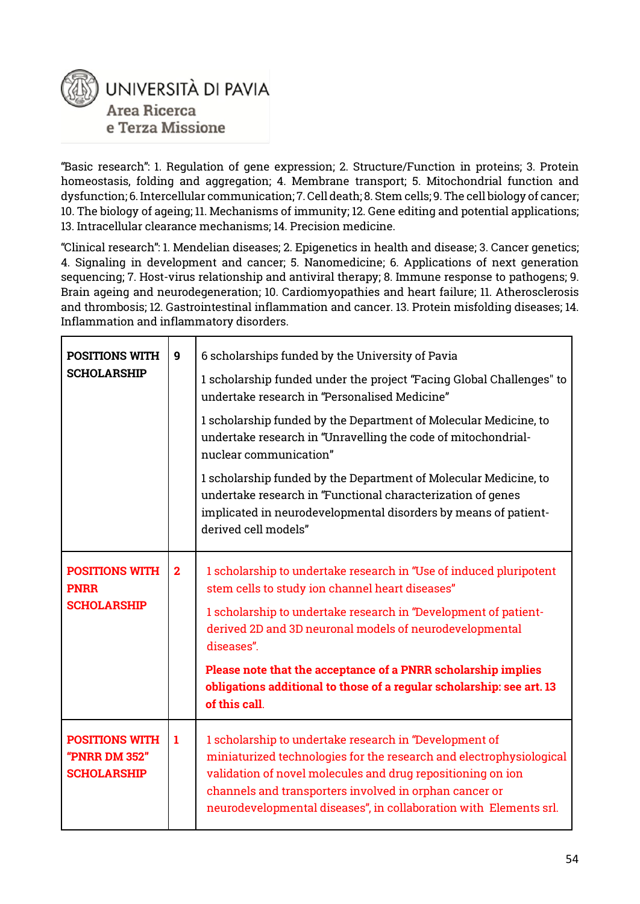"Basic research": 1. Regulation of gene expression; 2. Structure/Function in proteins; 3. Protein homeostasis, folding and aggregation; 4. Membrane transport; 5. Mitochondrial function and dysfunction; 6. Intercellular communication; 7. Cell death; 8. Stem cells; 9. The cell biology of cancer; 10. The biology of ageing; 11. Mechanisms of immunity; 12. Gene editing and potential applications; 13. Intracellular clearance mechanisms; 14. Precision medicine.

"Clinical research": 1. Mendelian diseases; 2. Epigenetics in health and disease; 3. Cancer genetics; 4. Signaling in development and cancer; 5. Nanomedicine; 6. Applications of next generation sequencing; 7. Host-virus relationship and antiviral therapy; 8. Immune response to pathogens; 9. Brain ageing and neurodegeneration; 10. Cardiomyopathies and heart failure; 11. Atherosclerosis and thrombosis; 12. Gastrointestinal inflammation and cancer. 13. Protein misfolding diseases; 14. Inflammation and inflammatory disorders.

| | | |
|---|---|---|
| **POSITIONS WITH SCHOLARSHIP** | **9** | 6 scholarships funded by the University of Pavia<br><br>1 scholarship funded under the project "Facing Global Challenges" to undertake research in "Personalised Medicine"<br><br>1 scholarship funded by the Department of Molecular Medicine, to undertake research in "Unravelling the code of mitochondrial-nuclear communication"<br><br>1 scholarship funded by the Department of Molecular Medicine, to undertake research in "Functional characterization of genes implicated in neurodevelopmental disorders by means of patient-derived cell models" |
| **POSITIONS WITH PNRR SCHOLARSHIP** | **2** | 1 scholarship to undertake research in "Use of induced pluripotent stem cells to study ion channel heart diseases"<br><br>1 scholarship to undertake research in "Development of patient-derived 2D and 3D neuronal models of neurodevelopmental diseases".<br><br>**Please note that the acceptance of a PNRR scholarship implies obligations additional to those of a regular scholarship: see art. 13 of this call**. |
| **POSITIONS WITH "PNRR DM 352" SCHOLARSHIP** | **1** | 1 scholarship to undertake research in "Development of miniaturized technologies for the research and electrophysiological validation of novel molecules and drug repositioning on ion channels and transporters involved in orphan cancer or neurodevelopmental diseases", in collaboration with Elements srl. |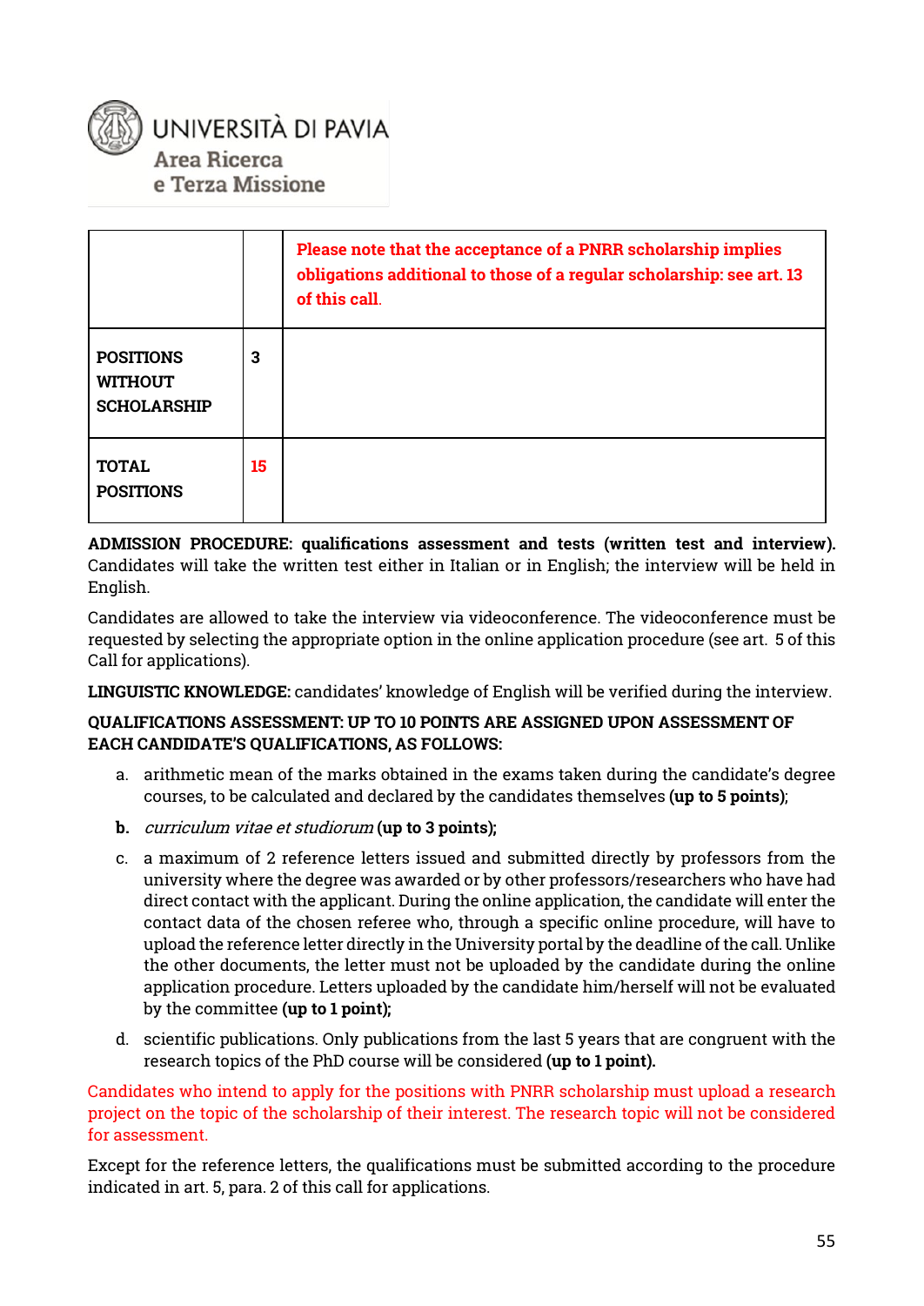|  |  | **Please note that the acceptance of a PNRR scholarship implies obligations additional to those of a regular scholarship: see art. 13 of this call.** |
|---|---|---|
| **POSITIONS WITHOUT SCHOLARSHIP** | **3** |  |
| **TOTAL POSITIONS** | **15** |  |

**ADMISSION PROCEDURE: qualifications assessment and tests (written test and interview).** Candidates will take the written test either in Italian or in English; the interview will be held in English.

Candidates are allowed to take the interview via videoconference. The videoconference must be requested by selecting the appropriate option in the online application procedure (see art. 5 of this Call for applications).

**LINGUISTIC KNOWLEDGE:** candidates' knowledge of English will be verified during the interview.

**QUALIFICATIONS ASSESSMENT: UP TO 10 POINTS ARE ASSIGNED UPON ASSESSMENT OF EACH CANDIDATE'S QUALIFICATIONS, AS FOLLOWS:**

a. arithmetic mean of the marks obtained in the exams taken during the candidate's degree courses, to be calculated and declared by the candidates themselves **(up to 5 points)**;

**b.** *curriculum vitae et studiorum* **(up to 3 points);**

c. a maximum of 2 reference letters issued and submitted directly by professors from the university where the degree was awarded or by other professors/researchers who have had direct contact with the applicant. During the online application, the candidate will enter the contact data of the chosen referee who, through a specific online procedure, will have to upload the reference letter directly in the University portal by the deadline of the call. Unlike the other documents, the letter must not be uploaded by the candidate during the online application procedure. Letters uploaded by the candidate him/herself will not be evaluated by the committee **(up to 1 point);**

d. scientific publications. Only publications from the last 5 years that are congruent with the research topics of the PhD course will be considered **(up to 1 point).**

Candidates who intend to apply for the positions with PNRR scholarship must upload a research project on the topic of the scholarship of their interest. The research topic will not be considered for assessment.

Except for the reference letters, the qualifications must be submitted according to the procedure indicated in art. 5, para. 2 of this call for applications.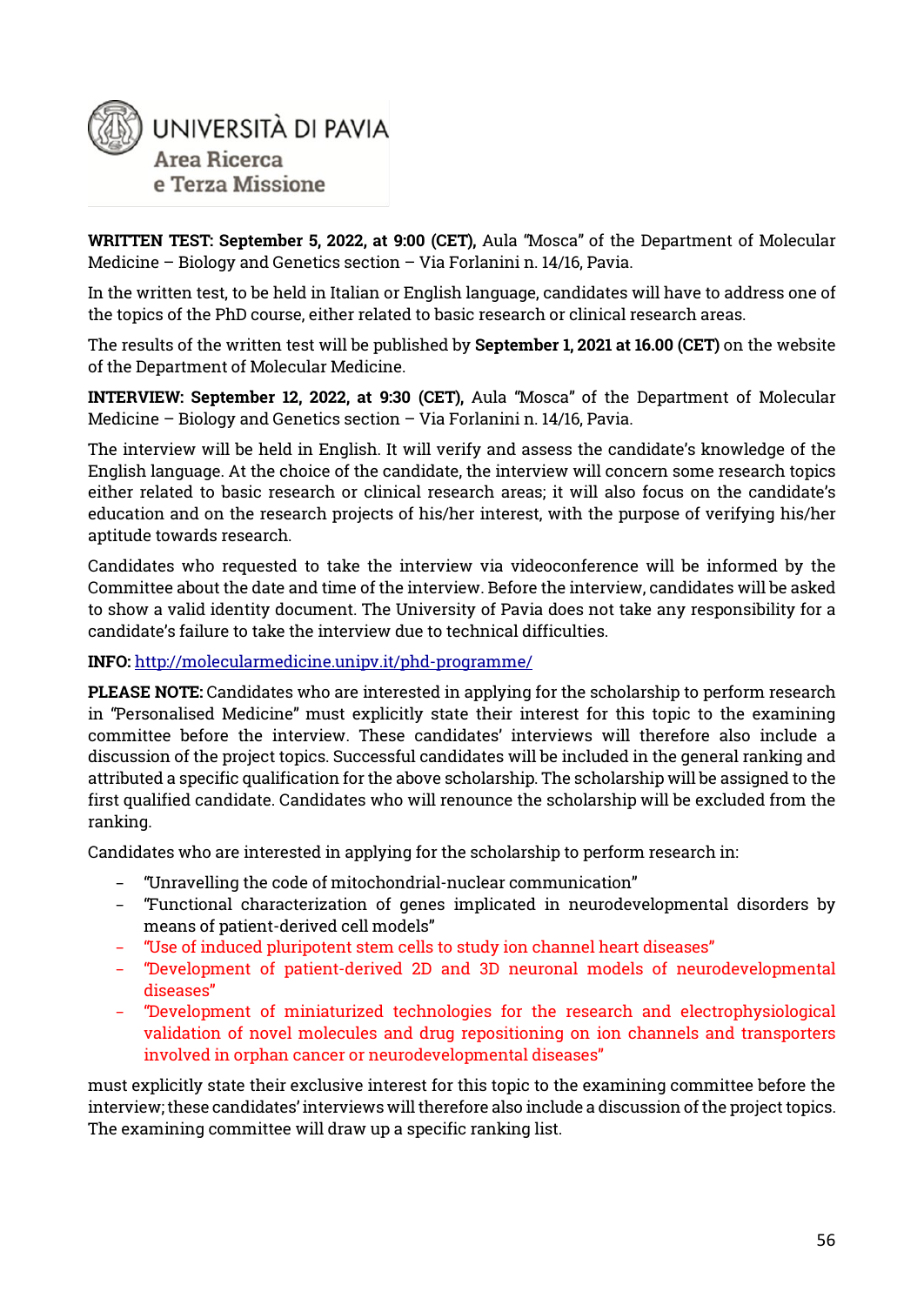UNIVERSITÀ DI PAVIA
Area Ricerca
e Terza Missione

**WRITTEN TEST: September 5, 2022, at 9:00 (CET),** Aula "Mosca" of the Department of Molecular Medicine – Biology and Genetics section – Via Forlanini n. 14/16, Pavia.

In the written test, to be held in Italian or English language, candidates will have to address one of the topics of the PhD course, either related to basic research or clinical research areas.

The results of the written test will be published by **September 1, 2021 at 16.00 (CET)** on the website of the Department of Molecular Medicine.

**INTERVIEW: September 12, 2022, at 9:30 (CET),** Aula "Mosca" of the Department of Molecular Medicine – Biology and Genetics section – Via Forlanini n. 14/16, Pavia.

The interview will be held in English. It will verify and assess the candidate's knowledge of the English language. At the choice of the candidate, the interview will concern some research topics either related to basic research or clinical research areas; it will also focus on the candidate's education and on the research projects of his/her interest, with the purpose of verifying his/her aptitude towards research.

Candidates who requested to take the interview via videoconference will be informed by the Committee about the date and time of the interview. Before the interview, candidates will be asked to show a valid identity document. The University of Pavia does not take any responsibility for a candidate's failure to take the interview due to technical difficulties.

**INFO:** http://molecularmedicine.unipv.it/phd-programme/

**PLEASE NOTE:** Candidates who are interested in applying for the scholarship to perform research in "Personalised Medicine" must explicitly state their interest for this topic to the examining committee before the interview. These candidates' interviews will therefore also include a discussion of the project topics. Successful candidates will be included in the general ranking and attributed a specific qualification for the above scholarship. The scholarship will be assigned to the first qualified candidate. Candidates who will renounce the scholarship will be excluded from the ranking.

Candidates who are interested in applying for the scholarship to perform research in:

- "Unravelling the code of mitochondrial-nuclear communication"
- "Functional characterization of genes implicated in neurodevelopmental disorders by means of patient-derived cell models"
- "Use of induced pluripotent stem cells to study ion channel heart diseases"
- "Development of patient-derived 2D and 3D neuronal models of neurodevelopmental diseases"
- "Development of miniaturized technologies for the research and electrophysiological validation of novel molecules and drug repositioning on ion channels and transporters involved in orphan cancer or neurodevelopmental diseases"

must explicitly state their exclusive interest for this topic to the examining committee before the interview; these candidates' interviews will therefore also include a discussion of the project topics. The examining committee will draw up a specific ranking list.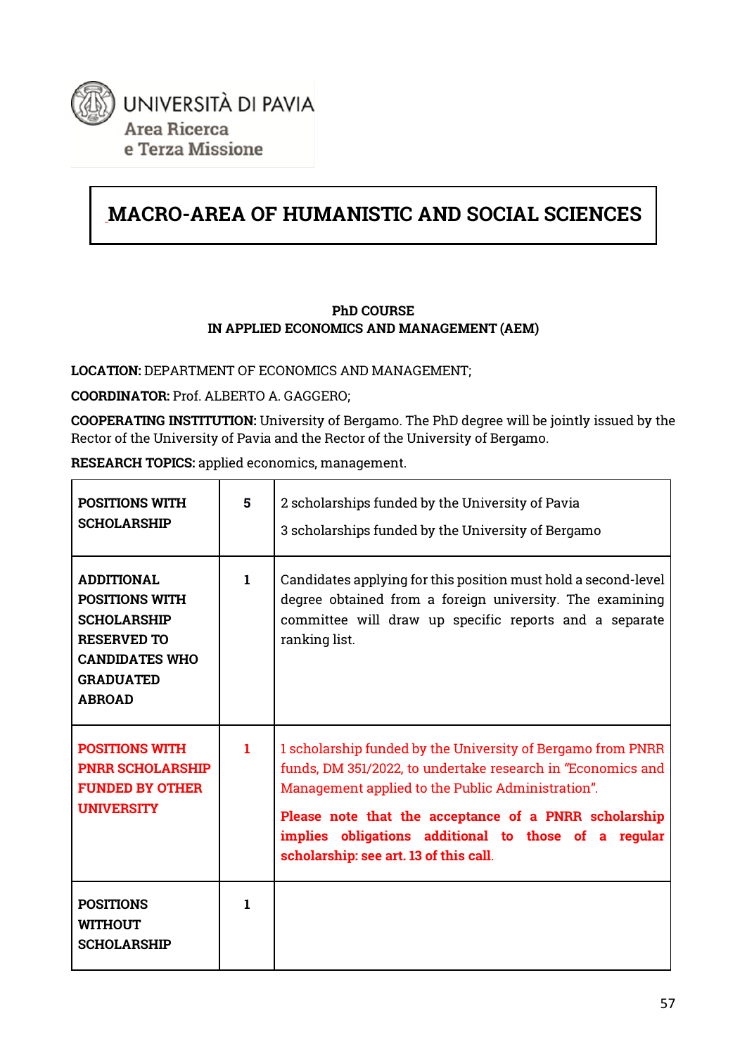UNIVERSITÀ DI PAVIA
Area Ricerca
e Terza Missione

# MACRO-AREA OF HUMANISTIC AND SOCIAL SCIENCES

**PhD COURSE**
**IN APPLIED ECONOMICS AND MANAGEMENT (AEM)**

**LOCATION:** DEPARTMENT OF ECONOMICS AND MANAGEMENT;

**COORDINATOR:** Prof. ALBERTO A. GAGGERO;

**COOPERATING INSTITUTION:** University of Bergamo. The PhD degree will be jointly issued by the Rector of the University of Pavia and the Rector of the University of Bergamo.

**RESEARCH TOPICS:** applied economics, management.

| | | |
|---|---|---|
| **POSITIONS WITH SCHOLARSHIP** | **5** | 2 scholarships funded by the University of Pavia<br>3 scholarships funded by the University of Bergamo |
| **ADDITIONAL POSITIONS WITH SCHOLARSHIP RESERVED TO CANDIDATES WHO GRADUATED ABROAD** | **1** | Candidates applying for this position must hold a second-level degree obtained from a foreign university. The examining committee will draw up specific reports and a separate ranking list. |
| **POSITIONS WITH PNRR SCHOLARSHIP FUNDED BY OTHER UNIVERSITY** | **1** | 1 scholarship funded by the University of Bergamo from PNRR funds, DM 351/2022, to undertake research in "Economics and Management applied to the Public Administration".<br>**Please note that the acceptance of a PNRR scholarship implies obligations additional to those of a regular scholarship: see art. 13 of this call.** |
| **POSITIONS WITHOUT SCHOLARSHIP** | **1** | |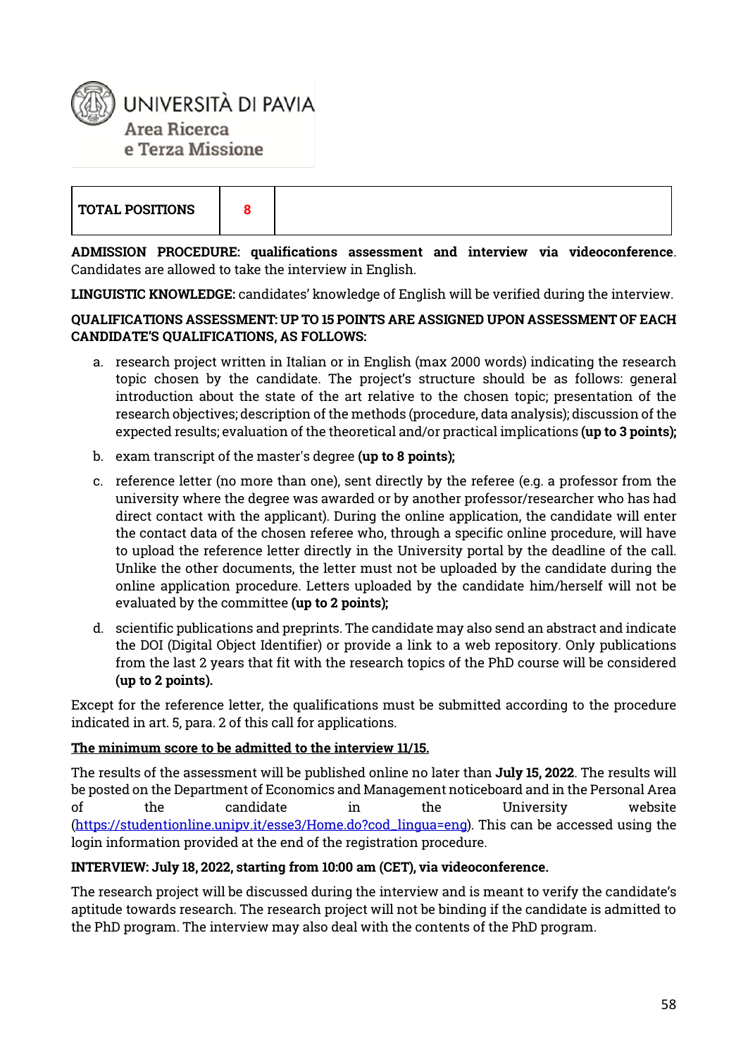UNIVERSITÀ DI PAVIA
Area Ricerca
e Terza Missione

| TOTAL POSITIONS | 8 | |
|---|---|---|

**ADMISSION PROCEDURE: qualifications assessment and interview via videoconference**. Candidates are allowed to take the interview in English.

**LINGUISTIC KNOWLEDGE:** candidates' knowledge of English will be verified during the interview.

**QUALIFICATIONS ASSESSMENT: UP TO 15 POINTS ARE ASSIGNED UPON ASSESSMENT OF EACH CANDIDATE'S QUALIFICATIONS, AS FOLLOWS:**

a. research project written in Italian or in English (max 2000 words) indicating the research topic chosen by the candidate. The project's structure should be as follows: general introduction about the state of the art relative to the chosen topic; presentation of the research objectives; description of the methods (procedure, data analysis); discussion of the expected results; evaluation of the theoretical and/or practical implications **(up to 3 points);**

b. exam transcript of the master's degree **(up to 8 points);**

c. reference letter (no more than one), sent directly by the referee (e.g. a professor from the university where the degree was awarded or by another professor/researcher who has had direct contact with the applicant). During the online application, the candidate will enter the contact data of the chosen referee who, through a specific online procedure, will have to upload the reference letter directly in the University portal by the deadline of the call. Unlike the other documents, the letter must not be uploaded by the candidate during the online application procedure. Letters uploaded by the candidate him/herself will not be evaluated by the committee **(up to 2 points);**

d. scientific publications and preprints. The candidate may also send an abstract and indicate the DOI (Digital Object Identifier) or provide a link to a web repository. Only publications from the last 2 years that fit with the research topics of the PhD course will be considered **(up to 2 points).**

Except for the reference letter, the qualifications must be submitted according to the procedure indicated in art. 5, para. 2 of this call for applications.

**<u>The minimum score to be admitted to the interview 11/15.</u>**

The results of the assessment will be published online no later than **July 15, 2022**. The results will be posted on the Department of Economics and Management noticeboard and in the Personal Area of the candidate in the University website (https://studentionline.unipv.it/esse3/Home.do?cod_lingua=eng). This can be accessed using the login information provided at the end of the registration procedure.

**INTERVIEW: July 18, 2022, starting from 10:00 am (CET), via videoconference.**

The research project will be discussed during the interview and is meant to verify the candidate's aptitude towards research. The research project will not be binding if the candidate is admitted to the PhD program. The interview may also deal with the contents of the PhD program.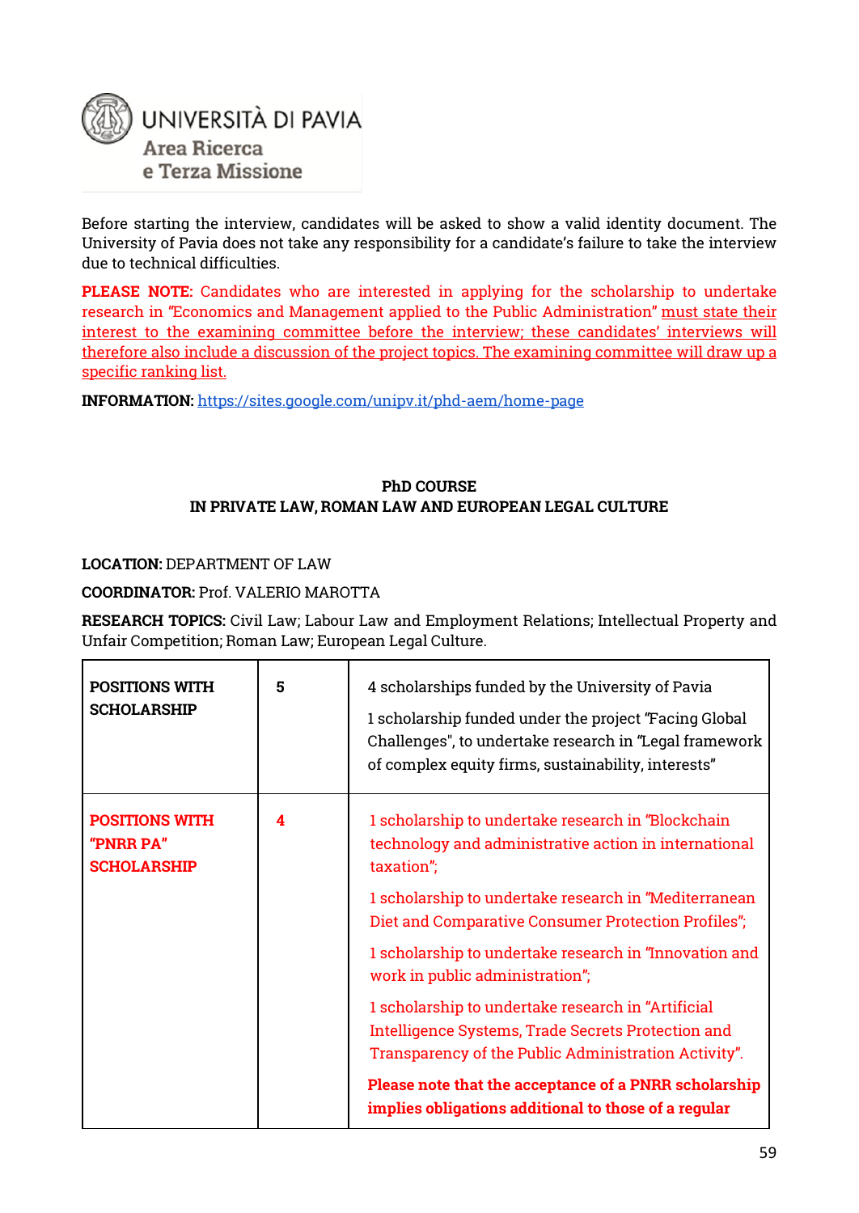Before starting the interview, candidates will be asked to show a valid identity document. The University of Pavia does not take any responsibility for a candidate's failure to take the interview due to technical difficulties.

**PLEASE NOTE:** Candidates who are interested in applying for the scholarship to undertake research in "Economics and Management applied to the Public Administration" must state their interest to the examining committee before the interview; these candidates' interviews will therefore also include a discussion of the project topics. The examining committee will draw up a specific ranking list.

**INFORMATION:** https://sites.google.com/unipv.it/phd-aem/home-page

## PhD COURSE
## IN PRIVATE LAW, ROMAN LAW AND EUROPEAN LEGAL CULTURE

**LOCATION:** DEPARTMENT OF LAW

**COORDINATOR:** Prof. VALERIO MAROTTA

**RESEARCH TOPICS:** Civil Law; Labour Law and Employment Relations; Intellectual Property and Unfair Competition; Roman Law; European Legal Culture.

| | | |
|---|---|---|
| **POSITIONS WITH SCHOLARSHIP** | **5** | 4 scholarships funded by the University of Pavia<br><br>1 scholarship funded under the project "Facing Global Challenges", to undertake research in "Legal framework of complex equity firms, sustainability, interests" |
| **POSITIONS WITH "PNRR PA" SCHOLARSHIP** | **4** | 1 scholarship to undertake research in "Blockchain technology and administrative action in international taxation";<br><br>1 scholarship to undertake research in "Mediterranean Diet and Comparative Consumer Protection Profiles";<br><br>1 scholarship to undertake research in "Innovation and work in public administration";<br><br>1 scholarship to undertake research in "Artificial Intelligence Systems, Trade Secrets Protection and Transparency of the Public Administration Activity".<br><br>**Please note that the acceptance of a PNRR scholarship implies obligations additional to those of a regular** |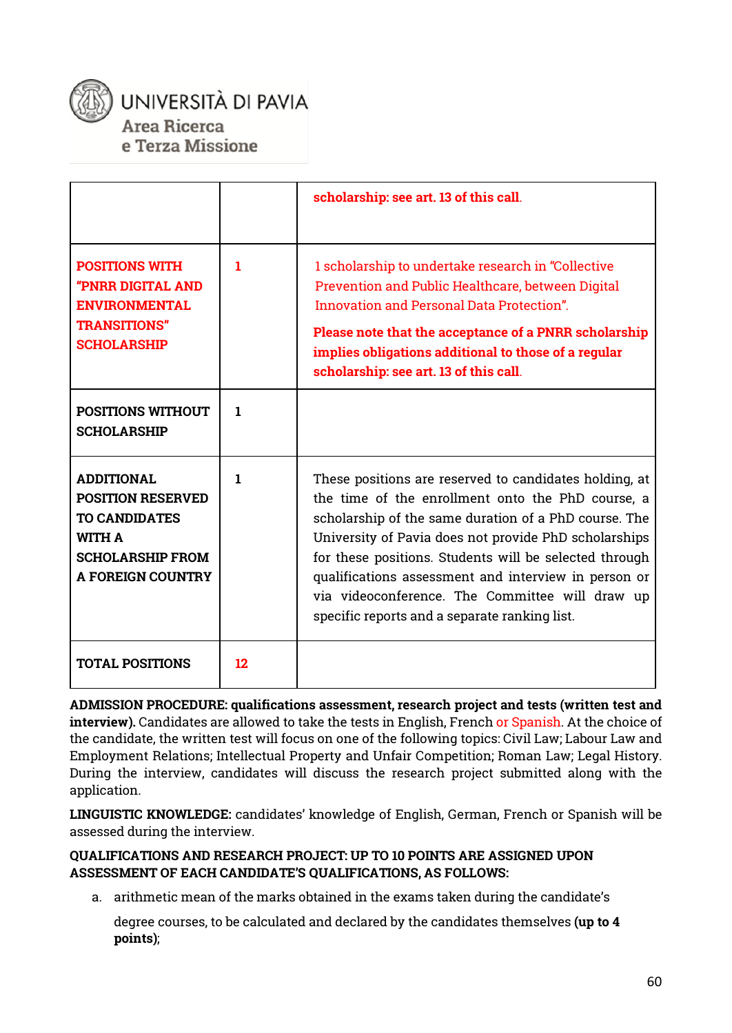| | | |
|---|---|---|
| | | **scholarship: see art. 13 of this call.** |
| **POSITIONS WITH "PNRR DIGITAL AND ENVIRONMENTAL TRANSITIONS" SCHOLARSHIP** | **1** | 1 scholarship to undertake research in "Collective Prevention and Public Healthcare, between Digital Innovation and Personal Data Protection".<br><br>**Please note that the acceptance of a PNRR scholarship implies obligations additional to those of a regular scholarship: see art. 13 of this call.** |
| **POSITIONS WITHOUT SCHOLARSHIP** | **1** | |
| **ADDITIONAL POSITION RESERVED TO CANDIDATES WITH A SCHOLARSHIP FROM A FOREIGN COUNTRY** | **1** | These positions are reserved to candidates holding, at the time of the enrollment onto the PhD course, a scholarship of the same duration of a PhD course. The University of Pavia does not provide PhD scholarships for these positions. Students will be selected through qualifications assessment and interview in person or via videoconference. The Committee will draw up specific reports and a separate ranking list. |
| **TOTAL POSITIONS** | **12** | |

**ADMISSION PROCEDURE: qualifications assessment, research project and tests (written test and interview).** Candidates are allowed to take the tests in English, French or Spanish. At the choice of the candidate, the written test will focus on one of the following topics: Civil Law; Labour Law and Employment Relations; Intellectual Property and Unfair Competition; Roman Law; Legal History. During the interview, candidates will discuss the research project submitted along with the application.

**LINGUISTIC KNOWLEDGE:** candidates' knowledge of English, German, French or Spanish will be assessed during the interview.

**QUALIFICATIONS AND RESEARCH PROJECT: UP TO 10 POINTS ARE ASSIGNED UPON ASSESSMENT OF EACH CANDIDATE'S QUALIFICATIONS, AS FOLLOWS:**

a. arithmetic mean of the marks obtained in the exams taken during the candidate's degree courses, to be calculated and declared by the candidates themselves **(up to 4 points)**;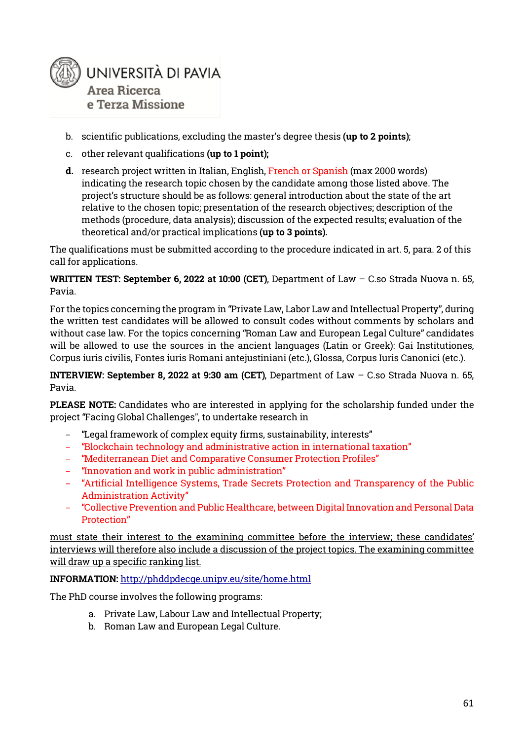b. scientific publications, excluding the master's degree thesis **(up to 2 points)**;

c. other relevant qualifications **(up to 1 point);**

**d.** research project written in Italian, English, French or Spanish (max 2000 words) indicating the research topic chosen by the candidate among those listed above. The project's structure should be as follows: general introduction about the state of the art relative to the chosen topic; presentation of the research objectives; description of the methods (procedure, data analysis); discussion of the expected results; evaluation of the theoretical and/or practical implications **(up to 3 points).**

The qualifications must be submitted according to the procedure indicated in art. 5, para. 2 of this call for applications.

**WRITTEN TEST: September 6, 2022 at 10:00 (CET)**, Department of Law – C.so Strada Nuova n. 65, Pavia.

For the topics concerning the program in "Private Law, Labor Law and Intellectual Property", during the written test candidates will be allowed to consult codes without comments by scholars and without case law. For the topics concerning "Roman Law and European Legal Culture" candidates will be allowed to use the sources in the ancient languages (Latin or Greek): Gai Institutiones, Corpus iuris civilis, Fontes iuris Romani antejustiniani (etc.), Glossa, Corpus Iuris Canonici (etc.).

**INTERVIEW: September 8, 2022 at 9:30 am (CET)**, Department of Law – C.so Strada Nuova n. 65, Pavia.

**PLEASE NOTE:** Candidates who are interested in applying for the scholarship funded under the project "Facing Global Challenges", to undertake research in

- "Legal framework of complex equity firms, sustainability, interests"
- "Blockchain technology and administrative action in international taxation"
- "Mediterranean Diet and Comparative Consumer Protection Profiles"
- "Innovation and work in public administration"
- "Artificial Intelligence Systems, Trade Secrets Protection and Transparency of the Public Administration Activity"
- "Collective Prevention and Public Healthcare, between Digital Innovation and Personal Data Protection"

must state their interest to the examining committee before the interview; these candidates' interviews will therefore also include a discussion of the project topics. The examining committee will draw up a specific ranking list.

**INFORMATION:** http://phddpdecge.unipv.eu/site/home.html

The PhD course involves the following programs:

a. Private Law, Labour Law and Intellectual Property;
b. Roman Law and European Legal Culture.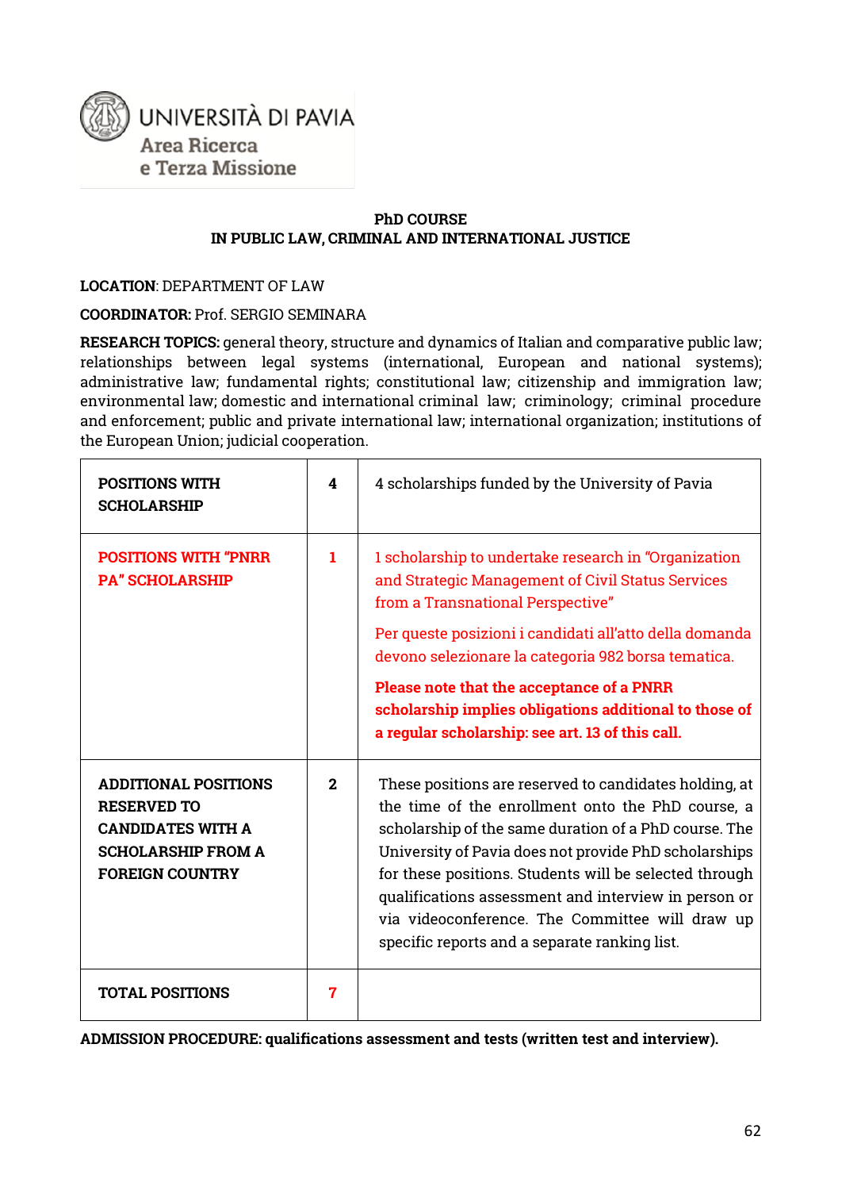UNIVERSITÀ DI PAVIA
Area Ricerca
e Terza Missione

## PhD COURSE
## IN PUBLIC LAW, CRIMINAL AND INTERNATIONAL JUSTICE

**LOCATION**: DEPARTMENT OF LAW

**COORDINATOR:** Prof. SERGIO SEMINARA

**RESEARCH TOPICS:** general theory, structure and dynamics of Italian and comparative public law; relationships between legal systems (international, European and national systems); administrative law; fundamental rights; constitutional law; citizenship and immigration law; environmental law; domestic and international criminal law; criminology; criminal procedure and enforcement; public and private international law; international organization; institutions of the European Union; judicial cooperation.

| | | |
|---|---|---|
| **POSITIONS WITH SCHOLARSHIP** | **4** | 4 scholarships funded by the University of Pavia |
| **POSITIONS WITH "PNRR PA" SCHOLARSHIP** | **1** | 1 scholarship to undertake research in "Organization and Strategic Management of Civil Status Services from a Transnational Perspective"<br><br>Per queste posizioni i candidati all'atto della domanda devono selezionare la categoria 982 borsa tematica.<br><br>**Please note that the acceptance of a PNRR scholarship implies obligations additional to those of a regular scholarship: see art. 13 of this call.** |
| **ADDITIONAL POSITIONS RESERVED TO CANDIDATES WITH A SCHOLARSHIP FROM A FOREIGN COUNTRY** | **2** | These positions are reserved to candidates holding, at the time of the enrollment onto the PhD course, a scholarship of the same duration of a PhD course. The University of Pavia does not provide PhD scholarships for these positions. Students will be selected through qualifications assessment and interview in person or via videoconference. The Committee will draw up specific reports and a separate ranking list. |
| **TOTAL POSITIONS** | **7** | |

**ADMISSION PROCEDURE: qualifications assessment and tests (written test and interview).**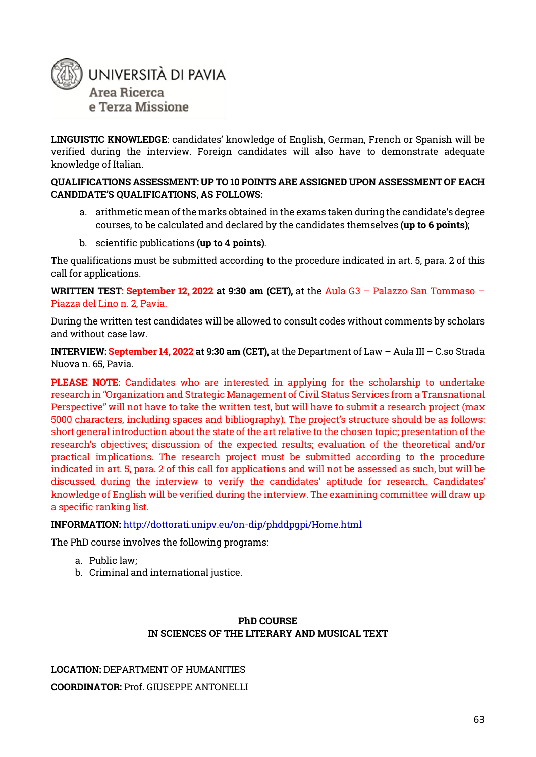**LINGUISTIC KNOWLEDGE**: candidates' knowledge of English, German, French or Spanish will be verified during the interview. Foreign candidates will also have to demonstrate adequate knowledge of Italian.

**QUALIFICATIONS ASSESSMENT: UP TO 10 POINTS ARE ASSIGNED UPON ASSESSMENT OF EACH CANDIDATE'S QUALIFICATIONS, AS FOLLOWS:**

a. arithmetic mean of the marks obtained in the exams taken during the candidate's degree courses, to be calculated and declared by the candidates themselves **(up to 6 points)**;

b. scientific publications **(up to 4 points)**.

The qualifications must be submitted according to the procedure indicated in art. 5, para. 2 of this call for applications.

**WRITTEN TEST**: **September 12, 2022 at 9:30 am (CET),** at the Aula G3 – Palazzo San Tommaso – Piazza del Lino n. 2, Pavia.

During the written test candidates will be allowed to consult codes without comments by scholars and without case law.

**INTERVIEW: September 14, 2022 at 9:30 am (CET),** at the Department of Law – Aula III – C.so Strada Nuova n. 65, Pavia.

**PLEASE NOTE:** Candidates who are interested in applying for the scholarship to undertake research in "Organization and Strategic Management of Civil Status Services from a Transnational Perspective" will not have to take the written test, but will have to submit a research project (max 5000 characters, including spaces and bibliography). The project's structure should be as follows: short general introduction about the state of the art relative to the chosen topic; presentation of the research's objectives; discussion of the expected results; evaluation of the theoretical and/or practical implications. The research project must be submitted according to the procedure indicated in art. 5, para. 2 of this call for applications and will not be assessed as such, but will be discussed during the interview to verify the candidates' aptitude for research. Candidates' knowledge of English will be verified during the interview. The examining committee will draw up a specific ranking list.

**INFORMATION:** http://dottorati.unipv.eu/on-dip/phddpgpi/Home.html

The PhD course involves the following programs:

a. Public law;
b. Criminal and international justice.

**PhD COURSE**
**IN SCIENCES OF THE LITERARY AND MUSICAL TEXT**

**LOCATION:** DEPARTMENT OF HUMANITIES

**COORDINATOR:** Prof. GIUSEPPE ANTONELLI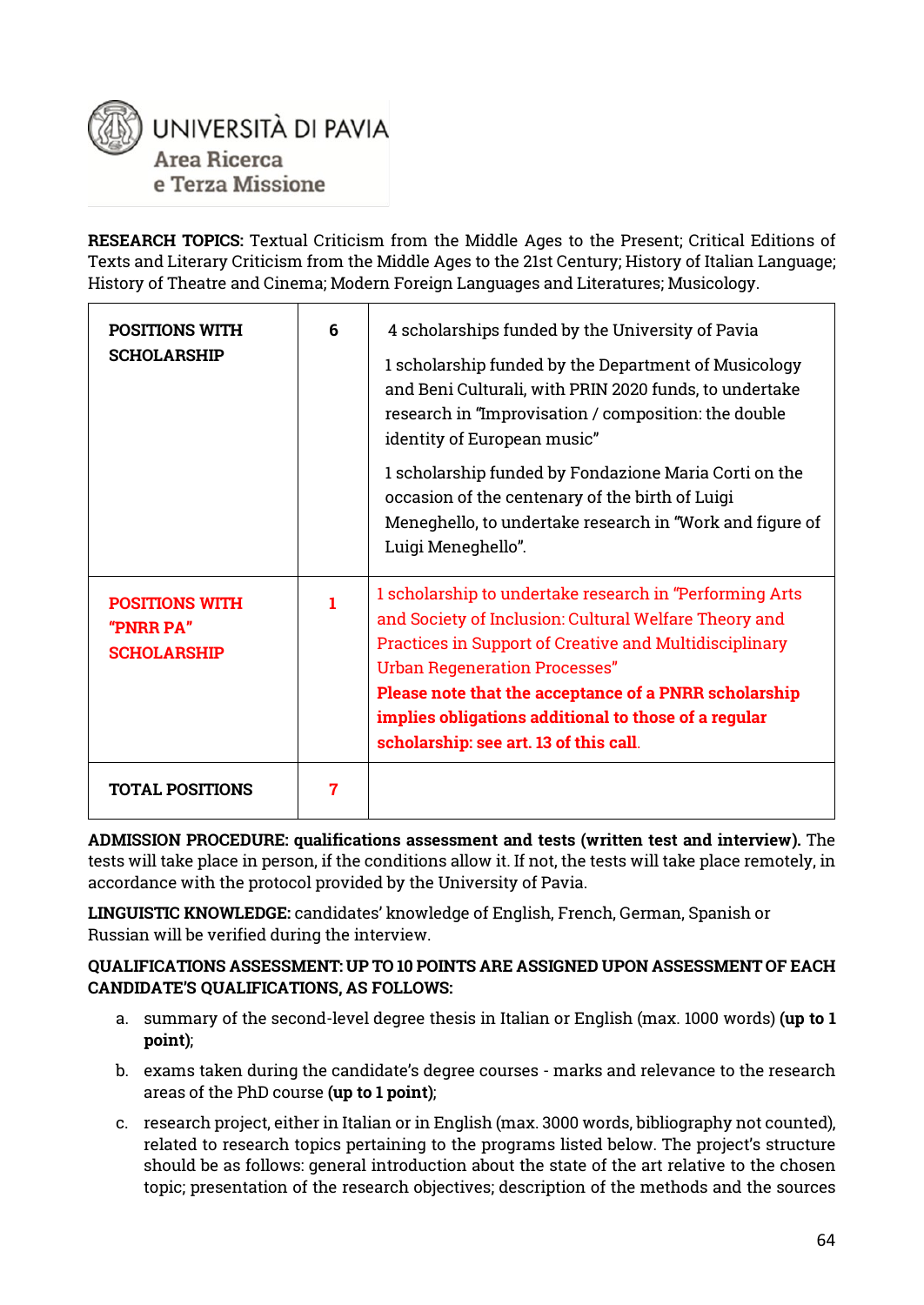**UNIVERSITÀ DI PAVIA**
Area Ricerca
e Terza Missione

**RESEARCH TOPICS:** Textual Criticism from the Middle Ages to the Present; Critical Editions of Texts and Literary Criticism from the Middle Ages to the 21st Century; History of Italian Language; History of Theatre and Cinema; Modern Foreign Languages and Literatures; Musicology.

| | | |
|---|---|---|
| **POSITIONS WITH SCHOLARSHIP** | **6** | 4 scholarships funded by the University of Pavia<br><br>1 scholarship funded by the Department of Musicology and Beni Culturali, with PRIN 2020 funds, to undertake research in "Improvisation / composition: the double identity of European music"<br><br>1 scholarship funded by Fondazione Maria Corti on the occasion of the centenary of the birth of Luigi Meneghello, to undertake research in "Work and figure of Luigi Meneghello". |
| **POSITIONS WITH "PNRR PA" SCHOLARSHIP** | **1** | 1 scholarship to undertake research in "Performing Arts and Society of Inclusion: Cultural Welfare Theory and Practices in Support of Creative and Multidisciplinary Urban Regeneration Processes"<br>**Please note that the acceptance of a PNRR scholarship implies obligations additional to those of a regular scholarship: see art. 13 of this call.** |
| **TOTAL POSITIONS** | **7** | |

**ADMISSION PROCEDURE: qualifications assessment and tests (written test and interview).** The tests will take place in person, if the conditions allow it. If not, the tests will take place remotely, in accordance with the protocol provided by the University of Pavia.

**LINGUISTIC KNOWLEDGE:** candidates' knowledge of English, French, German, Spanish or Russian will be verified during the interview.

**QUALIFICATIONS ASSESSMENT: UP TO 10 POINTS ARE ASSIGNED UPON ASSESSMENT OF EACH CANDIDATE'S QUALIFICATIONS, AS FOLLOWS:**

a. summary of the second-level degree thesis in Italian or English (max. 1000 words) **(up to 1 point)**;
b. exams taken during the candidate's degree courses - marks and relevance to the research areas of the PhD course **(up to 1 point)**;
c. research project, either in Italian or in English (max. 3000 words, bibliography not counted), related to research topics pertaining to the programs listed below. The project's structure should be as follows: general introduction about the state of the art relative to the chosen topic; presentation of the research objectives; description of the methods and the sources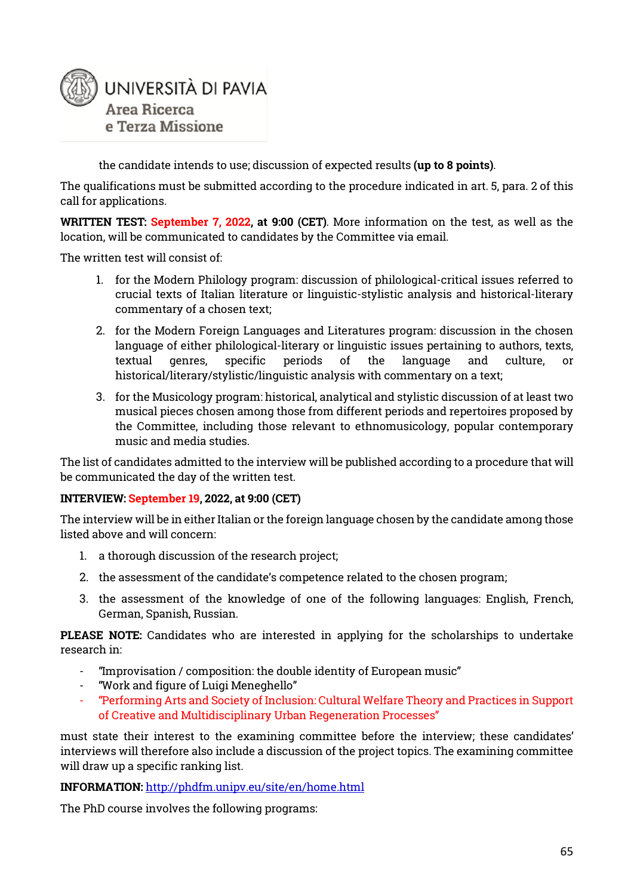the candidate intends to use; discussion of expected results **(up to 8 points)**.

The qualifications must be submitted according to the procedure indicated in art. 5, para. 2 of this call for applications.

**WRITTEN TEST: September 7, 2022, at 9:00 (CET)**. More information on the test, as well as the location, will be communicated to candidates by the Committee via email.

The written test will consist of:

1. for the Modern Philology program: discussion of philological-critical issues referred to crucial texts of Italian literature or linguistic-stylistic analysis and historical-literary commentary of a chosen text;
2. for the Modern Foreign Languages and Literatures program: discussion in the chosen language of either philological-literary or linguistic issues pertaining to authors, texts, textual genres, specific periods of the language and culture, or historical/literary/stylistic/linguistic analysis with commentary on a text;
3. for the Musicology program: historical, analytical and stylistic discussion of at least two musical pieces chosen among those from different periods and repertoires proposed by the Committee, including those relevant to ethnomusicology, popular contemporary music and media studies.

The list of candidates admitted to the interview will be published according to a procedure that will be communicated the day of the written test.

**INTERVIEW: September 19, 2022, at 9:00 (CET)**

The interview will be in either Italian or the foreign language chosen by the candidate among those listed above and will concern:

1. a thorough discussion of the research project;
2. the assessment of the candidate's competence related to the chosen program;
3. the assessment of the knowledge of one of the following languages: English, French, German, Spanish, Russian.

**PLEASE NOTE:** Candidates who are interested in applying for the scholarships to undertake research in:

- "Improvisation / composition: the double identity of European music"
- "Work and figure of Luigi Meneghello"
- "Performing Arts and Society of Inclusion: Cultural Welfare Theory and Practices in Support of Creative and Multidisciplinary Urban Regeneration Processes"

must state their interest to the examining committee before the interview; these candidates' interviews will therefore also include a discussion of the project topics. The examining committee will draw up a specific ranking list.

**INFORMATION:** http://phdfm.unipv.eu/site/en/home.html

The PhD course involves the following programs: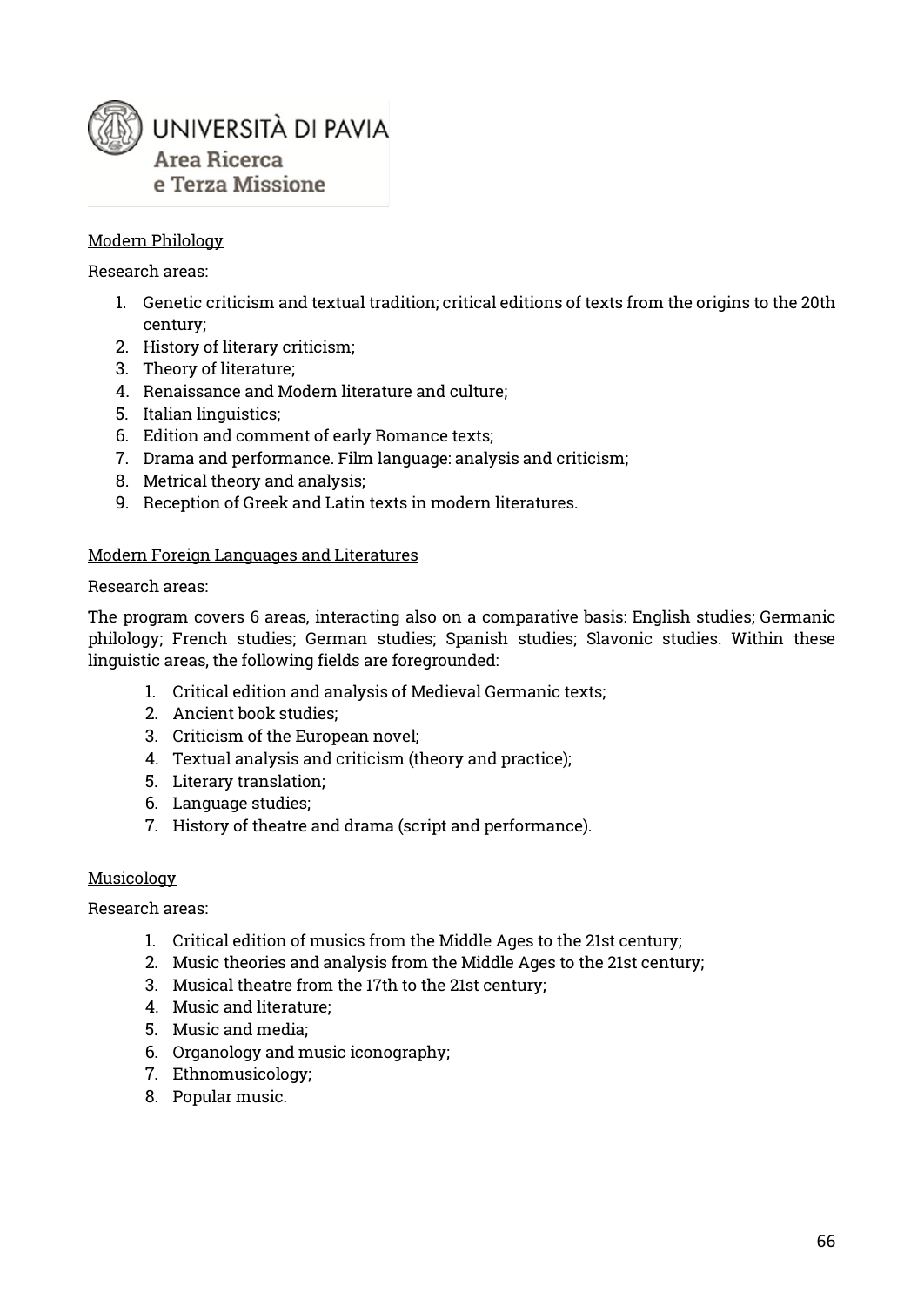## Modern Philology

Research areas:

1. Genetic criticism and textual tradition; critical editions of texts from the origins to the 20th century;
2. History of literary criticism;
3. Theory of literature;
4. Renaissance and Modern literature and culture;
5. Italian linguistics;
6. Edition and comment of early Romance texts;
7. Drama and performance. Film language: analysis and criticism;
8. Metrical theory and analysis;
9. Reception of Greek and Latin texts in modern literatures.

## Modern Foreign Languages and Literatures

Research areas:

The program covers 6 areas, interacting also on a comparative basis: English studies; Germanic philology; French studies; German studies; Spanish studies; Slavonic studies. Within these linguistic areas, the following fields are foregrounded:

1. Critical edition and analysis of Medieval Germanic texts;
2. Ancient book studies;
3. Criticism of the European novel;
4. Textual analysis and criticism (theory and practice);
5. Literary translation;
6. Language studies;
7. History of theatre and drama (script and performance).

## Musicology

Research areas:

1. Critical edition of musics from the Middle Ages to the 21st century;
2. Music theories and analysis from the Middle Ages to the 21st century;
3. Musical theatre from the 17th to the 21st century;
4. Music and literature;
5. Music and media;
6. Organology and music iconography;
7. Ethnomusicology;
8. Popular music.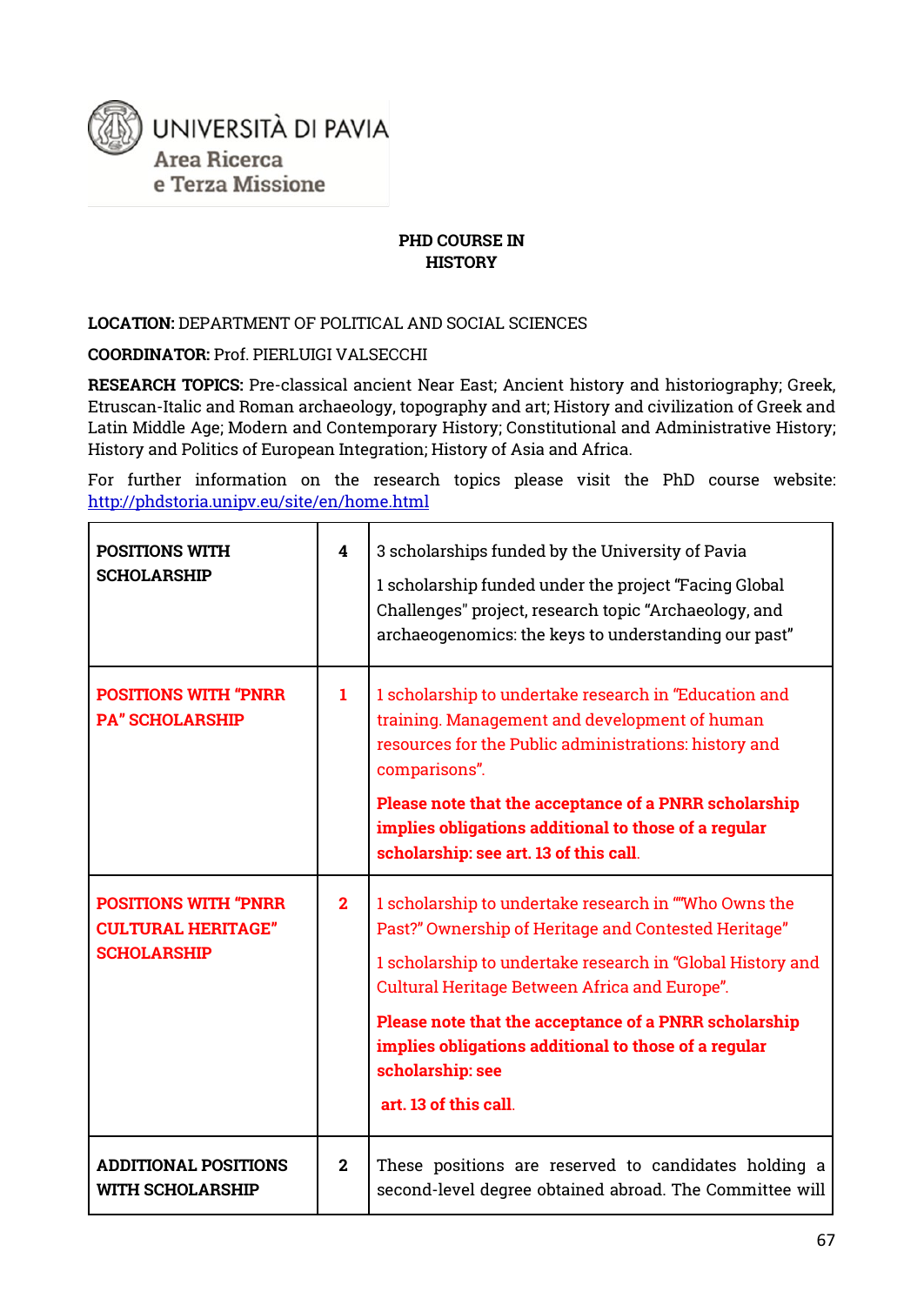UNIVERSITÀ DI PAVIA
Area Ricerca
e Terza Missione

**PHD COURSE IN HISTORY**

**LOCATION:** DEPARTMENT OF POLITICAL AND SOCIAL SCIENCES

**COORDINATOR:** Prof. PIERLUIGI VALSECCHI

**RESEARCH TOPICS:** Pre-classical ancient Near East; Ancient history and historiography; Greek, Etruscan-Italic and Roman archaeology, topography and art; History and civilization of Greek and Latin Middle Age; Modern and Contemporary History; Constitutional and Administrative History; History and Politics of European Integration; History of Asia and Africa.

For further information on the research topics please visit the PhD course website: http://phdstoria.unipv.eu/site/en/home.html

| | | |
|---|---|---|
| **POSITIONS WITH SCHOLARSHIP** | **4** | 3 scholarships funded by the University of Pavia<br>1 scholarship funded under the project "Facing Global Challenges" project, research topic "Archaeology, and archaeogenomics: the keys to understanding our past" |
| **POSITIONS WITH "PNRR PA" SCHOLARSHIP** | **1** | 1 scholarship to undertake research in "Education and training. Management and development of human resources for the Public administrations: history and comparisons".<br>**Please note that the acceptance of a PNRR scholarship implies obligations additional to those of a regular scholarship: see art. 13 of this call**. |
| **POSITIONS WITH "PNRR CULTURAL HERITAGE" SCHOLARSHIP** | **2** | 1 scholarship to undertake research in ""Who Owns the Past?" Ownership of Heritage and Contested Heritage"<br>1 scholarship to undertake research in "Global History and Cultural Heritage Between Africa and Europe".<br>**Please note that the acceptance of a PNRR scholarship implies obligations additional to those of a regular scholarship: see art. 13 of this call**. |
| **ADDITIONAL POSITIONS WITH SCHOLARSHIP** | **2** | These positions are reserved to candidates holding a second-level degree obtained abroad. The Committee will |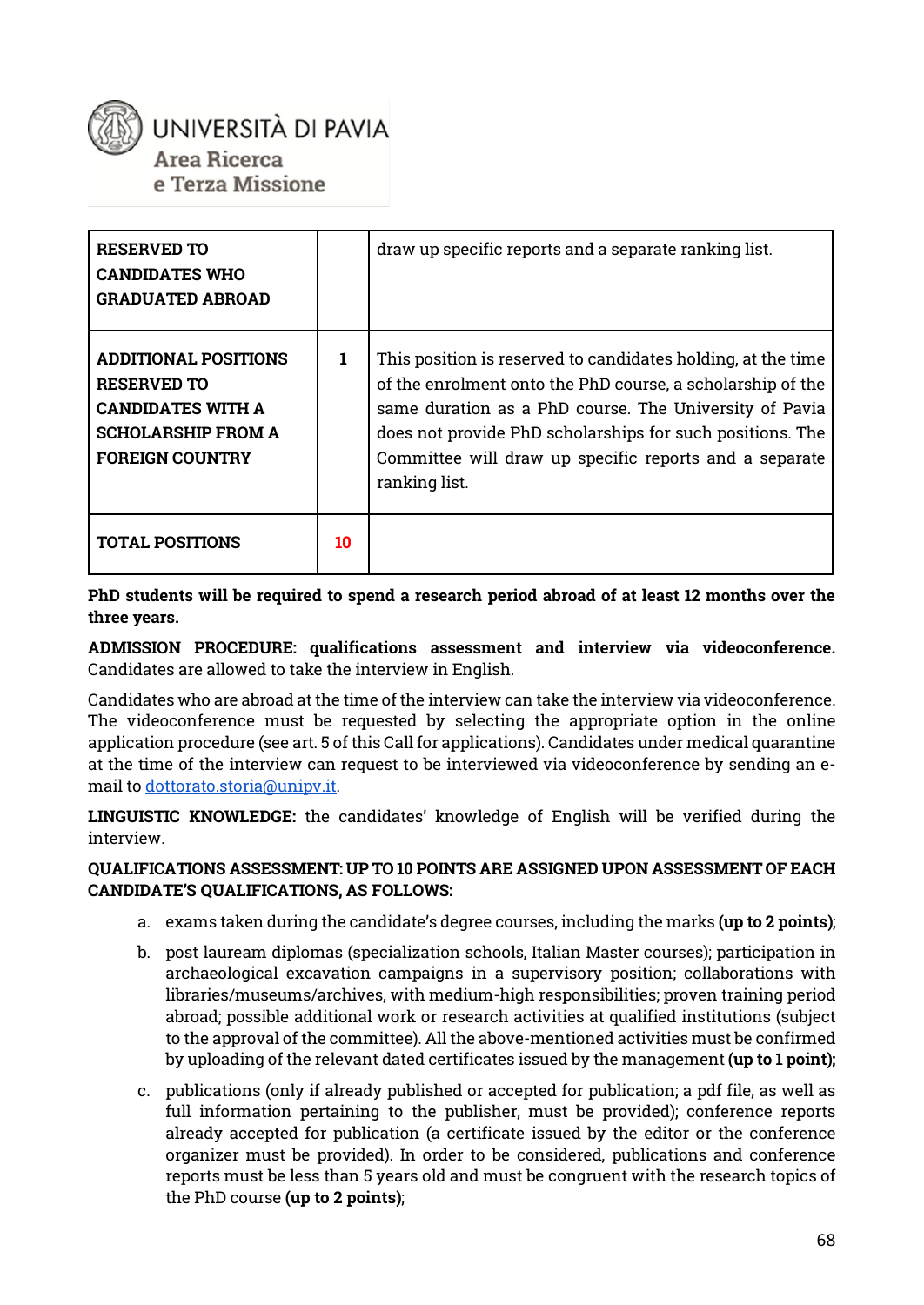| | | |
|---|---|---|
| **RESERVED TO CANDIDATES WHO GRADUATED ABROAD** | | draw up specific reports and a separate ranking list. |
| **ADDITIONAL POSITIONS RESERVED TO CANDIDATES WITH A SCHOLARSHIP FROM A FOREIGN COUNTRY** | 1 | This position is reserved to candidates holding, at the time of the enrolment onto the PhD course, a scholarship of the same duration as a PhD course. The University of Pavia does not provide PhD scholarships for such positions. The Committee will draw up specific reports and a separate ranking list. |
| **TOTAL POSITIONS** | **10** | |

**PhD students will be required to spend a research period abroad of at least 12 months over the three years.**

**ADMISSION PROCEDURE: qualifications assessment and interview via videoconference.** Candidates are allowed to take the interview in English.

Candidates who are abroad at the time of the interview can take the interview via videoconference. The videoconference must be requested by selecting the appropriate option in the online application procedure (see art. 5 of this Call for applications). Candidates under medical quarantine at the time of the interview can request to be interviewed via videoconference by sending an e-mail to dottorato.storia@unipv.it.

**LINGUISTIC KNOWLEDGE:** the candidates' knowledge of English will be verified during the interview.

**QUALIFICATIONS ASSESSMENT: UP TO 10 POINTS ARE ASSIGNED UPON ASSESSMENT OF EACH CANDIDATE'S QUALIFICATIONS, AS FOLLOWS:**

a. exams taken during the candidate's degree courses, including the marks **(up to 2 points)**;

b. post lauream diplomas (specialization schools, Italian Master courses); participation in archaeological excavation campaigns in a supervisory position; collaborations with libraries/museums/archives, with medium-high responsibilities; proven training period abroad; possible additional work or research activities at qualified institutions (subject to the approval of the committee). All the above-mentioned activities must be confirmed by uploading of the relevant dated certificates issued by the management **(up to 1 point);**

c. publications (only if already published or accepted for publication; a pdf file, as well as full information pertaining to the publisher, must be provided); conference reports already accepted for publication (a certificate issued by the editor or the conference organizer must be provided). In order to be considered, publications and conference reports must be less than 5 years old and must be congruent with the research topics of the PhD course **(up to 2 points)**;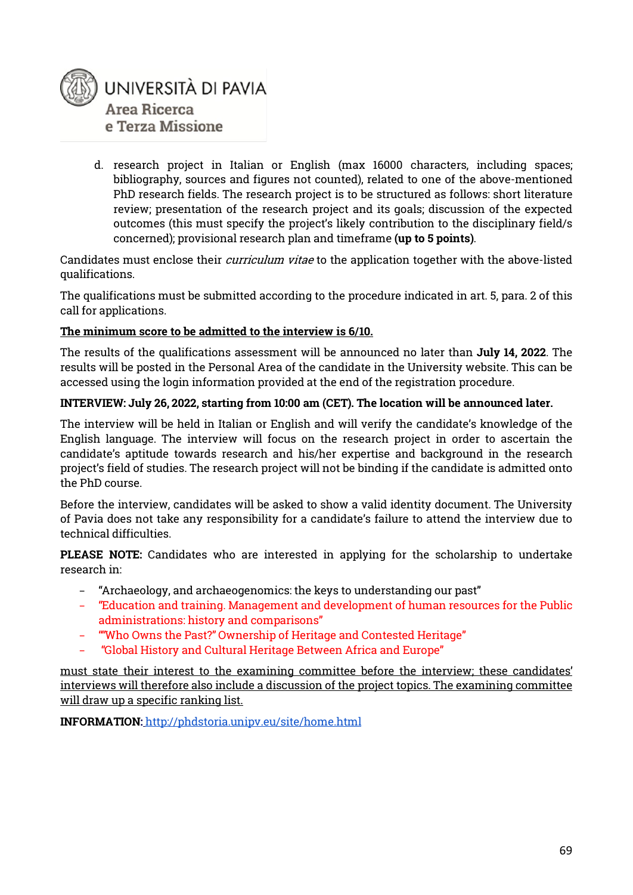d. research project in Italian or English (max 16000 characters, including spaces; bibliography, sources and figures not counted), related to one of the above-mentioned PhD research fields. The research project is to be structured as follows: short literature review; presentation of the research project and its goals; discussion of the expected outcomes (this must specify the project's likely contribution to the disciplinary field/s concerned); provisional research plan and timeframe **(up to 5 points)**.

Candidates must enclose their *curriculum vitae* to the application together with the above-listed qualifications.

The qualifications must be submitted according to the procedure indicated in art. 5, para. 2 of this call for applications.

**The minimum score to be admitted to the interview is 6/10.**

The results of the qualifications assessment will be announced no later than **July 14, 2022**. The results will be posted in the Personal Area of the candidate in the University website. This can be accessed using the login information provided at the end of the registration procedure.

**INTERVIEW: July 26, 2022, starting from 10:00 am (CET). The location will be announced later.**

The interview will be held in Italian or English and will verify the candidate's knowledge of the English language. The interview will focus on the research project in order to ascertain the candidate's aptitude towards research and his/her expertise and background in the research project's field of studies. The research project will not be binding if the candidate is admitted onto the PhD course.

Before the interview, candidates will be asked to show a valid identity document. The University of Pavia does not take any responsibility for a candidate's failure to attend the interview due to technical difficulties.

**PLEASE NOTE:** Candidates who are interested in applying for the scholarship to undertake research in:

- "Archaeology, and archaeogenomics: the keys to understanding our past"
- "Education and training. Management and development of human resources for the Public administrations: history and comparisons"
- ""Who Owns the Past?" Ownership of Heritage and Contested Heritage"
- "Global History and Cultural Heritage Between Africa and Europe"

must state their interest to the examining committee before the interview; these candidates' interviews will therefore also include a discussion of the project topics. The examining committee will draw up a specific ranking list.

**INFORMATION:** http://phdstoria.unipv.eu/site/home.html